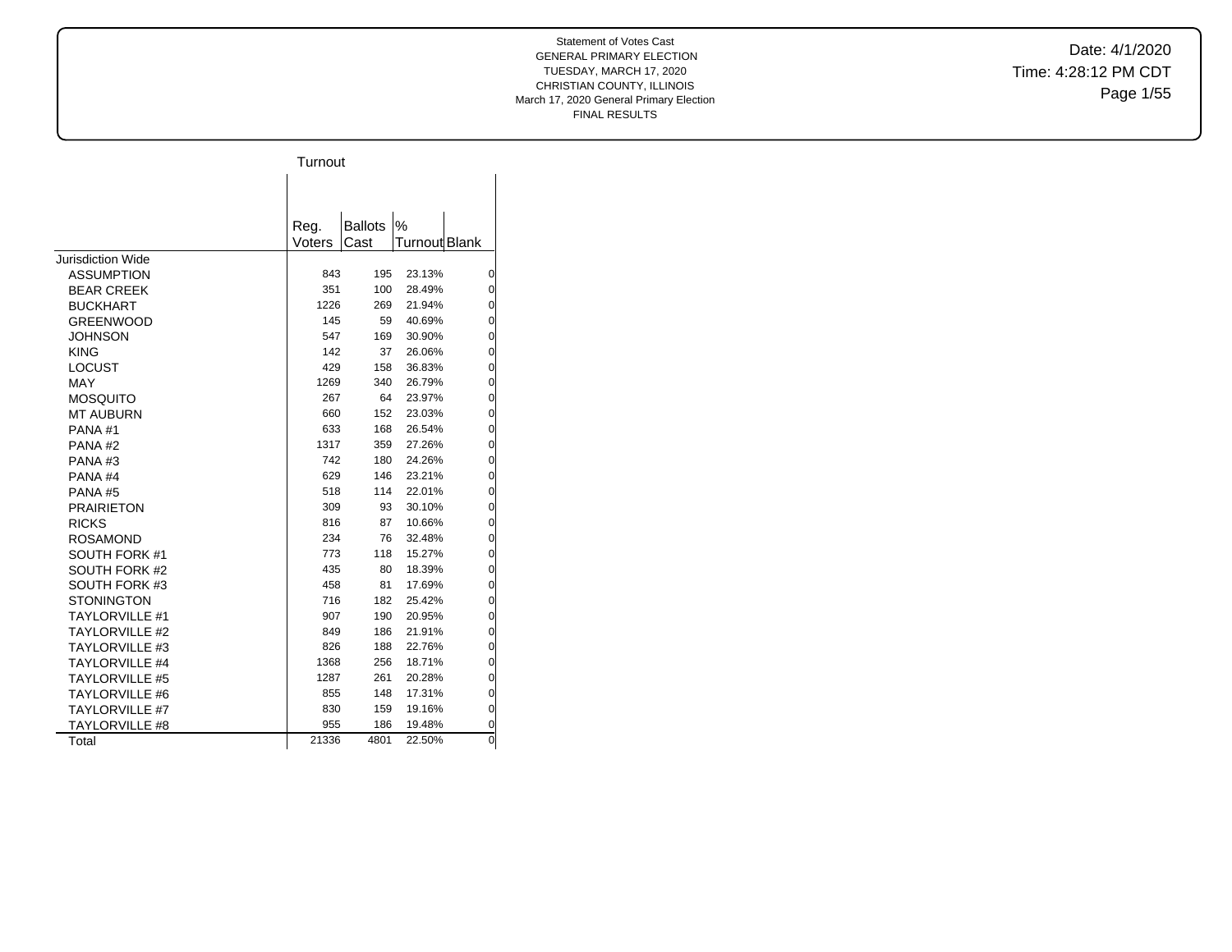Statement of Votes Cast
GENERAL PRIMARY ELECTION
TUESDAY, MARCH 17, 2020
CHRISTIAN COUNTY, ILLINOIS
March 17, 2020 General Primary Election
FINAL RESULTS

Date: 4/1/2020
Time: 4:28:12 PM CDT

## Turnout

| | Reg. Voters | Ballots Cast | % Turnout | Blank |
|---|---|---|---|---|
| Jurisdiction Wide | | | | |
| ASSUMPTION | 843 | 195 | 23.13% | 0 |
| BEAR CREEK | 351 | 100 | 28.49% | 0 |
| BUCKHART | 1226 | 269 | 21.94% | 0 |
| GREENWOOD | 145 | 59 | 40.69% | 0 |
| JOHNSON | 547 | 169 | 30.90% | 0 |
| KING | 142 | 37 | 26.06% | 0 |
| LOCUST | 429 | 158 | 36.83% | 0 |
| MAY | 1269 | 340 | 26.79% | 0 |
| MOSQUITO | 267 | 64 | 23.97% | 0 |
| MT AUBURN | 660 | 152 | 23.03% | 0 |
| PANA #1 | 633 | 168 | 26.54% | 0 |
| PANA #2 | 1317 | 359 | 27.26% | 0 |
| PANA #3 | 742 | 180 | 24.26% | 0 |
| PANA #4 | 629 | 146 | 23.21% | 0 |
| PANA #5 | 518 | 114 | 22.01% | 0 |
| PRAIRIETON | 309 | 93 | 30.10% | 0 |
| RICKS | 816 | 87 | 10.66% | 0 |
| ROSAMOND | 234 | 76 | 32.48% | 0 |
| SOUTH FORK #1 | 773 | 118 | 15.27% | 0 |
| SOUTH FORK #2 | 435 | 80 | 18.39% | 0 |
| SOUTH FORK #3 | 458 | 81 | 17.69% | 0 |
| STONINGTON | 716 | 182 | 25.42% | 0 |
| TAYLORVILLE #1 | 907 | 190 | 20.95% | 0 |
| TAYLORVILLE #2 | 849 | 186 | 21.91% | 0 |
| TAYLORVILLE #3 | 826 | 188 | 22.76% | 0 |
| TAYLORVILLE #4 | 1368 | 256 | 18.71% | 0 |
| TAYLORVILLE #5 | 1287 | 261 | 20.28% | 0 |
| TAYLORVILLE #6 | 855 | 148 | 17.31% | 0 |
| TAYLORVILLE #7 | 830 | 159 | 19.16% | 0 |
| TAYLORVILLE #8 | 955 | 186 | 19.48% | 0 |
| Total | 21336 | 4801 | 22.50% | 0 |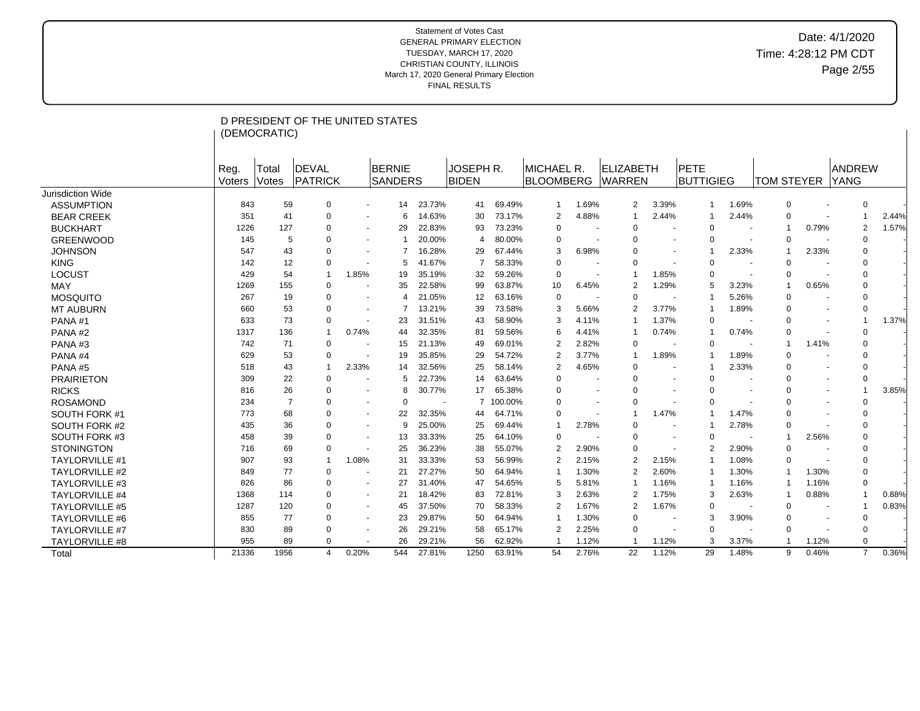Statement of Votes Cast
GENERAL PRIMARY ELECTION
TUESDAY, MARCH 17, 2020
CHRISTIAN COUNTY, ILLINOIS
March 17, 2020 General Primary Election
FINAL RESULTS

Date: 4/1/2020
Time: 4:28:12 PM CDT

## D PRESIDENT OF THE UNITED STATES (DEMOCRATIC)

| | Reg. Voters | Total Votes | DEVAL PATRICK | | BERNIE SANDERS | | JOSEPH R. BIDEN | | MICHAEL R. BLOOMBERG | | ELIZABETH WARREN | | PETE BUTTIGIEG | | TOM STEYER | | ANDREW YANG | |
|---|---|---|---|---|---|---|---|---|---|---|---|---|---|---|---|---|---|---|
| Jurisdiction Wide | | | | | | | | | | | | | | | | | | |
| ASSUMPTION | 843 | 59 | 0 | - | 14 | 23.73% | 41 | 69.49% | 1 | 1.69% | 2 | 3.39% | 1 | 1.69% | 0 | - | 0 | - |
| BEAR CREEK | 351 | 41 | 0 | - | 6 | 14.63% | 30 | 73.17% | 2 | 4.88% | 1 | 2.44% | 1 | 2.44% | 0 | - | 1 | 2.44% |
| BUCKHART | 1226 | 127 | 0 | - | 29 | 22.83% | 93 | 73.23% | 0 | - | 0 | - | 0 | - | 1 | 0.79% | 2 | 1.57% |
| GREENWOOD | 145 | 5 | 0 | - | 1 | 20.00% | 4 | 80.00% | 0 | - | 0 | - | 0 | - | 0 | - | 0 | - |
| JOHNSON | 547 | 43 | 0 | - | 7 | 16.28% | 29 | 67.44% | 3 | 6.98% | 0 | - | 1 | 2.33% | 1 | 2.33% | 0 | - |
| KING | 142 | 12 | 0 | - | 5 | 41.67% | 7 | 58.33% | 0 | - | 0 | - | 0 | - | 0 | - | 0 | - |
| LOCUST | 429 | 54 | 1 | 1.85% | 19 | 35.19% | 32 | 59.26% | 0 | - | 1 | 1.85% | 0 | - | 0 | - | 0 | - |
| MAY | 1269 | 155 | 0 | - | 35 | 22.58% | 99 | 63.87% | 10 | 6.45% | 2 | 1.29% | 5 | 3.23% | 1 | 0.65% | 0 | - |
| MOSQUITO | 267 | 19 | 0 | - | 4 | 21.05% | 12 | 63.16% | 0 | - | 0 | - | 1 | 5.26% | 0 | - | 0 | - |
| MT AUBURN | 660 | 53 | 0 | - | 7 | 13.21% | 39 | 73.58% | 3 | 5.66% | 2 | 3.77% | 1 | 1.89% | 0 | - | 0 | - |
| PANA #1 | 633 | 73 | 0 | - | 23 | 31.51% | 43 | 58.90% | 3 | 4.11% | 1 | 1.37% | 0 | - | 0 | - | 1 | 1.37% |
| PANA #2 | 1317 | 136 | 1 | 0.74% | 44 | 32.35% | 81 | 59.56% | 6 | 4.41% | 1 | 0.74% | 1 | 0.74% | 0 | - | 0 | - |
| PANA #3 | 742 | 71 | 0 | - | 15 | 21.13% | 49 | 69.01% | 2 | 2.82% | 0 | - | 0 | - | 1 | 1.41% | 0 | - |
| PANA #4 | 629 | 53 | 0 | - | 19 | 35.85% | 29 | 54.72% | 2 | 3.77% | 1 | 1.89% | 1 | 1.89% | 0 | - | 0 | - |
| PANA #5 | 518 | 43 | 1 | 2.33% | 14 | 32.56% | 25 | 58.14% | 2 | 4.65% | 0 | - | 1 | 2.33% | 0 | - | 0 | - |
| PRAIRIETON | 309 | 22 | 0 | - | 5 | 22.73% | 14 | 63.64% | 0 | - | 0 | - | 0 | - | 0 | - | 0 | - |
| RICKS | 816 | 26 | 0 | - | 8 | 30.77% | 17 | 65.38% | 0 | - | 0 | - | 0 | - | 0 | - | 1 | 3.85% |
| ROSAMOND | 234 | 7 | 0 | - | 0 | - | 7 | 100.00% | 0 | - | 0 | - | 0 | - | 0 | - | 0 | - |
| SOUTH FORK #1 | 773 | 68 | 0 | - | 22 | 32.35% | 44 | 64.71% | 0 | - | 1 | 1.47% | 1 | 1.47% | 0 | - | 0 | - |
| SOUTH FORK #2 | 435 | 36 | 0 | - | 9 | 25.00% | 25 | 69.44% | 1 | 2.78% | 0 | - | 1 | 2.78% | 0 | - | 0 | - |
| SOUTH FORK #3 | 458 | 39 | 0 | - | 13 | 33.33% | 25 | 64.10% | 0 | - | 0 | - | 0 | - | 1 | 2.56% | 0 | - |
| STONINGTON | 716 | 69 | 0 | - | 25 | 36.23% | 38 | 55.07% | 2 | 2.90% | 0 | - | 2 | 2.90% | 0 | - | 0 | - |
| TAYLORVILLE #1 | 907 | 93 | 1 | 1.08% | 31 | 33.33% | 53 | 56.99% | 2 | 2.15% | 2 | 2.15% | 1 | 1.08% | 0 | - | 0 | - |
| TAYLORVILLE #2 | 849 | 77 | 0 | - | 21 | 27.27% | 50 | 64.94% | 1 | 1.30% | 2 | 2.60% | 1 | 1.30% | 1 | 1.30% | 0 | - |
| TAYLORVILLE #3 | 826 | 86 | 0 | - | 27 | 31.40% | 47 | 54.65% | 5 | 5.81% | 1 | 1.16% | 1 | 1.16% | 1 | 1.16% | 0 | - |
| TAYLORVILLE #4 | 1368 | 114 | 0 | - | 21 | 18.42% | 83 | 72.81% | 3 | 2.63% | 2 | 1.75% | 3 | 2.63% | 1 | 0.88% | 1 | 0.88% |
| TAYLORVILLE #5 | 1287 | 120 | 0 | - | 45 | 37.50% | 70 | 58.33% | 2 | 1.67% | 2 | 1.67% | 0 | - | 0 | - | 1 | 0.83% |
| TAYLORVILLE #6 | 855 | 77 | 0 | - | 23 | 29.87% | 50 | 64.94% | 1 | 1.30% | 0 | - | 3 | 3.90% | 0 | - | 0 | - |
| TAYLORVILLE #7 | 830 | 89 | 0 | - | 26 | 29.21% | 58 | 65.17% | 2 | 2.25% | 0 | - | 0 | - | 0 | - | 0 | - |
| TAYLORVILLE #8 | 955 | 89 | 0 | - | 26 | 29.21% | 56 | 62.92% | 1 | 1.12% | 1 | 1.12% | 3 | 3.37% | 1 | 1.12% | 0 | - |
| Total | 21336 | 1956 | 4 | 0.20% | 544 | 27.81% | 1250 | 63.91% | 54 | 2.76% | 22 | 1.12% | 29 | 1.48% | 9 | 0.46% | 7 | 0.36% |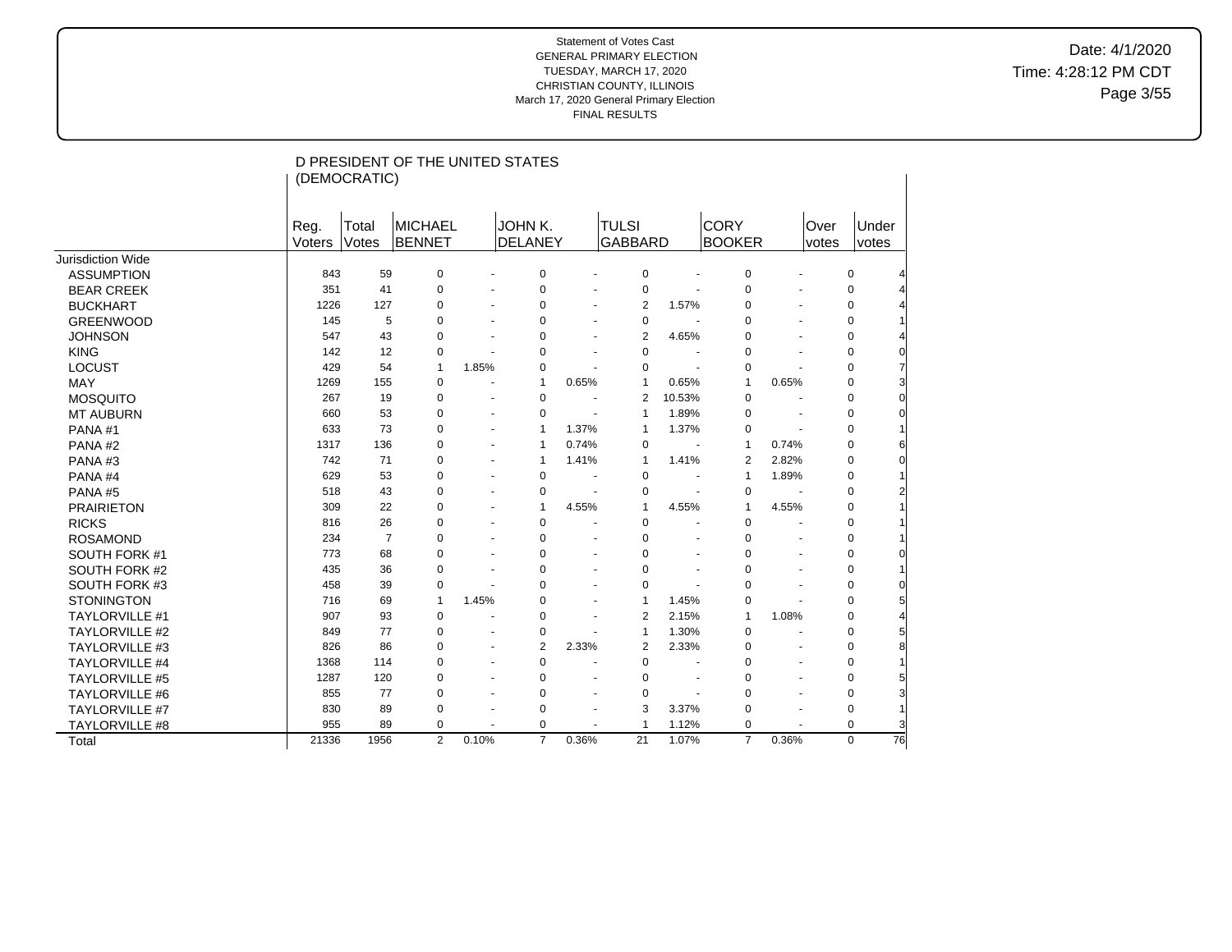Statement of Votes Cast
GENERAL PRIMARY ELECTION
TUESDAY, MARCH 17, 2020
CHRISTIAN COUNTY, ILLINOIS
March 17, 2020 General Primary Election
FINAL RESULTS

Date: 4/1/2020
Time: 4:28:12 PM CDT

## D PRESIDENT OF THE UNITED STATES (DEMOCRATIC)

| | Reg. Voters | Total Votes | MICHAEL BENNET | | JOHN K. DELANEY | | TULSI GABBARD | | CORY BOOKER | | Over votes | Under votes |
|---|---|---|---|---|---|---|---|---|---|---|---|---|
| Jurisdiction Wide | | | | | | | | | | | | |
| ASSUMPTION | 843 | 59 | 0 | - | 0 | - | 0 | - | 0 | - | 0 | 4 |
| BEAR CREEK | 351 | 41 | 0 | - | 0 | - | 0 | - | 0 | - | 0 | 4 |
| BUCKHART | 1226 | 127 | 0 | - | 0 | - | 2 | 1.57% | 0 | - | 0 | 4 |
| GREENWOOD | 145 | 5 | 0 | - | 0 | - | 0 | - | 0 | - | 0 | 1 |
| JOHNSON | 547 | 43 | 0 | - | 0 | - | 2 | 4.65% | 0 | - | 0 | 4 |
| KING | 142 | 12 | 0 | - | 0 | - | 0 | - | 0 | - | 0 | 0 |
| LOCUST | 429 | 54 | 1 | 1.85% | 0 | - | 0 | - | 0 | - | 0 | 7 |
| MAY | 1269 | 155 | 0 | - | 1 | 0.65% | 1 | 0.65% | 1 | 0.65% | 0 | 3 |
| MOSQUITO | 267 | 19 | 0 | - | 0 | - | 2 | 10.53% | 0 | - | 0 | 0 |
| MT AUBURN | 660 | 53 | 0 | - | 0 | - | 1 | 1.89% | 0 | - | 0 | 0 |
| PANA #1 | 633 | 73 | 0 | - | 1 | 1.37% | 1 | 1.37% | 0 | - | 0 | 1 |
| PANA #2 | 1317 | 136 | 0 | - | 1 | 0.74% | 0 | - | 1 | 0.74% | 0 | 6 |
| PANA #3 | 742 | 71 | 0 | - | 1 | 1.41% | 1 | 1.41% | 2 | 2.82% | 0 | 0 |
| PANA #4 | 629 | 53 | 0 | - | 0 | - | 0 | - | 1 | 1.89% | 0 | 1 |
| PANA #5 | 518 | 43 | 0 | - | 0 | - | 0 | - | 0 | - | 0 | 2 |
| PRAIRIETON | 309 | 22 | 0 | - | 1 | 4.55% | 1 | 4.55% | 1 | 4.55% | 0 | 1 |
| RICKS | 816 | 26 | 0 | - | 0 | - | 0 | - | 0 | - | 0 | 1 |
| ROSAMOND | 234 | 7 | 0 | - | 0 | - | 0 | - | 0 | - | 0 | 1 |
| SOUTH FORK #1 | 773 | 68 | 0 | - | 0 | - | 0 | - | 0 | - | 0 | 0 |
| SOUTH FORK #2 | 435 | 36 | 0 | - | 0 | - | 0 | - | 0 | - | 0 | 1 |
| SOUTH FORK #3 | 458 | 39 | 0 | - | 0 | - | 0 | - | 0 | - | 0 | 0 |
| STONINGTON | 716 | 69 | 1 | 1.45% | 0 | - | 1 | 1.45% | 0 | - | 0 | 5 |
| TAYLORVILLE #1 | 907 | 93 | 0 | - | 0 | - | 2 | 2.15% | 1 | 1.08% | 0 | 4 |
| TAYLORVILLE #2 | 849 | 77 | 0 | - | 0 | - | 1 | 1.30% | 0 | - | 0 | 5 |
| TAYLORVILLE #3 | 826 | 86 | 0 | - | 2 | 2.33% | 2 | 2.33% | 0 | - | 0 | 8 |
| TAYLORVILLE #4 | 1368 | 114 | 0 | - | 0 | - | 0 | - | 0 | - | 0 | 1 |
| TAYLORVILLE #5 | 1287 | 120 | 0 | - | 0 | - | 0 | - | 0 | - | 0 | 5 |
| TAYLORVILLE #6 | 855 | 77 | 0 | - | 0 | - | 0 | - | 0 | - | 0 | 3 |
| TAYLORVILLE #7 | 830 | 89 | 0 | - | 0 | - | 3 | 3.37% | 0 | - | 0 | 1 |
| TAYLORVILLE #8 | 955 | 89 | 0 | - | 0 | - | 1 | 1.12% | 0 | - | 0 | 3 |
| Total | 21336 | 1956 | 2 | 0.10% | 7 | 0.36% | 21 | 1.07% | 7 | 0.36% | 0 | 76 |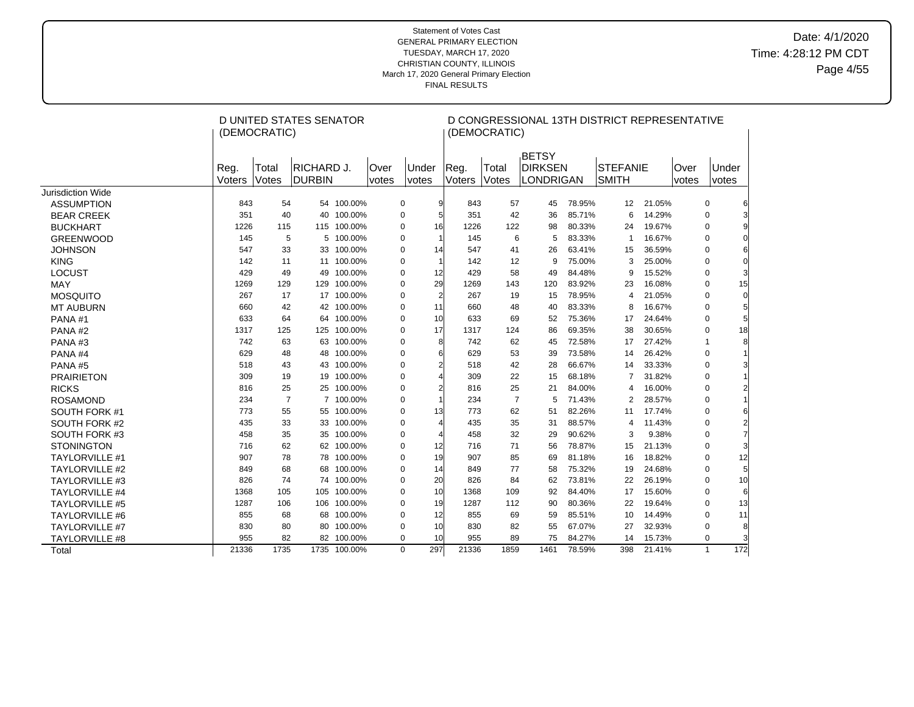Statement of Votes Cast
GENERAL PRIMARY ELECTION
TUESDAY, MARCH 17, 2020
CHRISTIAN COUNTY, ILLINOIS
March 17, 2020 General Primary Election
FINAL RESULTS

Date: 4/1/2020
Time: 4:28:12 PM CDT

| | D UNITED STATES SENATOR (DEMOCRATIC) | | | | | | D CONGRESSIONAL 13TH DISTRICT REPRESENTATIVE (DEMOCRATIC) | | | | | | | |
|---|---|---|---|---|---|---|---|---|---|---|---|---|---|---|
| | Reg. Voters | Total Votes | RICHARD J. DURBIN | | Over votes | Under votes | Reg. Voters | Total Votes | BETSY DIRKSEN LONDRIGAN | | STEFANIE SMITH | | Over votes | Under votes |
| Jurisdiction Wide | | | | | | | | | | | | | | |
| ASSUMPTION | 843 | 54 | 54 | 100.00% | 0 | 9 | 843 | 57 | 45 | 78.95% | 12 | 21.05% | 0 | 6 |
| BEAR CREEK | 351 | 40 | 40 | 100.00% | 0 | 5 | 351 | 42 | 36 | 85.71% | 6 | 14.29% | 0 | 3 |
| BUCKHART | 1226 | 115 | 115 | 100.00% | 0 | 16 | 1226 | 122 | 98 | 80.33% | 24 | 19.67% | 0 | 9 |
| GREENWOOD | 145 | 5 | 5 | 100.00% | 0 | 1 | 145 | 6 | 5 | 83.33% | 1 | 16.67% | 0 | 0 |
| JOHNSON | 547 | 33 | 33 | 100.00% | 0 | 14 | 547 | 41 | 26 | 63.41% | 15 | 36.59% | 0 | 6 |
| KING | 142 | 11 | 11 | 100.00% | 0 | 1 | 142 | 12 | 9 | 75.00% | 3 | 25.00% | 0 | 0 |
| LOCUST | 429 | 49 | 49 | 100.00% | 0 | 12 | 429 | 58 | 49 | 84.48% | 9 | 15.52% | 0 | 3 |
| MAY | 1269 | 129 | 129 | 100.00% | 0 | 29 | 1269 | 143 | 120 | 83.92% | 23 | 16.08% | 0 | 15 |
| MOSQUITO | 267 | 17 | 17 | 100.00% | 0 | 2 | 267 | 19 | 15 | 78.95% | 4 | 21.05% | 0 | 0 |
| MT AUBURN | 660 | 42 | 42 | 100.00% | 0 | 11 | 660 | 48 | 40 | 83.33% | 8 | 16.67% | 0 | 5 |
| PANA #1 | 633 | 64 | 64 | 100.00% | 0 | 10 | 633 | 69 | 52 | 75.36% | 17 | 24.64% | 0 | 5 |
| PANA #2 | 1317 | 125 | 125 | 100.00% | 0 | 17 | 1317 | 124 | 86 | 69.35% | 38 | 30.65% | 0 | 18 |
| PANA #3 | 742 | 63 | 63 | 100.00% | 0 | 8 | 742 | 62 | 45 | 72.58% | 17 | 27.42% | 1 | 8 |
| PANA #4 | 629 | 48 | 48 | 100.00% | 0 | 6 | 629 | 53 | 39 | 73.58% | 14 | 26.42% | 0 | 1 |
| PANA #5 | 518 | 43 | 43 | 100.00% | 0 | 2 | 518 | 42 | 28 | 66.67% | 14 | 33.33% | 0 | 3 |
| PRAIRIETON | 309 | 19 | 19 | 100.00% | 0 | 4 | 309 | 22 | 15 | 68.18% | 7 | 31.82% | 0 | 1 |
| RICKS | 816 | 25 | 25 | 100.00% | 0 | 2 | 816 | 25 | 21 | 84.00% | 4 | 16.00% | 0 | 2 |
| ROSAMOND | 234 | 7 | 7 | 100.00% | 0 | 1 | 234 | 7 | 5 | 71.43% | 2 | 28.57% | 0 | 1 |
| SOUTH FORK #1 | 773 | 55 | 55 | 100.00% | 0 | 13 | 773 | 62 | 51 | 82.26% | 11 | 17.74% | 0 | 6 |
| SOUTH FORK #2 | 435 | 33 | 33 | 100.00% | 0 | 4 | 435 | 35 | 31 | 88.57% | 4 | 11.43% | 0 | 2 |
| SOUTH FORK #3 | 458 | 35 | 35 | 100.00% | 0 | 4 | 458 | 32 | 29 | 90.62% | 3 | 9.38% | 0 | 7 |
| STONINGTON | 716 | 62 | 62 | 100.00% | 0 | 12 | 716 | 71 | 56 | 78.87% | 15 | 21.13% | 0 | 3 |
| TAYLORVILLE #1 | 907 | 78 | 78 | 100.00% | 0 | 19 | 907 | 85 | 69 | 81.18% | 16 | 18.82% | 0 | 12 |
| TAYLORVILLE #2 | 849 | 68 | 68 | 100.00% | 0 | 14 | 849 | 77 | 58 | 75.32% | 19 | 24.68% | 0 | 5 |
| TAYLORVILLE #3 | 826 | 74 | 74 | 100.00% | 0 | 20 | 826 | 84 | 62 | 73.81% | 22 | 26.19% | 0 | 10 |
| TAYLORVILLE #4 | 1368 | 105 | 105 | 100.00% | 0 | 10 | 1368 | 109 | 92 | 84.40% | 17 | 15.60% | 0 | 6 |
| TAYLORVILLE #5 | 1287 | 106 | 106 | 100.00% | 0 | 19 | 1287 | 112 | 90 | 80.36% | 22 | 19.64% | 0 | 13 |
| TAYLORVILLE #6 | 855 | 68 | 68 | 100.00% | 0 | 12 | 855 | 69 | 59 | 85.51% | 10 | 14.49% | 0 | 11 |
| TAYLORVILLE #7 | 830 | 80 | 80 | 100.00% | 0 | 10 | 830 | 82 | 55 | 67.07% | 27 | 32.93% | 0 | 8 |
| TAYLORVILLE #8 | 955 | 82 | 82 | 100.00% | 0 | 10 | 955 | 89 | 75 | 84.27% | 14 | 15.73% | 0 | 3 |
| Total | 21336 | 1735 | 1735 | 100.00% | 0 | 297 | 21336 | 1859 | 1461 | 78.59% | 398 | 21.41% | 1 | 172 |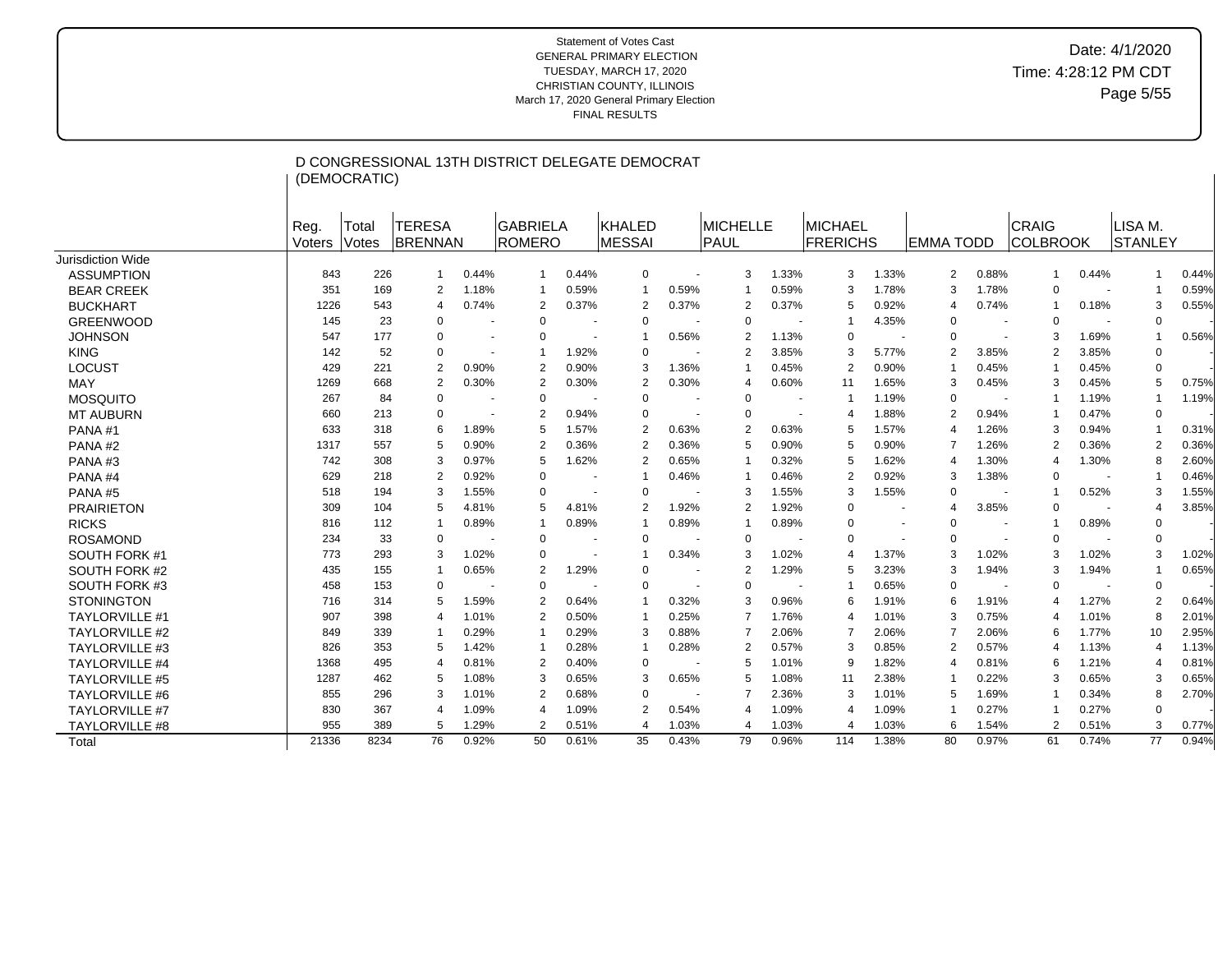Statement of Votes Cast
GENERAL PRIMARY ELECTION
TUESDAY, MARCH 17, 2020
CHRISTIAN COUNTY, ILLINOIS
March 17, 2020 General Primary Election
FINAL RESULTS

Date: 4/1/2020
Time: 4:28:12 PM CDT

## D CONGRESSIONAL 13TH DISTRICT DELEGATE DEMOCRAT (DEMOCRATIC)

| | Reg. Voters | Total Votes | TERESA BRENNAN | | GABRIELA ROMERO | | KHALED MESSAI | | MICHELLE PAUL | | MICHAEL FRERICHS | | EMMA TODD | | CRAIG COLBROOK | | LISA M. STANLEY | |
|---|---|---|---|---|---|---|---|---|---|---|---|---|---|---|---|---|---|---|
| Jurisdiction Wide | | | | | | | | | | | | | | | | | | |
| ASSUMPTION | 843 | 226 | 1 | 0.44% | 1 | 0.44% | 0 | - | 3 | 1.33% | 3 | 1.33% | 2 | 0.88% | 1 | 0.44% | 1 | 0.44% |
| BEAR CREEK | 351 | 169 | 2 | 1.18% | 1 | 0.59% | 1 | 0.59% | 1 | 0.59% | 3 | 1.78% | 3 | 1.78% | 0 | - | 1 | 0.59% |
| BUCKHART | 1226 | 543 | 4 | 0.74% | 2 | 0.37% | 2 | 0.37% | 2 | 0.37% | 5 | 0.92% | 4 | 0.74% | 1 | 0.18% | 3 | 0.55% |
| GREENWOOD | 145 | 23 | 0 | - | 0 | - | 0 | - | 0 | - | 1 | 4.35% | 0 | - | 0 | - | 0 | - |
| JOHNSON | 547 | 177 | 0 | - | 0 | - | 1 | 0.56% | 2 | 1.13% | 0 | - | 0 | - | 3 | 1.69% | 1 | 0.56% |
| KING | 142 | 52 | 0 | - | 1 | 1.92% | 0 | - | 2 | 3.85% | 3 | 5.77% | 2 | 3.85% | 2 | 3.85% | 0 | - |
| LOCUST | 429 | 221 | 2 | 0.90% | 2 | 0.90% | 3 | 1.36% | 1 | 0.45% | 2 | 0.90% | 1 | 0.45% | 1 | 0.45% | 0 | - |
| MAY | 1269 | 668 | 2 | 0.30% | 2 | 0.30% | 2 | 0.30% | 4 | 0.60% | 11 | 1.65% | 3 | 0.45% | 3 | 0.45% | 5 | 0.75% |
| MOSQUITO | 267 | 84 | 0 | - | 0 | - | 0 | - | 0 | - | 1 | 1.19% | 0 | - | 1 | 1.19% | 1 | 1.19% |
| MT AUBURN | 660 | 213 | 0 | - | 2 | 0.94% | 0 | - | 0 | - | 4 | 1.88% | 2 | 0.94% | 1 | 0.47% | 0 | - |
| PANA #1 | 633 | 318 | 6 | 1.89% | 5 | 1.57% | 2 | 0.63% | 2 | 0.63% | 5 | 1.57% | 4 | 1.26% | 3 | 0.94% | 1 | 0.31% |
| PANA #2 | 1317 | 557 | 5 | 0.90% | 2 | 0.36% | 2 | 0.36% | 5 | 0.90% | 5 | 0.90% | 7 | 1.26% | 2 | 0.36% | 2 | 0.36% |
| PANA #3 | 742 | 308 | 3 | 0.97% | 5 | 1.62% | 2 | 0.65% | 1 | 0.32% | 5 | 1.62% | 4 | 1.30% | 4 | 1.30% | 8 | 2.60% |
| PANA #4 | 629 | 218 | 2 | 0.92% | 0 | - | 1 | 0.46% | 1 | 0.46% | 2 | 0.92% | 3 | 1.38% | 0 | - | 1 | 0.46% |
| PANA #5 | 518 | 194 | 3 | 1.55% | 0 | - | 0 | - | 3 | 1.55% | 3 | 1.55% | 0 | - | 1 | 0.52% | 3 | 1.55% |
| PRAIRIETON | 309 | 104 | 5 | 4.81% | 5 | 4.81% | 2 | 1.92% | 2 | 1.92% | 0 | - | 4 | 3.85% | 0 | - | 4 | 3.85% |
| RICKS | 816 | 112 | 1 | 0.89% | 1 | 0.89% | 1 | 0.89% | 1 | 0.89% | 0 | - | 0 | - | 1 | 0.89% | 0 | - |
| ROSAMOND | 234 | 33 | 0 | - | 0 | - | 0 | - | 0 | - | 0 | - | 0 | - | 0 | - | 0 | - |
| SOUTH FORK #1 | 773 | 293 | 3 | 1.02% | 0 | - | 1 | 0.34% | 3 | 1.02% | 4 | 1.37% | 3 | 1.02% | 3 | 1.02% | 3 | 1.02% |
| SOUTH FORK #2 | 435 | 155 | 1 | 0.65% | 2 | 1.29% | 0 | - | 2 | 1.29% | 5 | 3.23% | 3 | 1.94% | 3 | 1.94% | 1 | 0.65% |
| SOUTH FORK #3 | 458 | 153 | 0 | - | 0 | - | 0 | - | 0 | - | 1 | 0.65% | 0 | - | 0 | - | 0 | - |
| STONINGTON | 716 | 314 | 5 | 1.59% | 2 | 0.64% | 1 | 0.32% | 3 | 0.96% | 6 | 1.91% | 6 | 1.91% | 4 | 1.27% | 2 | 0.64% |
| TAYLORVILLE #1 | 907 | 398 | 4 | 1.01% | 2 | 0.50% | 1 | 0.25% | 7 | 1.76% | 4 | 1.01% | 3 | 0.75% | 4 | 1.01% | 8 | 2.01% |
| TAYLORVILLE #2 | 849 | 339 | 1 | 0.29% | 1 | 0.29% | 3 | 0.88% | 7 | 2.06% | 7 | 2.06% | 7 | 2.06% | 6 | 1.77% | 10 | 2.95% |
| TAYLORVILLE #3 | 826 | 353 | 5 | 1.42% | 1 | 0.28% | 1 | 0.28% | 2 | 0.57% | 3 | 0.85% | 2 | 0.57% | 4 | 1.13% | 4 | 1.13% |
| TAYLORVILLE #4 | 1368 | 495 | 4 | 0.81% | 2 | 0.40% | 0 | - | 5 | 1.01% | 9 | 1.82% | 4 | 0.81% | 6 | 1.21% | 4 | 0.81% |
| TAYLORVILLE #5 | 1287 | 462 | 5 | 1.08% | 3 | 0.65% | 3 | 0.65% | 5 | 1.08% | 11 | 2.38% | 1 | 0.22% | 3 | 0.65% | 3 | 0.65% |
| TAYLORVILLE #6 | 855 | 296 | 3 | 1.01% | 2 | 0.68% | 0 | - | 7 | 2.36% | 3 | 1.01% | 5 | 1.69% | 1 | 0.34% | 8 | 2.70% |
| TAYLORVILLE #7 | 830 | 367 | 4 | 1.09% | 4 | 1.09% | 2 | 0.54% | 4 | 1.09% | 4 | 1.09% | 1 | 0.27% | 1 | 0.27% | 0 | - |
| TAYLORVILLE #8 | 955 | 389 | 5 | 1.29% | 2 | 0.51% | 4 | 1.03% | 4 | 1.03% | 4 | 1.03% | 6 | 1.54% | 2 | 0.51% | 3 | 0.77% |
| Total | 21336 | 8234 | 76 | 0.92% | 50 | 0.61% | 35 | 0.43% | 79 | 0.96% | 114 | 1.38% | 80 | 0.97% | 61 | 0.74% | 77 | 0.94% |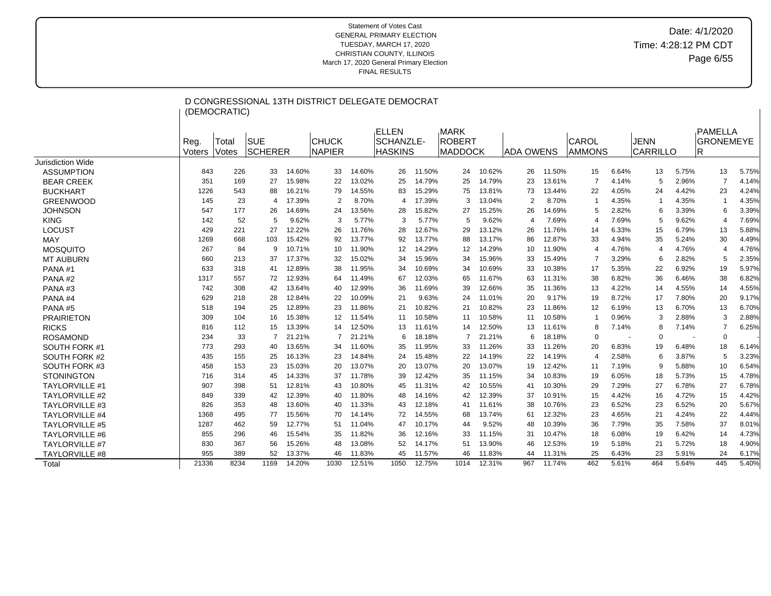Statement of Votes Cast
GENERAL PRIMARY ELECTION
TUESDAY, MARCH 17, 2020
CHRISTIAN COUNTY, ILLINOIS
March 17, 2020 General Primary Election
FINAL RESULTS

Date: 4/1/2020
Time: 4:28:12 PM CDT

## D CONGRESSIONAL 13TH DISTRICT DELEGATE DEMOCRAT (DEMOCRATIC)

| | Reg. Voters | Total Votes | SUE SCHERER | | CHUCK NAPIER | | ELLEN SCHANZLE-HASKINS | | MARK ROBERT MADDOCK | | ADA OWENS | | CAROL AMMONS | | JENN CARRILLO | | PAMELLA GRONEMEYER | |
|---|---|---|---|---|---|---|---|---|---|---|---|---|---|---|---|---|---|---|
| Jurisdiction Wide | | | | | | | | | | | | | | | | | | |
| ASSUMPTION | 843 | 226 | 33 | 14.60% | 33 | 14.60% | 26 | 11.50% | 24 | 10.62% | 26 | 11.50% | 15 | 6.64% | 13 | 5.75% | 13 | 5.75% |
| BEAR CREEK | 351 | 169 | 27 | 15.98% | 22 | 13.02% | 25 | 14.79% | 25 | 14.79% | 23 | 13.61% | 7 | 4.14% | 5 | 2.96% | 7 | 4.14% |
| BUCKHART | 1226 | 543 | 88 | 16.21% | 79 | 14.55% | 83 | 15.29% | 75 | 13.81% | 73 | 13.44% | 22 | 4.05% | 24 | 4.42% | 23 | 4.24% |
| GREENWOOD | 145 | 23 | 4 | 17.39% | 2 | 8.70% | 4 | 17.39% | 3 | 13.04% | 2 | 8.70% | 1 | 4.35% | 1 | 4.35% | 1 | 4.35% |
| JOHNSON | 547 | 177 | 26 | 14.69% | 24 | 13.56% | 28 | 15.82% | 27 | 15.25% | 26 | 14.69% | 5 | 2.82% | 6 | 3.39% | 6 | 3.39% |
| KING | 142 | 52 | 5 | 9.62% | 3 | 5.77% | 3 | 5.77% | 5 | 9.62% | 4 | 7.69% | 4 | 7.69% | 5 | 9.62% | 4 | 7.69% |
| LOCUST | 429 | 221 | 27 | 12.22% | 26 | 11.76% | 28 | 12.67% | 29 | 13.12% | 26 | 11.76% | 14 | 6.33% | 15 | 6.79% | 13 | 5.88% |
| MAY | 1269 | 668 | 103 | 15.42% | 92 | 13.77% | 92 | 13.77% | 88 | 13.17% | 86 | 12.87% | 33 | 4.94% | 35 | 5.24% | 30 | 4.49% |
| MOSQUITO | 267 | 84 | 9 | 10.71% | 10 | 11.90% | 12 | 14.29% | 12 | 14.29% | 10 | 11.90% | 4 | 4.76% | 4 | 4.76% | 4 | 4.76% |
| MT AUBURN | 660 | 213 | 37 | 17.37% | 32 | 15.02% | 34 | 15.96% | 34 | 15.96% | 33 | 15.49% | 7 | 3.29% | 6 | 2.82% | 5 | 2.35% |
| PANA #1 | 633 | 318 | 41 | 12.89% | 38 | 11.95% | 34 | 10.69% | 34 | 10.69% | 33 | 10.38% | 17 | 5.35% | 22 | 6.92% | 19 | 5.97% |
| PANA #2 | 1317 | 557 | 72 | 12.93% | 64 | 11.49% | 67 | 12.03% | 65 | 11.67% | 63 | 11.31% | 38 | 6.82% | 36 | 6.46% | 38 | 6.82% |
| PANA #3 | 742 | 308 | 42 | 13.64% | 40 | 12.99% | 36 | 11.69% | 39 | 12.66% | 35 | 11.36% | 13 | 4.22% | 14 | 4.55% | 14 | 4.55% |
| PANA #4 | 629 | 218 | 28 | 12.84% | 22 | 10.09% | 21 | 9.63% | 24 | 11.01% | 20 | 9.17% | 19 | 8.72% | 17 | 7.80% | 20 | 9.17% |
| PANA #5 | 518 | 194 | 25 | 12.89% | 23 | 11.86% | 21 | 10.82% | 21 | 10.82% | 23 | 11.86% | 12 | 6.19% | 13 | 6.70% | 13 | 6.70% |
| PRAIRIETON | 309 | 104 | 16 | 15.38% | 12 | 11.54% | 11 | 10.58% | 11 | 10.58% | 11 | 10.58% | 1 | 0.96% | 3 | 2.88% | 3 | 2.88% |
| RICKS | 816 | 112 | 15 | 13.39% | 14 | 12.50% | 13 | 11.61% | 14 | 12.50% | 13 | 11.61% | 8 | 7.14% | 8 | 7.14% | 7 | 6.25% |
| ROSAMOND | 234 | 33 | 7 | 21.21% | 7 | 21.21% | 6 | 18.18% | 7 | 21.21% | 6 | 18.18% | 0 | - | 0 | - | 0 | - |
| SOUTH FORK #1 | 773 | 293 | 40 | 13.65% | 34 | 11.60% | 35 | 11.95% | 33 | 11.26% | 33 | 11.26% | 20 | 6.83% | 19 | 6.48% | 18 | 6.14% |
| SOUTH FORK #2 | 435 | 155 | 25 | 16.13% | 23 | 14.84% | 24 | 15.48% | 22 | 14.19% | 22 | 14.19% | 4 | 2.58% | 6 | 3.87% | 5 | 3.23% |
| SOUTH FORK #3 | 458 | 153 | 23 | 15.03% | 20 | 13.07% | 20 | 13.07% | 20 | 13.07% | 19 | 12.42% | 11 | 7.19% | 9 | 5.88% | 10 | 6.54% |
| STONINGTON | 716 | 314 | 45 | 14.33% | 37 | 11.78% | 39 | 12.42% | 35 | 11.15% | 34 | 10.83% | 19 | 6.05% | 18 | 5.73% | 15 | 4.78% |
| TAYLORVILLE #1 | 907 | 398 | 51 | 12.81% | 43 | 10.80% | 45 | 11.31% | 42 | 10.55% | 41 | 10.30% | 29 | 7.29% | 27 | 6.78% | 27 | 6.78% |
| TAYLORVILLE #2 | 849 | 339 | 42 | 12.39% | 40 | 11.80% | 48 | 14.16% | 42 | 12.39% | 37 | 10.91% | 15 | 4.42% | 16 | 4.72% | 15 | 4.42% |
| TAYLORVILLE #3 | 826 | 353 | 48 | 13.60% | 40 | 11.33% | 43 | 12.18% | 41 | 11.61% | 38 | 10.76% | 23 | 6.52% | 23 | 6.52% | 20 | 5.67% |
| TAYLORVILLE #4 | 1368 | 495 | 77 | 15.56% | 70 | 14.14% | 72 | 14.55% | 68 | 13.74% | 61 | 12.32% | 23 | 4.65% | 21 | 4.24% | 22 | 4.44% |
| TAYLORVILLE #5 | 1287 | 462 | 59 | 12.77% | 51 | 11.04% | 47 | 10.17% | 44 | 9.52% | 48 | 10.39% | 36 | 7.79% | 35 | 7.58% | 37 | 8.01% |
| TAYLORVILLE #6 | 855 | 296 | 46 | 15.54% | 35 | 11.82% | 36 | 12.16% | 33 | 11.15% | 31 | 10.47% | 18 | 6.08% | 19 | 6.42% | 14 | 4.73% |
| TAYLORVILLE #7 | 830 | 367 | 56 | 15.26% | 48 | 13.08% | 52 | 14.17% | 51 | 13.90% | 46 | 12.53% | 19 | 5.18% | 21 | 5.72% | 18 | 4.90% |
| TAYLORVILLE #8 | 955 | 389 | 52 | 13.37% | 46 | 11.83% | 45 | 11.57% | 46 | 11.83% | 44 | 11.31% | 25 | 6.43% | 23 | 5.91% | 24 | 6.17% |
| Total | 21336 | 8234 | 1169 | 14.20% | 1030 | 12.51% | 1050 | 12.75% | 1014 | 12.31% | 967 | 11.74% | 462 | 5.61% | 464 | 5.64% | 445 | 5.40% |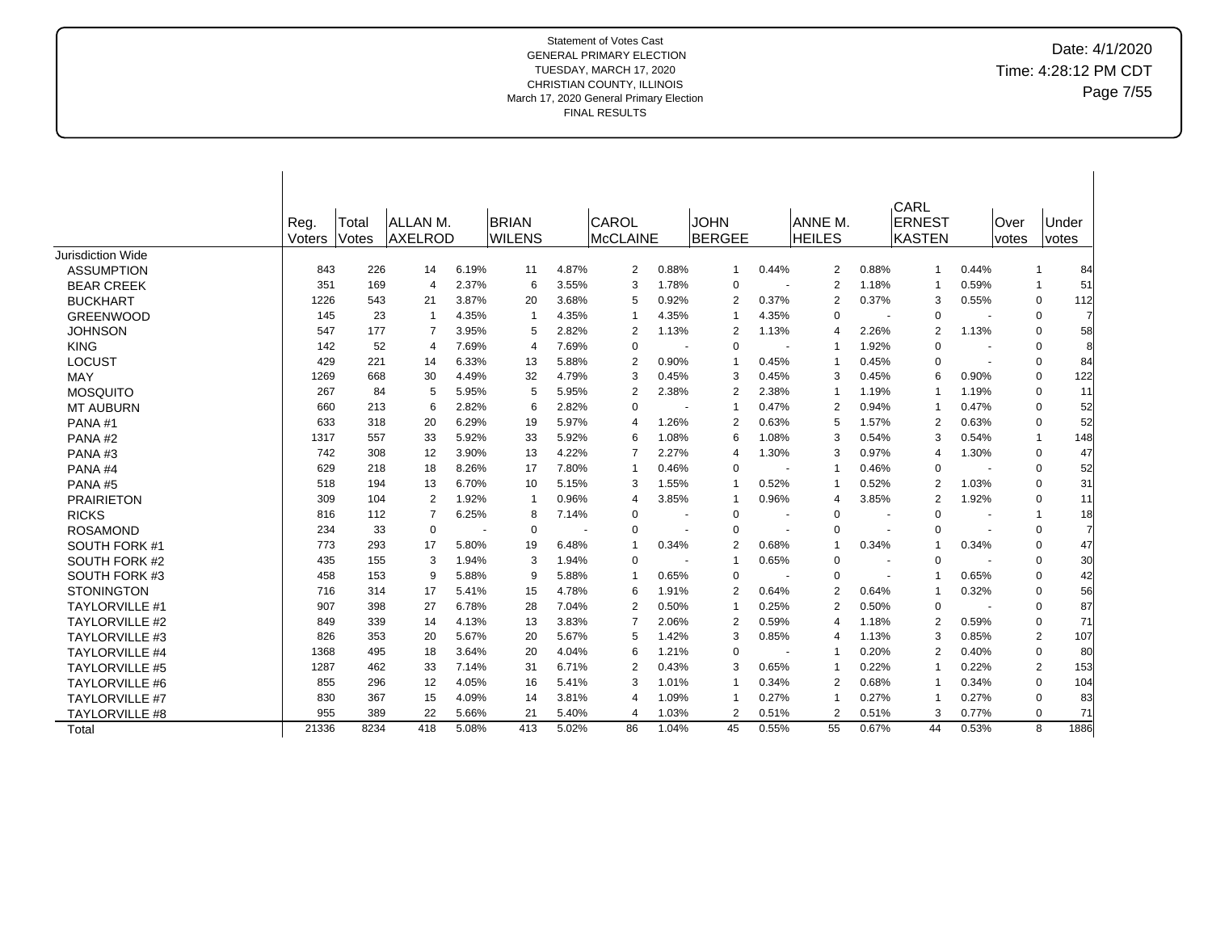Statement of Votes Cast
GENERAL PRIMARY ELECTION
TUESDAY, MARCH 17, 2020
CHRISTIAN COUNTY, ILLINOIS
March 17, 2020 General Primary Election
FINAL RESULTS

Date: 4/1/2020
Time: 4:28:12 PM CDT

| | Reg. Voters | Total Votes | ALLAN M. AXELROD | | BRIAN WILENS | | CAROL McCLAINE | | JOHN BERGEE | | ANNE M. HEILES | | CARL ERNEST KASTEN | | Over votes | Under votes |
|---|---|---|---|---|---|---|---|---|---|---|---|---|---|---|---|---|
| Jurisdiction Wide | | | | | | | | | | | | | | | | |
| ASSUMPTION | 843 | 226 | 14 | 6.19% | 11 | 4.87% | 2 | 0.88% | 1 | 0.44% | 2 | 0.88% | 1 | 0.44% | 1 | 84 |
| BEAR CREEK | 351 | 169 | 4 | 2.37% | 6 | 3.55% | 3 | 1.78% | 0 | - | 2 | 1.18% | 1 | 0.59% | 1 | 51 |
| BUCKHART | 1226 | 543 | 21 | 3.87% | 20 | 3.68% | 5 | 0.92% | 2 | 0.37% | 2 | 0.37% | 3 | 0.55% | 0 | 112 |
| GREENWOOD | 145 | 23 | 1 | 4.35% | 1 | 4.35% | 1 | 4.35% | 1 | 4.35% | 0 | - | 0 | - | 0 | 7 |
| JOHNSON | 547 | 177 | 7 | 3.95% | 5 | 2.82% | 2 | 1.13% | 2 | 1.13% | 4 | 2.26% | 2 | 1.13% | 0 | 58 |
| KING | 142 | 52 | 4 | 7.69% | 4 | 7.69% | 0 | - | 0 | - | 1 | 1.92% | 0 | - | 0 | 8 |
| LOCUST | 429 | 221 | 14 | 6.33% | 13 | 5.88% | 2 | 0.90% | 1 | 0.45% | 1 | 0.45% | 0 | - | 0 | 84 |
| MAY | 1269 | 668 | 30 | 4.49% | 32 | 4.79% | 3 | 0.45% | 3 | 0.45% | 3 | 0.45% | 6 | 0.90% | 0 | 122 |
| MOSQUITO | 267 | 84 | 5 | 5.95% | 5 | 5.95% | 2 | 2.38% | 2 | 2.38% | 1 | 1.19% | 1 | 1.19% | 0 | 11 |
| MT AUBURN | 660 | 213 | 6 | 2.82% | 6 | 2.82% | 0 | - | 1 | 0.47% | 2 | 0.94% | 1 | 0.47% | 0 | 52 |
| PANA #1 | 633 | 318 | 20 | 6.29% | 19 | 5.97% | 4 | 1.26% | 2 | 0.63% | 5 | 1.57% | 2 | 0.63% | 0 | 52 |
| PANA #2 | 1317 | 557 | 33 | 5.92% | 33 | 5.92% | 6 | 1.08% | 6 | 1.08% | 3 | 0.54% | 3 | 0.54% | 1 | 148 |
| PANA #3 | 742 | 308 | 12 | 3.90% | 13 | 4.22% | 7 | 2.27% | 4 | 1.30% | 3 | 0.97% | 4 | 1.30% | 0 | 47 |
| PANA #4 | 629 | 218 | 18 | 8.26% | 17 | 7.80% | 1 | 0.46% | 0 | - | 1 | 0.46% | 0 | - | 0 | 52 |
| PANA #5 | 518 | 194 | 13 | 6.70% | 10 | 5.15% | 3 | 1.55% | 1 | 0.52% | 1 | 0.52% | 2 | 1.03% | 0 | 31 |
| PRAIRIETON | 309 | 104 | 2 | 1.92% | 1 | 0.96% | 4 | 3.85% | 1 | 0.96% | 4 | 3.85% | 2 | 1.92% | 0 | 11 |
| RICKS | 816 | 112 | 7 | 6.25% | 8 | 7.14% | 0 | - | 0 | - | 0 | - | 0 | - | 1 | 18 |
| ROSAMOND | 234 | 33 | 0 | - | 0 | - | 0 | - | 0 | - | 0 | - | 0 | - | 0 | 7 |
| SOUTH FORK #1 | 773 | 293 | 17 | 5.80% | 19 | 6.48% | 1 | 0.34% | 2 | 0.68% | 1 | 0.34% | 1 | 0.34% | 0 | 47 |
| SOUTH FORK #2 | 435 | 155 | 3 | 1.94% | 3 | 1.94% | 0 | - | 1 | 0.65% | 0 | - | 0 | - | 0 | 30 |
| SOUTH FORK #3 | 458 | 153 | 9 | 5.88% | 9 | 5.88% | 1 | 0.65% | 0 | - | 0 | - | 1 | 0.65% | 0 | 42 |
| STONINGTON | 716 | 314 | 17 | 5.41% | 15 | 4.78% | 6 | 1.91% | 2 | 0.64% | 2 | 0.64% | 1 | 0.32% | 0 | 56 |
| TAYLORVILLE #1 | 907 | 398 | 27 | 6.78% | 28 | 7.04% | 2 | 0.50% | 1 | 0.25% | 2 | 0.50% | 0 | - | 0 | 87 |
| TAYLORVILLE #2 | 849 | 339 | 14 | 4.13% | 13 | 3.83% | 7 | 2.06% | 2 | 0.59% | 4 | 1.18% | 2 | 0.59% | 0 | 71 |
| TAYLORVILLE #3 | 826 | 353 | 20 | 5.67% | 20 | 5.67% | 5 | 1.42% | 3 | 0.85% | 4 | 1.13% | 3 | 0.85% | 2 | 107 |
| TAYLORVILLE #4 | 1368 | 495 | 18 | 3.64% | 20 | 4.04% | 6 | 1.21% | 0 | - | 1 | 0.20% | 2 | 0.40% | 0 | 80 |
| TAYLORVILLE #5 | 1287 | 462 | 33 | 7.14% | 31 | 6.71% | 2 | 0.43% | 3 | 0.65% | 1 | 0.22% | 1 | 0.22% | 2 | 153 |
| TAYLORVILLE #6 | 855 | 296 | 12 | 4.05% | 16 | 5.41% | 3 | 1.01% | 1 | 0.34% | 2 | 0.68% | 1 | 0.34% | 0 | 104 |
| TAYLORVILLE #7 | 830 | 367 | 15 | 4.09% | 14 | 3.81% | 4 | 1.09% | 1 | 0.27% | 1 | 0.27% | 1 | 0.27% | 0 | 83 |
| TAYLORVILLE #8 | 955 | 389 | 22 | 5.66% | 21 | 5.40% | 4 | 1.03% | 2 | 0.51% | 2 | 0.51% | 3 | 0.77% | 0 | 71 |
| Total | 21336 | 8234 | 418 | 5.08% | 413 | 5.02% | 86 | 1.04% | 45 | 0.55% | 55 | 0.67% | 44 | 0.53% | 8 | 1886 |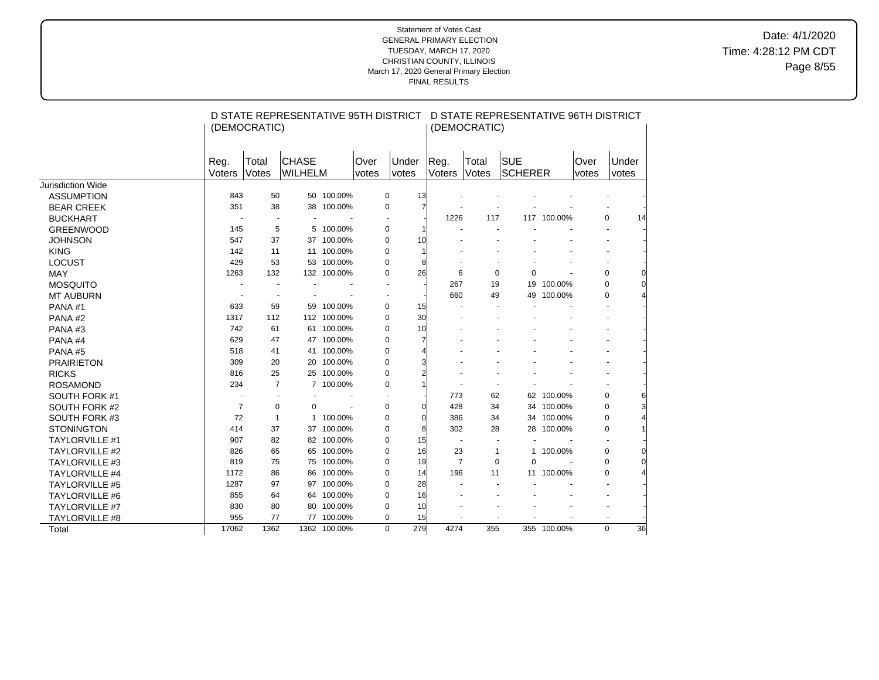Statement of Votes Cast
GENERAL PRIMARY ELECTION
TUESDAY, MARCH 17, 2020
CHRISTIAN COUNTY, ILLINOIS
March 17, 2020 General Primary Election
FINAL RESULTS

Date: 4/1/2020
Time: 4:28:12 PM CDT

| | D STATE REPRESENTATIVE 95TH DISTRICT (DEMOCRATIC) | | | | | | D STATE REPRESENTATIVE 96TH DISTRICT (DEMOCRATIC) | | | | | |
|---|---|---|---|---|---|---|---|---|---|---|---|---|
| | Reg. Voters | Total Votes | CHASE WILHELM | | Over votes | Under votes | Reg. Voters | Total Votes | SUE SCHERER | | Over votes | Under votes |
| Jurisdiction Wide | | | | | | | | | | | | |
| ASSUMPTION | 843 | 50 | 50 | 100.00% | 0 | 13 | - | - | - | - | - | - |
| BEAR CREEK | 351 | 38 | 38 | 100.00% | 0 | 7 | - | - | - | - | - | - |
| BUCKHART | - | - | - | - | - | - | 1226 | 117 | 117 | 100.00% | 0 | 14 |
| GREENWOOD | 145 | 5 | 5 | 100.00% | 0 | 1 | - | - | - | - | - | - |
| JOHNSON | 547 | 37 | 37 | 100.00% | 0 | 10 | - | - | - | - | - | - |
| KING | 142 | 11 | 11 | 100.00% | 0 | 1 | - | - | - | - | - | - |
| LOCUST | 429 | 53 | 53 | 100.00% | 0 | 8 | - | - | - | - | - | - |
| MAY | 1263 | 132 | 132 | 100.00% | 0 | 26 | 6 | 0 | 0 | - | 0 | 0 |
| MOSQUITO | - | - | - | - | - | - | 267 | 19 | 19 | 100.00% | 0 | 0 |
| MT AUBURN | - | - | - | - | - | - | 660 | 49 | 49 | 100.00% | 0 | 4 |
| PANA #1 | 633 | 59 | 59 | 100.00% | 0 | 15 | - | - | - | - | - | - |
| PANA #2 | 1317 | 112 | 112 | 100.00% | 0 | 30 | - | - | - | - | - | - |
| PANA #3 | 742 | 61 | 61 | 100.00% | 0 | 10 | - | - | - | - | - | - |
| PANA #4 | 629 | 47 | 47 | 100.00% | 0 | 7 | - | - | - | - | - | - |
| PANA #5 | 518 | 41 | 41 | 100.00% | 0 | 4 | - | - | - | - | - | - |
| PRAIRIETON | 309 | 20 | 20 | 100.00% | 0 | 3 | - | - | - | - | - | - |
| RICKS | 816 | 25 | 25 | 100.00% | 0 | 2 | - | - | - | - | - | - |
| ROSAMOND | 234 | 7 | 7 | 100.00% | 0 | 1 | - | - | - | - | - | - |
| SOUTH FORK #1 | - | - | - | - | - | - | 773 | 62 | 62 | 100.00% | 0 | 6 |
| SOUTH FORK #2 | 7 | 0 | 0 | - | 0 | 0 | 428 | 34 | 34 | 100.00% | 0 | 3 |
| SOUTH FORK #3 | 72 | 1 | 1 | 100.00% | 0 | 0 | 386 | 34 | 34 | 100.00% | 0 | 4 |
| STONINGTON | 414 | 37 | 37 | 100.00% | 0 | 8 | 302 | 28 | 28 | 100.00% | 0 | 1 |
| TAYLORVILLE #1 | 907 | 82 | 82 | 100.00% | 0 | 15 | - | - | - | - | - | - |
| TAYLORVILLE #2 | 826 | 65 | 65 | 100.00% | 0 | 16 | 23 | 1 | 1 | 100.00% | 0 | 0 |
| TAYLORVILLE #3 | 819 | 75 | 75 | 100.00% | 0 | 19 | 7 | 0 | 0 | - | 0 | 0 |
| TAYLORVILLE #4 | 1172 | 86 | 86 | 100.00% | 0 | 14 | 196 | 11 | 11 | 100.00% | 0 | 4 |
| TAYLORVILLE #5 | 1287 | 97 | 97 | 100.00% | 0 | 28 | - | - | - | - | - | - |
| TAYLORVILLE #6 | 855 | 64 | 64 | 100.00% | 0 | 16 | - | - | - | - | - | - |
| TAYLORVILLE #7 | 830 | 80 | 80 | 100.00% | 0 | 10 | - | - | - | - | - | - |
| TAYLORVILLE #8 | 955 | 77 | 77 | 100.00% | 0 | 15 | - | - | - | - | - | - |
| Total | 17062 | 1362 | 1362 | 100.00% | 0 | 279 | 4274 | 355 | 355 | 100.00% | 0 | 36 |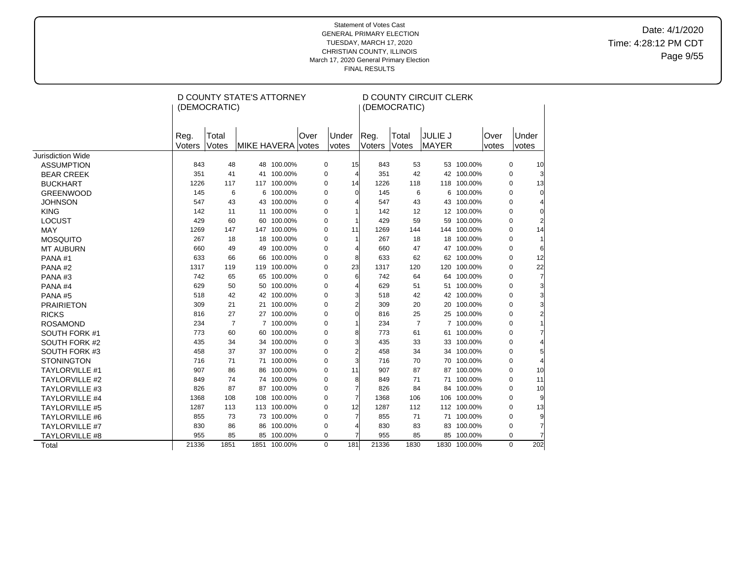Statement of Votes Cast
GENERAL PRIMARY ELECTION
TUESDAY, MARCH 17, 2020
CHRISTIAN COUNTY, ILLINOIS
March 17, 2020 General Primary Election
FINAL RESULTS

Date: 4/1/2020
Time: 4:28:12 PM CDT

| | D COUNTY STATE'S ATTORNEY (DEMOCRATIC) | | | | | | D COUNTY CIRCUIT CLERK (DEMOCRATIC) | | | | | |
|---|---|---|---|---|---|---|---|---|---|---|---|---|
| | Reg. Voters | Total Votes | MIKE HAVERA | | Over votes | Under votes | Reg. Voters | Total Votes | JULIE J MAYER | | Over votes | Under votes |
| Jurisdiction Wide | | | | | | | | | | | | |
| ASSUMPTION | 843 | 48 | 48 | 100.00% | 0 | 15 | 843 | 53 | 53 | 100.00% | 0 | 10 |
| BEAR CREEK | 351 | 41 | 41 | 100.00% | 0 | 4 | 351 | 42 | 42 | 100.00% | 0 | 3 |
| BUCKHART | 1226 | 117 | 117 | 100.00% | 0 | 14 | 1226 | 118 | 118 | 100.00% | 0 | 13 |
| GREENWOOD | 145 | 6 | 6 | 100.00% | 0 | 0 | 145 | 6 | 6 | 100.00% | 0 | 0 |
| JOHNSON | 547 | 43 | 43 | 100.00% | 0 | 4 | 547 | 43 | 43 | 100.00% | 0 | 4 |
| KING | 142 | 11 | 11 | 100.00% | 0 | 1 | 142 | 12 | 12 | 100.00% | 0 | 0 |
| LOCUST | 429 | 60 | 60 | 100.00% | 0 | 1 | 429 | 59 | 59 | 100.00% | 0 | 2 |
| MAY | 1269 | 147 | 147 | 100.00% | 0 | 11 | 1269 | 144 | 144 | 100.00% | 0 | 14 |
| MOSQUITO | 267 | 18 | 18 | 100.00% | 0 | 1 | 267 | 18 | 18 | 100.00% | 0 | 1 |
| MT AUBURN | 660 | 49 | 49 | 100.00% | 0 | 4 | 660 | 47 | 47 | 100.00% | 0 | 6 |
| PANA #1 | 633 | 66 | 66 | 100.00% | 0 | 8 | 633 | 62 | 62 | 100.00% | 0 | 12 |
| PANA #2 | 1317 | 119 | 119 | 100.00% | 0 | 23 | 1317 | 120 | 120 | 100.00% | 0 | 22 |
| PANA #3 | 742 | 65 | 65 | 100.00% | 0 | 6 | 742 | 64 | 64 | 100.00% | 0 | 7 |
| PANA #4 | 629 | 50 | 50 | 100.00% | 0 | 4 | 629 | 51 | 51 | 100.00% | 0 | 3 |
| PANA #5 | 518 | 42 | 42 | 100.00% | 0 | 3 | 518 | 42 | 42 | 100.00% | 0 | 3 |
| PRAIRIETON | 309 | 21 | 21 | 100.00% | 0 | 2 | 309 | 20 | 20 | 100.00% | 0 | 3 |
| RICKS | 816 | 27 | 27 | 100.00% | 0 | 0 | 816 | 25 | 25 | 100.00% | 0 | 2 |
| ROSAMOND | 234 | 7 | 7 | 100.00% | 0 | 1 | 234 | 7 | 7 | 100.00% | 0 | 1 |
| SOUTH FORK #1 | 773 | 60 | 60 | 100.00% | 0 | 8 | 773 | 61 | 61 | 100.00% | 0 | 7 |
| SOUTH FORK #2 | 435 | 34 | 34 | 100.00% | 0 | 3 | 435 | 33 | 33 | 100.00% | 0 | 4 |
| SOUTH FORK #3 | 458 | 37 | 37 | 100.00% | 0 | 2 | 458 | 34 | 34 | 100.00% | 0 | 5 |
| STONINGTON | 716 | 71 | 71 | 100.00% | 0 | 3 | 716 | 70 | 70 | 100.00% | 0 | 4 |
| TAYLORVILLE #1 | 907 | 86 | 86 | 100.00% | 0 | 11 | 907 | 87 | 87 | 100.00% | 0 | 10 |
| TAYLORVILLE #2 | 849 | 74 | 74 | 100.00% | 0 | 8 | 849 | 71 | 71 | 100.00% | 0 | 11 |
| TAYLORVILLE #3 | 826 | 87 | 87 | 100.00% | 0 | 7 | 826 | 84 | 84 | 100.00% | 0 | 10 |
| TAYLORVILLE #4 | 1368 | 108 | 108 | 100.00% | 0 | 7 | 1368 | 106 | 106 | 100.00% | 0 | 9 |
| TAYLORVILLE #5 | 1287 | 113 | 113 | 100.00% | 0 | 12 | 1287 | 112 | 112 | 100.00% | 0 | 13 |
| TAYLORVILLE #6 | 855 | 73 | 73 | 100.00% | 0 | 7 | 855 | 71 | 71 | 100.00% | 0 | 9 |
| TAYLORVILLE #7 | 830 | 86 | 86 | 100.00% | 0 | 4 | 830 | 83 | 83 | 100.00% | 0 | 7 |
| TAYLORVILLE #8 | 955 | 85 | 85 | 100.00% | 0 | 7 | 955 | 85 | 85 | 100.00% | 0 | 7 |
| Total | 21336 | 1851 | 1851 | 100.00% | 0 | 181 | 21336 | 1830 | 1830 | 100.00% | 0 | 202 |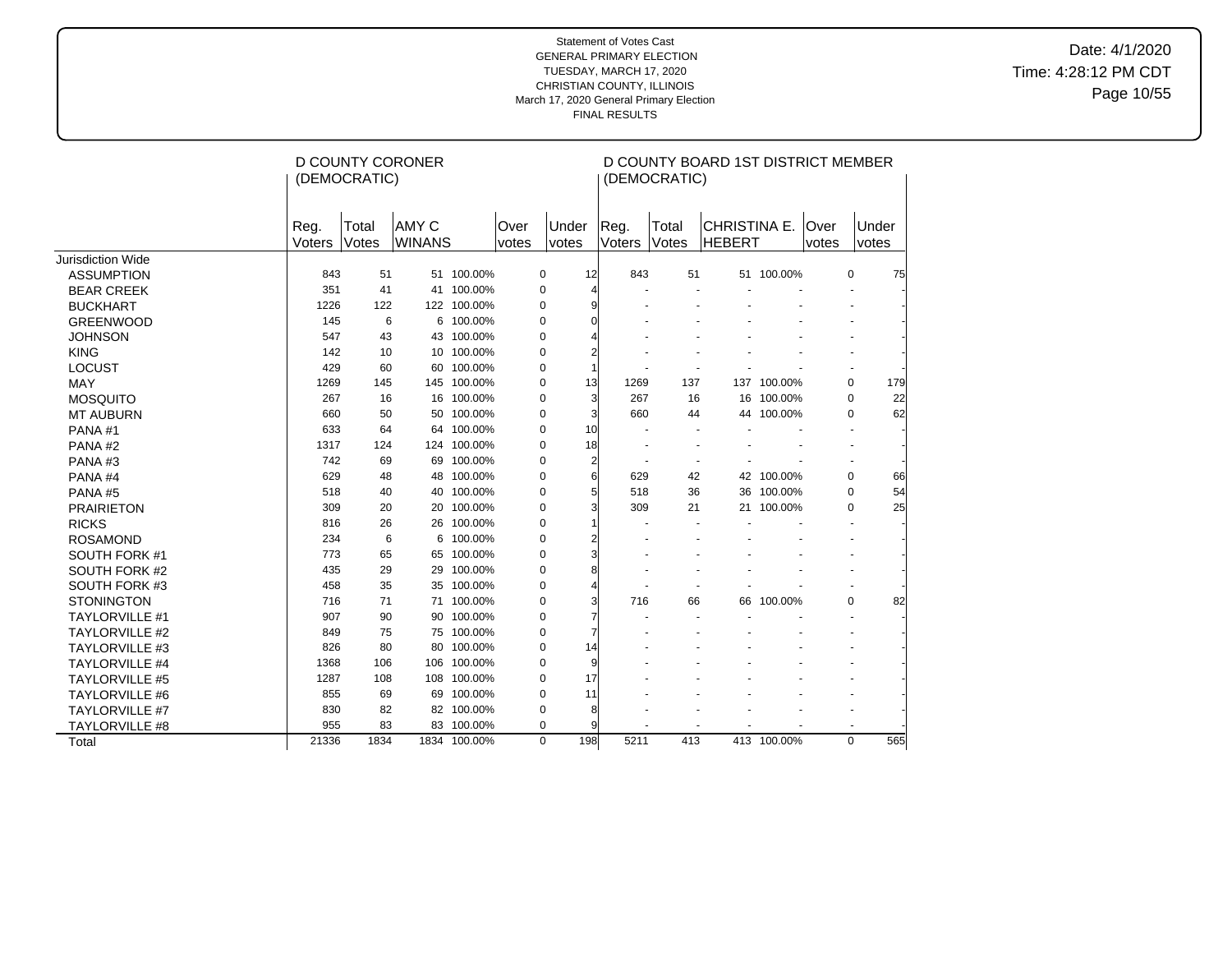Statement of Votes Cast
GENERAL PRIMARY ELECTION
TUESDAY, MARCH 17, 2020
CHRISTIAN COUNTY, ILLINOIS
March 17, 2020 General Primary Election
FINAL RESULTS

Date: 4/1/2020
Time: 4:28:12 PM CDT

| | D COUNTY CORONER (DEMOCRATIC) | | | | | | D COUNTY BOARD 1ST DISTRICT MEMBER (DEMOCRATIC) | | | | | |
|---|---|---|---|---|---|---|---|---|---|---|---|---|
| | Reg. Voters | Total Votes | AMY C WINANS | | Over votes | Under votes | Reg. Voters | Total Votes | CHRISTINA E. HEBERT | | Over votes | Under votes |
| Jurisdiction Wide | | | | | | | | | | | | |
| ASSUMPTION | 843 | 51 | 51 | 100.00% | 0 | 12 | 843 | 51 | 51 | 100.00% | 0 | 75 |
| BEAR CREEK | 351 | 41 | 41 | 100.00% | 0 | 4 | - | - | - | - | - | - |
| BUCKHART | 1226 | 122 | 122 | 100.00% | 0 | 9 | - | - | - | - | - | - |
| GREENWOOD | 145 | 6 | 6 | 100.00% | 0 | 0 | - | - | - | - | - | - |
| JOHNSON | 547 | 43 | 43 | 100.00% | 0 | 4 | - | - | - | - | - | - |
| KING | 142 | 10 | 10 | 100.00% | 0 | 2 | - | - | - | - | - | - |
| LOCUST | 429 | 60 | 60 | 100.00% | 0 | 1 | - | - | - | - | - | - |
| MAY | 1269 | 145 | 145 | 100.00% | 0 | 13 | 1269 | 137 | 137 | 100.00% | 0 | 179 |
| MOSQUITO | 267 | 16 | 16 | 100.00% | 0 | 3 | 267 | 16 | 16 | 100.00% | 0 | 22 |
| MT AUBURN | 660 | 50 | 50 | 100.00% | 0 | 3 | 660 | 44 | 44 | 100.00% | 0 | 62 |
| PANA #1 | 633 | 64 | 64 | 100.00% | 0 | 10 | - | - | - | - | - | - |
| PANA #2 | 1317 | 124 | 124 | 100.00% | 0 | 18 | - | - | - | - | - | - |
| PANA #3 | 742 | 69 | 69 | 100.00% | 0 | 2 | - | - | - | - | - | - |
| PANA #4 | 629 | 48 | 48 | 100.00% | 0 | 6 | 629 | 42 | 42 | 100.00% | 0 | 66 |
| PANA #5 | 518 | 40 | 40 | 100.00% | 0 | 5 | 518 | 36 | 36 | 100.00% | 0 | 54 |
| PRAIRIETON | 309 | 20 | 20 | 100.00% | 0 | 3 | 309 | 21 | 21 | 100.00% | 0 | 25 |
| RICKS | 816 | 26 | 26 | 100.00% | 0 | 1 | - | - | - | - | - | - |
| ROSAMOND | 234 | 6 | 6 | 100.00% | 0 | 2 | - | - | - | - | - | - |
| SOUTH FORK #1 | 773 | 65 | 65 | 100.00% | 0 | 3 | - | - | - | - | - | - |
| SOUTH FORK #2 | 435 | 29 | 29 | 100.00% | 0 | 8 | - | - | - | - | - | - |
| SOUTH FORK #3 | 458 | 35 | 35 | 100.00% | 0 | 4 | - | - | - | - | - | - |
| STONINGTON | 716 | 71 | 71 | 100.00% | 0 | 3 | 716 | 66 | 66 | 100.00% | 0 | 82 |
| TAYLORVILLE #1 | 907 | 90 | 90 | 100.00% | 0 | 7 | - | - | - | - | - | - |
| TAYLORVILLE #2 | 849 | 75 | 75 | 100.00% | 0 | 7 | - | - | - | - | - | - |
| TAYLORVILLE #3 | 826 | 80 | 80 | 100.00% | 0 | 14 | - | - | - | - | - | - |
| TAYLORVILLE #4 | 1368 | 106 | 106 | 100.00% | 0 | 9 | - | - | - | - | - | - |
| TAYLORVILLE #5 | 1287 | 108 | 108 | 100.00% | 0 | 17 | - | - | - | - | - | - |
| TAYLORVILLE #6 | 855 | 69 | 69 | 100.00% | 0 | 11 | - | - | - | - | - | - |
| TAYLORVILLE #7 | 830 | 82 | 82 | 100.00% | 0 | 8 | - | - | - | - | - | - |
| TAYLORVILLE #8 | 955 | 83 | 83 | 100.00% | 0 | 9 | - | - | - | - | - | - |
| Total | 21336 | 1834 | 1834 | 100.00% | 0 | 198 | 5211 | 413 | 413 | 100.00% | 0 | 565 |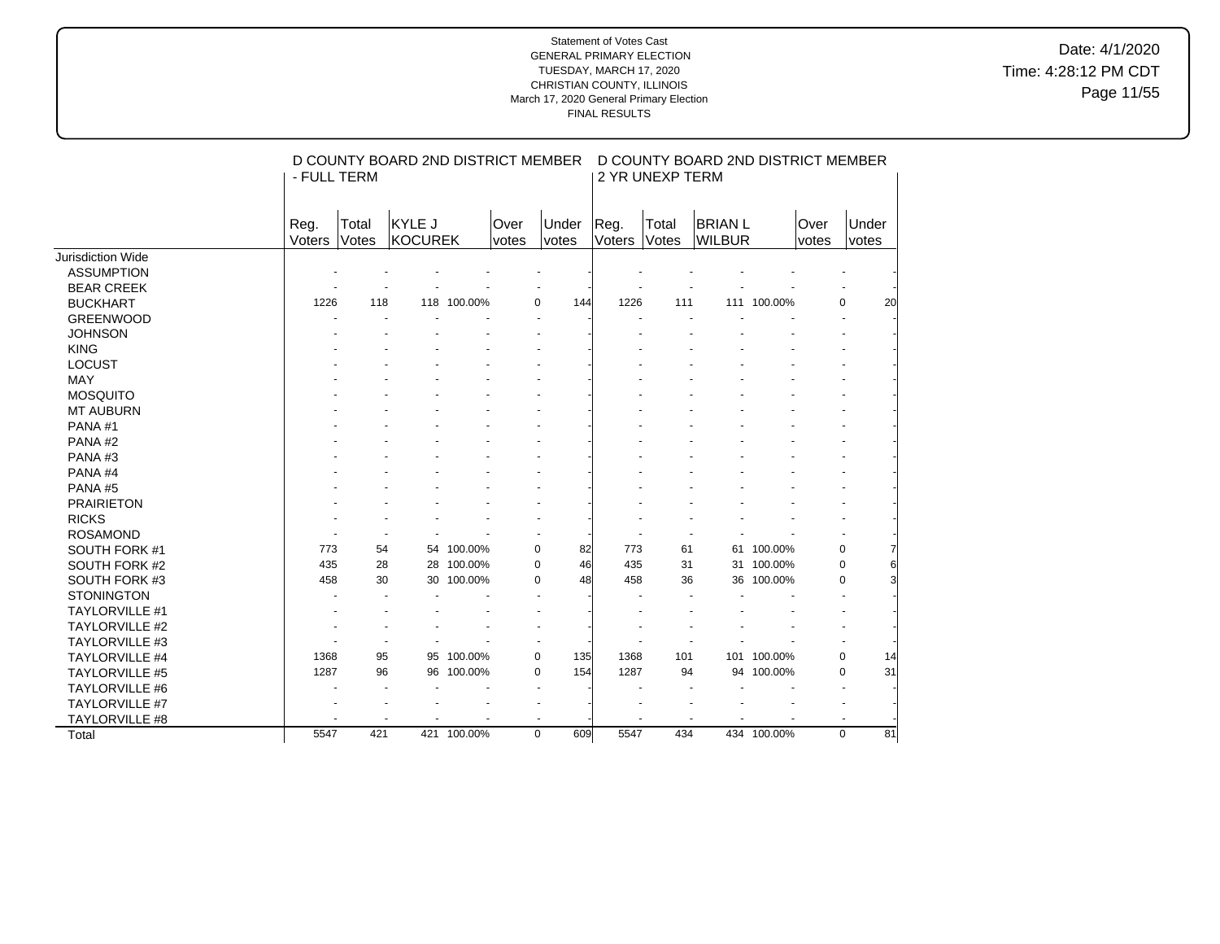Statement of Votes Cast
GENERAL PRIMARY ELECTION
TUESDAY, MARCH 17, 2020
CHRISTIAN COUNTY, ILLINOIS
March 17, 2020 General Primary Election
FINAL RESULTS

Date: 4/1/2020
Time: 4:28:12 PM CDT

| | D COUNTY BOARD 2ND DISTRICT MEMBER - FULL TERM | | | | | | D COUNTY BOARD 2ND DISTRICT MEMBER 2 YR UNEXP TERM | | | | | |
|---|---|---|---|---|---|---|---|---|---|---|---|---|
| | Reg. Voters | Total Votes | KYLE J KOCUREK | | Over votes | Under votes | Reg. Voters | Total Votes | BRIAN L WILBUR | | Over votes | Under votes |
| Jurisdiction Wide | | | | | | | | | | | | |
| ASSUMPTION | - | - | - | - | - | - | - | - | - | - | - | - |
| BEAR CREEK | - | - | - | - | - | - | - | - | - | - | - | - |
| BUCKHART | 1226 | 118 | 118 | 100.00% | 0 | 144 | 1226 | 111 | 111 | 100.00% | 0 | 20 |
| GREENWOOD | - | - | - | - | - | - | - | - | - | - | - | - |
| JOHNSON | - | - | - | - | - | - | - | - | - | - | - | - |
| KING | - | - | - | - | - | - | - | - | - | - | - | - |
| LOCUST | - | - | - | - | - | - | - | - | - | - | - | - |
| MAY | - | - | - | - | - | - | - | - | - | - | - | - |
| MOSQUITO | - | - | - | - | - | - | - | - | - | - | - | - |
| MT AUBURN | - | - | - | - | - | - | - | - | - | - | - | - |
| PANA #1 | - | - | - | - | - | - | - | - | - | - | - | - |
| PANA #2 | - | - | - | - | - | - | - | - | - | - | - | - |
| PANA #3 | - | - | - | - | - | - | - | - | - | - | - | - |
| PANA #4 | - | - | - | - | - | - | - | - | - | - | - | - |
| PANA #5 | - | - | - | - | - | - | - | - | - | - | - | - |
| PRAIRIETON | - | - | - | - | - | - | - | - | - | - | - | - |
| RICKS | - | - | - | - | - | - | - | - | - | - | - | - |
| ROSAMOND | - | - | - | - | - | - | - | - | - | - | - | - |
| SOUTH FORK #1 | 773 | 54 | 54 | 100.00% | 0 | 82 | 773 | 61 | 61 | 100.00% | 0 | 7 |
| SOUTH FORK #2 | 435 | 28 | 28 | 100.00% | 0 | 46 | 435 | 31 | 31 | 100.00% | 0 | 6 |
| SOUTH FORK #3 | 458 | 30 | 30 | 100.00% | 0 | 48 | 458 | 36 | 36 | 100.00% | 0 | 3 |
| STONINGTON | - | - | - | - | - | - | - | - | - | - | - | - |
| TAYLORVILLE #1 | - | - | - | - | - | - | - | - | - | - | - | - |
| TAYLORVILLE #2 | - | - | - | - | - | - | - | - | - | - | - | - |
| TAYLORVILLE #3 | - | - | - | - | - | - | - | - | - | - | - | - |
| TAYLORVILLE #4 | 1368 | 95 | 95 | 100.00% | 0 | 135 | 1368 | 101 | 101 | 100.00% | 0 | 14 |
| TAYLORVILLE #5 | 1287 | 96 | 96 | 100.00% | 0 | 154 | 1287 | 94 | 94 | 100.00% | 0 | 31 |
| TAYLORVILLE #6 | - | - | - | - | - | - | - | - | - | - | - | - |
| TAYLORVILLE #7 | - | - | - | - | - | - | - | - | - | - | - | - |
| TAYLORVILLE #8 | - | - | - | - | - | - | - | - | - | - | - | - |
| Total | 5547 | 421 | 421 | 100.00% | 0 | 609 | 5547 | 434 | 434 | 100.00% | 0 | 81 |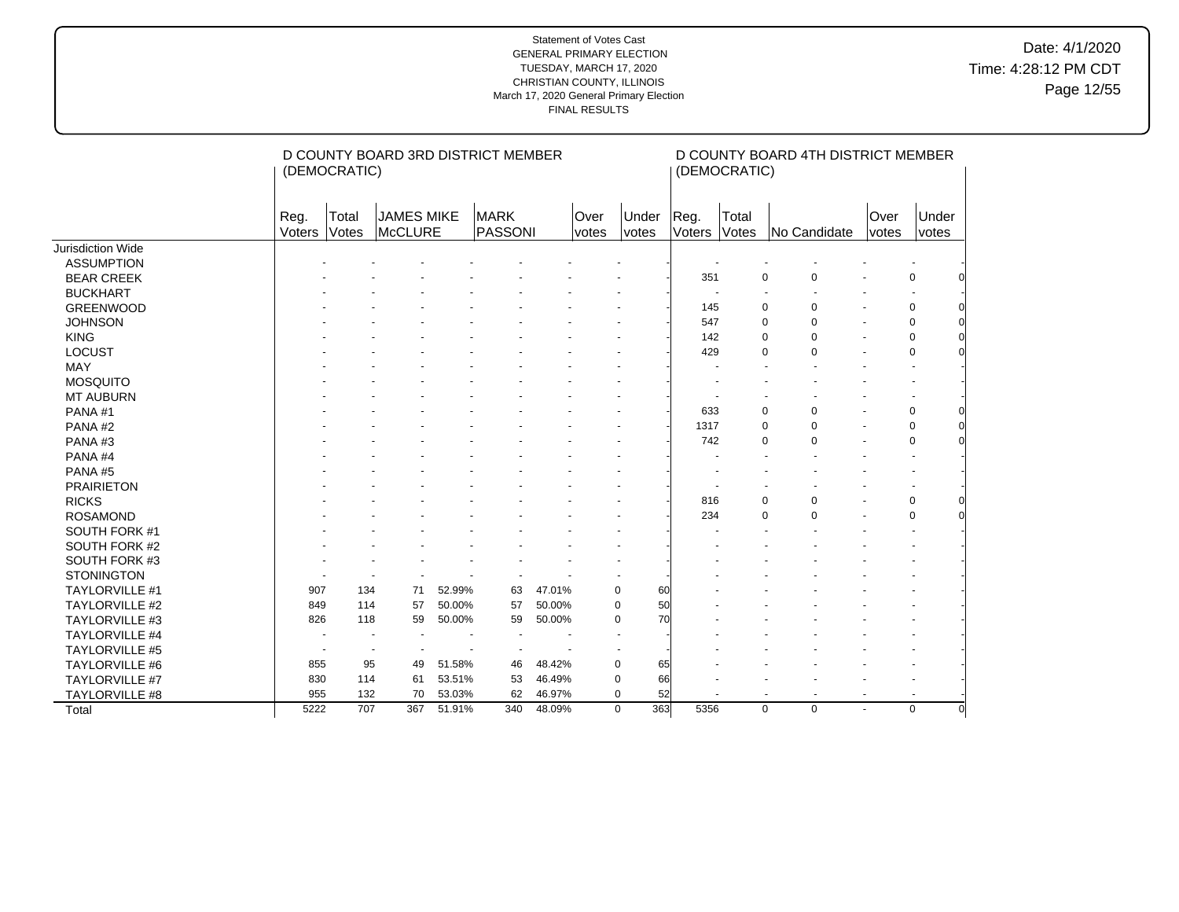Statement of Votes Cast
GENERAL PRIMARY ELECTION
TUESDAY, MARCH 17, 2020
CHRISTIAN COUNTY, ILLINOIS
March 17, 2020 General Primary Election
FINAL RESULTS

| | D COUNTY BOARD 3RD DISTRICT MEMBER (DEMOCRATIC) | | | | | | | | D COUNTY BOARD 4TH DISTRICT MEMBER (DEMOCRATIC) | | | | | |
|---|---|---|---|---|---|---|---|---|---|---|---|---|---|---|
| | Reg. Voters | Total Votes | JAMES MIKE McCLURE | | MARK PASSONI | | Over votes | Under votes | Reg. Voters | Total Votes | No Candidate | | Over votes | Under votes |
| Jurisdiction Wide | | | | | | | | | | | | | | |
| ASSUMPTION | - | - | - | - | - | - | - | - | - | - | - | - | - | - |
| BEAR CREEK | - | - | - | - | - | - | - | - | 351 | 0 | 0 | - | 0 | 0 |
| BUCKHART | - | - | - | - | - | - | - | - | - | - | - | - | - | - |
| GREENWOOD | - | - | - | - | - | - | - | - | 145 | 0 | 0 | - | 0 | 0 |
| JOHNSON | - | - | - | - | - | - | - | - | 547 | 0 | 0 | - | 0 | 0 |
| KING | - | - | - | - | - | - | - | - | 142 | 0 | 0 | - | 0 | 0 |
| LOCUST | - | - | - | - | - | - | - | - | 429 | 0 | 0 | - | 0 | 0 |
| MAY | - | - | - | - | - | - | - | - | - | - | - | - | - | - |
| MOSQUITO | - | - | - | - | - | - | - | - | - | - | - | - | - | - |
| MT AUBURN | - | - | - | - | - | - | - | - | - | - | - | - | - | - |
| PANA #1 | - | - | - | - | - | - | - | - | 633 | 0 | 0 | - | 0 | 0 |
| PANA #2 | - | - | - | - | - | - | - | - | 1317 | 0 | 0 | - | 0 | 0 |
| PANA #3 | - | - | - | - | - | - | - | - | 742 | 0 | 0 | - | 0 | 0 |
| PANA #4 | - | - | - | - | - | - | - | - | - | - | - | - | - | - |
| PANA #5 | - | - | - | - | - | - | - | - | - | - | - | - | - | - |
| PRAIRIETON | - | - | - | - | - | - | - | - | - | - | - | - | - | - |
| RICKS | - | - | - | - | - | - | - | - | 816 | 0 | 0 | - | 0 | 0 |
| ROSAMOND | - | - | - | - | - | - | - | - | 234 | 0 | 0 | - | 0 | 0 |
| SOUTH FORK #1 | - | - | - | - | - | - | - | - | - | - | - | - | - | - |
| SOUTH FORK #2 | - | - | - | - | - | - | - | - | - | - | - | - | - | - |
| SOUTH FORK #3 | - | - | - | - | - | - | - | - | - | - | - | - | - | - |
| STONINGTON | - | - | - | - | - | - | - | - | - | - | - | - | - | - |
| TAYLORVILLE #1 | 907 | 134 | 71 | 52.99% | 63 | 47.01% | 0 | 60 | - | - | - | - | - | - |
| TAYLORVILLE #2 | 849 | 114 | 57 | 50.00% | 57 | 50.00% | 0 | 50 | - | - | - | - | - | - |
| TAYLORVILLE #3 | 826 | 118 | 59 | 50.00% | 59 | 50.00% | 0 | 70 | - | - | - | - | - | - |
| TAYLORVILLE #4 | - | - | - | - | - | - | - | - | - | - | - | - | - | - |
| TAYLORVILLE #5 | - | - | - | - | - | - | - | - | - | - | - | - | - | - |
| TAYLORVILLE #6 | 855 | 95 | 49 | 51.58% | 46 | 48.42% | 0 | 65 | - | - | - | - | - | - |
| TAYLORVILLE #7 | 830 | 114 | 61 | 53.51% | 53 | 46.49% | 0 | 66 | - | - | - | - | - | - |
| TAYLORVILLE #8 | 955 | 132 | 70 | 53.03% | 62 | 46.97% | 0 | 52 | - | - | - | - | - | - |
| Total | 5222 | 707 | 367 | 51.91% | 340 | 48.09% | 0 | 363 | 5356 | 0 | 0 | - | 0 | 0 |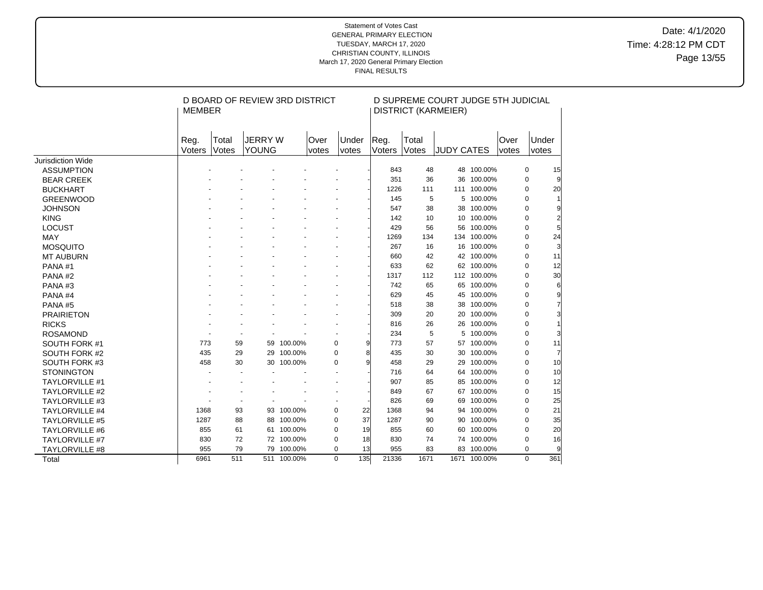Statement of Votes Cast
GENERAL PRIMARY ELECTION
TUESDAY, MARCH 17, 2020
CHRISTIAN COUNTY, ILLINOIS
March 17, 2020 General Primary Election
FINAL RESULTS

Date: 4/1/2020
Time: 4:28:12 PM CDT

| | D BOARD OF REVIEW 3RD DISTRICT MEMBER | | | | | | D SUPREME COURT JUDGE 5TH JUDICIAL DISTRICT (KARMEIER) | | | | | |
|---|---|---|---|---|---|---|---|---|---|---|---|---|
| | Reg. Voters | Total Votes | JERRY W YOUNG | | Over votes | Under votes | Reg. Voters | Total Votes | JUDY CATES | | Over votes | Under votes |
| Jurisdiction Wide | | | | | | | | | | | | |
| ASSUMPTION | - | - | - | - | - | - | 843 | 48 | 48 | 100.00% | 0 | 15 |
| BEAR CREEK | - | - | - | - | - | - | 351 | 36 | 36 | 100.00% | 0 | 9 |
| BUCKHART | - | - | - | - | - | - | 1226 | 111 | 111 | 100.00% | 0 | 20 |
| GREENWOOD | - | - | - | - | - | - | 145 | 5 | 5 | 100.00% | 0 | 1 |
| JOHNSON | - | - | - | - | - | - | 547 | 38 | 38 | 100.00% | 0 | 9 |
| KING | - | - | - | - | - | - | 142 | 10 | 10 | 100.00% | 0 | 2 |
| LOCUST | - | - | - | - | - | - | 429 | 56 | 56 | 100.00% | 0 | 5 |
| MAY | - | - | - | - | - | - | 1269 | 134 | 134 | 100.00% | 0 | 24 |
| MOSQUITO | - | - | - | - | - | - | 267 | 16 | 16 | 100.00% | 0 | 3 |
| MT AUBURN | - | - | - | - | - | - | 660 | 42 | 42 | 100.00% | 0 | 11 |
| PANA #1 | - | - | - | - | - | - | 633 | 62 | 62 | 100.00% | 0 | 12 |
| PANA #2 | - | - | - | - | - | - | 1317 | 112 | 112 | 100.00% | 0 | 30 |
| PANA #3 | - | - | - | - | - | - | 742 | 65 | 65 | 100.00% | 0 | 6 |
| PANA #4 | - | - | - | - | - | - | 629 | 45 | 45 | 100.00% | 0 | 9 |
| PANA #5 | - | - | - | - | - | - | 518 | 38 | 38 | 100.00% | 0 | 7 |
| PRAIRIETON | - | - | - | - | - | - | 309 | 20 | 20 | 100.00% | 0 | 3 |
| RICKS | - | - | - | - | - | - | 816 | 26 | 26 | 100.00% | 0 | 1 |
| ROSAMOND | - | - | - | - | - | - | 234 | 5 | 5 | 100.00% | 0 | 3 |
| SOUTH FORK #1 | 773 | 59 | 59 | 100.00% | 0 | 9 | 773 | 57 | 57 | 100.00% | 0 | 11 |
| SOUTH FORK #2 | 435 | 29 | 29 | 100.00% | 0 | 8 | 435 | 30 | 30 | 100.00% | 0 | 7 |
| SOUTH FORK #3 | 458 | 30 | 30 | 100.00% | 0 | 9 | 458 | 29 | 29 | 100.00% | 0 | 10 |
| STONINGTON | - | - | - | - | - | - | 716 | 64 | 64 | 100.00% | 0 | 10 |
| TAYLORVILLE #1 | - | - | - | - | - | - | 907 | 85 | 85 | 100.00% | 0 | 12 |
| TAYLORVILLE #2 | - | - | - | - | - | - | 849 | 67 | 67 | 100.00% | 0 | 15 |
| TAYLORVILLE #3 | - | - | - | - | - | - | 826 | 69 | 69 | 100.00% | 0 | 25 |
| TAYLORVILLE #4 | 1368 | 93 | 93 | 100.00% | 0 | 22 | 1368 | 94 | 94 | 100.00% | 0 | 21 |
| TAYLORVILLE #5 | 1287 | 88 | 88 | 100.00% | 0 | 37 | 1287 | 90 | 90 | 100.00% | 0 | 35 |
| TAYLORVILLE #6 | 855 | 61 | 61 | 100.00% | 0 | 19 | 855 | 60 | 60 | 100.00% | 0 | 20 |
| TAYLORVILLE #7 | 830 | 72 | 72 | 100.00% | 0 | 18 | 830 | 74 | 74 | 100.00% | 0 | 16 |
| TAYLORVILLE #8 | 955 | 79 | 79 | 100.00% | 0 | 13 | 955 | 83 | 83 | 100.00% | 0 | 9 |
| Total | 6961 | 511 | 511 | 100.00% | 0 | 135 | 21336 | 1671 | 1671 | 100.00% | 0 | 361 |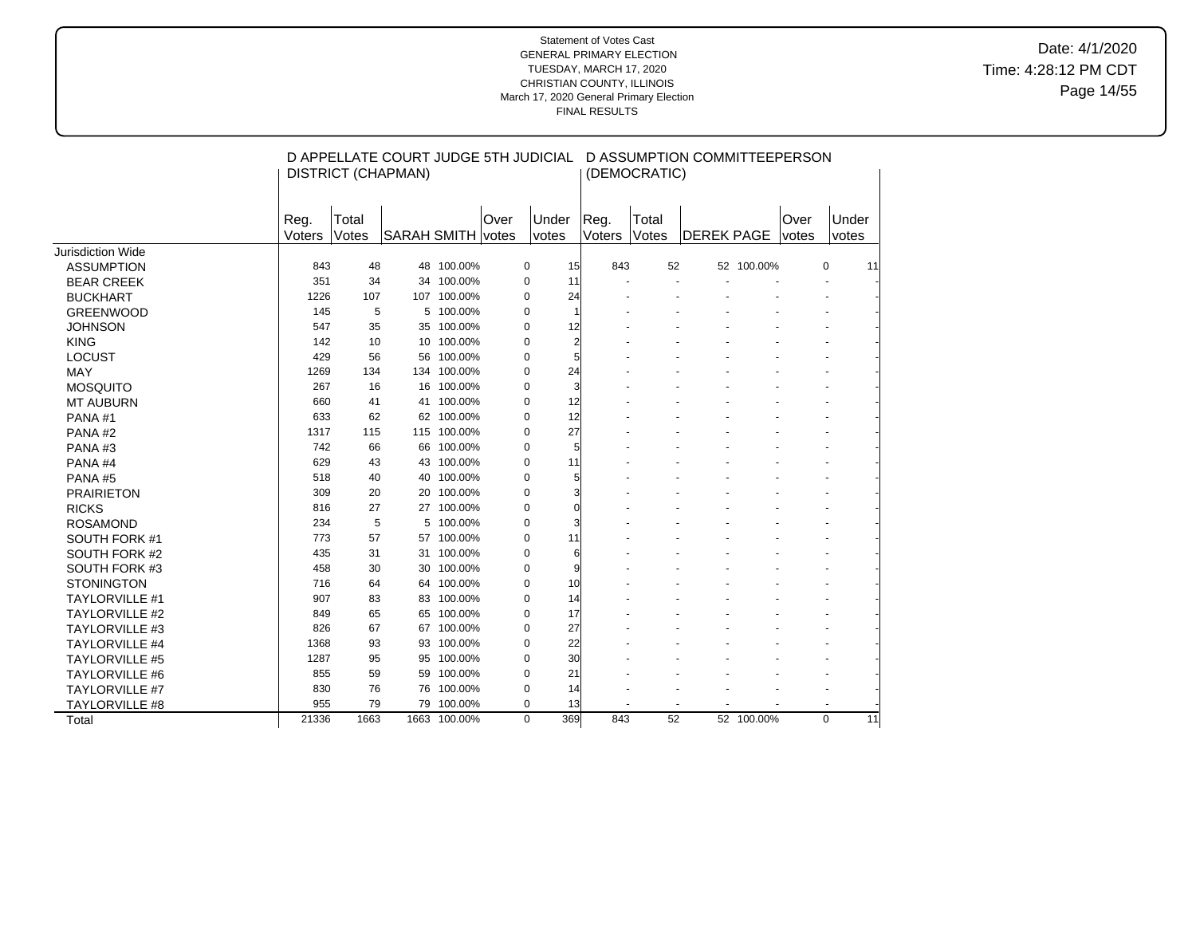Statement of Votes Cast
GENERAL PRIMARY ELECTION
TUESDAY, MARCH 17, 2020
CHRISTIAN COUNTY, ILLINOIS
March 17, 2020 General Primary Election
FINAL RESULTS

Date: 4/1/2020
Time: 4:28:12 PM CDT

| | D APPELLATE COURT JUDGE 5TH JUDICIAL DISTRICT (CHAPMAN) | | | | | | D ASSUMPTION COMMITTEEPERSON (DEMOCRATIC) | | | | | |
|---|---|---|---|---|---|---|---|---|---|---|---|---|
| | Reg. Voters | Total Votes | SARAH SMITH | | Over votes | Under votes | Reg. Voters | Total Votes | DEREK PAGE | | Over votes | Under votes |
| Jurisdiction Wide | | | | | | | | | | | | |
| ASSUMPTION | 843 | 48 | 48 | 100.00% | 0 | 15 | 843 | 52 | 52 | 100.00% | 0 | 11 |
| BEAR CREEK | 351 | 34 | 34 | 100.00% | 0 | 11 | - | - | - | - | - | - |
| BUCKHART | 1226 | 107 | 107 | 100.00% | 0 | 24 | - | - | - | - | - | - |
| GREENWOOD | 145 | 5 | 5 | 100.00% | 0 | 1 | - | - | - | - | - | - |
| JOHNSON | 547 | 35 | 35 | 100.00% | 0 | 12 | - | - | - | - | - | - |
| KING | 142 | 10 | 10 | 100.00% | 0 | 2 | - | - | - | - | - | - |
| LOCUST | 429 | 56 | 56 | 100.00% | 0 | 5 | - | - | - | - | - | - |
| MAY | 1269 | 134 | 134 | 100.00% | 0 | 24 | - | - | - | - | - | - |
| MOSQUITO | 267 | 16 | 16 | 100.00% | 0 | 3 | - | - | - | - | - | - |
| MT AUBURN | 660 | 41 | 41 | 100.00% | 0 | 12 | - | - | - | - | - | - |
| PANA #1 | 633 | 62 | 62 | 100.00% | 0 | 12 | - | - | - | - | - | - |
| PANA #2 | 1317 | 115 | 115 | 100.00% | 0 | 27 | - | - | - | - | - | - |
| PANA #3 | 742 | 66 | 66 | 100.00% | 0 | 5 | - | - | - | - | - | - |
| PANA #4 | 629 | 43 | 43 | 100.00% | 0 | 11 | - | - | - | - | - | - |
| PANA #5 | 518 | 40 | 40 | 100.00% | 0 | 5 | - | - | - | - | - | - |
| PRAIRIETON | 309 | 20 | 20 | 100.00% | 0 | 3 | - | - | - | - | - | - |
| RICKS | 816 | 27 | 27 | 100.00% | 0 | 0 | - | - | - | - | - | - |
| ROSAMOND | 234 | 5 | 5 | 100.00% | 0 | 3 | - | - | - | - | - | - |
| SOUTH FORK #1 | 773 | 57 | 57 | 100.00% | 0 | 11 | - | - | - | - | - | - |
| SOUTH FORK #2 | 435 | 31 | 31 | 100.00% | 0 | 6 | - | - | - | - | - | - |
| SOUTH FORK #3 | 458 | 30 | 30 | 100.00% | 0 | 9 | - | - | - | - | - | - |
| STONINGTON | 716 | 64 | 64 | 100.00% | 0 | 10 | - | - | - | - | - | - |
| TAYLORVILLE #1 | 907 | 83 | 83 | 100.00% | 0 | 14 | - | - | - | - | - | - |
| TAYLORVILLE #2 | 849 | 65 | 65 | 100.00% | 0 | 17 | - | - | - | - | - | - |
| TAYLORVILLE #3 | 826 | 67 | 67 | 100.00% | 0 | 27 | - | - | - | - | - | - |
| TAYLORVILLE #4 | 1368 | 93 | 93 | 100.00% | 0 | 22 | - | - | - | - | - | - |
| TAYLORVILLE #5 | 1287 | 95 | 95 | 100.00% | 0 | 30 | - | - | - | - | - | - |
| TAYLORVILLE #6 | 855 | 59 | 59 | 100.00% | 0 | 21 | - | - | - | - | - | - |
| TAYLORVILLE #7 | 830 | 76 | 76 | 100.00% | 0 | 14 | - | - | - | - | - | - |
| TAYLORVILLE #8 | 955 | 79 | 79 | 100.00% | 0 | 13 | - | - | - | - | - | - |
| Total | 21336 | 1663 | 1663 | 100.00% | 0 | 369 | 843 | 52 | 52 | 100.00% | 0 | 11 |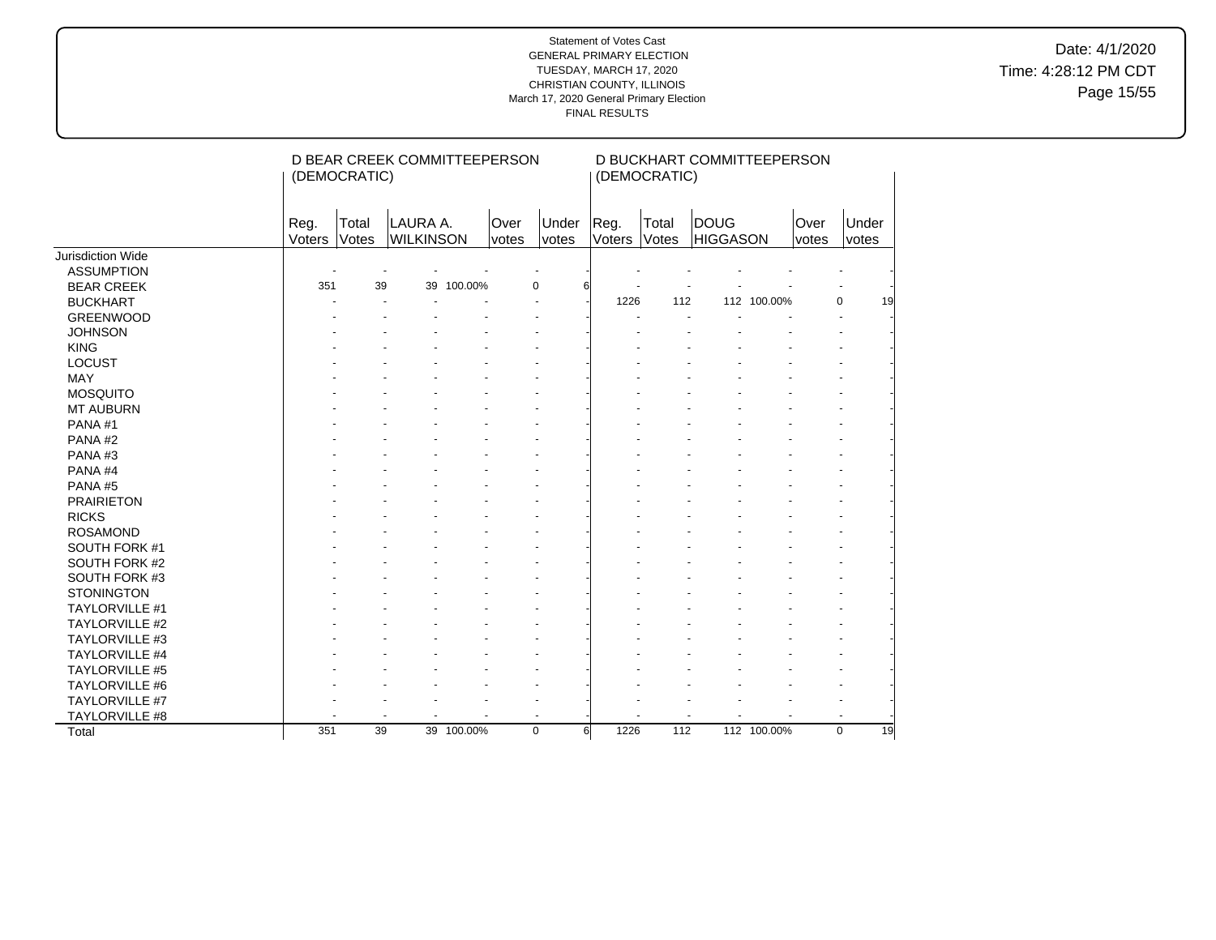Statement of Votes Cast
GENERAL PRIMARY ELECTION
TUESDAY, MARCH 17, 2020
CHRISTIAN COUNTY, ILLINOIS
March 17, 2020 General Primary Election
FINAL RESULTS

Date: 4/1/2020
Time: 4:28:12 PM CDT

| | D BEAR CREEK COMMITTEEPERSON (DEMOCRATIC) | | | | | | D BUCKHART COMMITTEEPERSON (DEMOCRATIC) | | | | | |
|---|---|---|---|---|---|---|---|---|---|---|---|---|
| | Reg. Voters | Total Votes | LAURA A. WILKINSON | | Over votes | Under votes | Reg. Voters | Total Votes | DOUG HIGGASON | | Over votes | Under votes |
| Jurisdiction Wide | | | | | | | | | | | | |
| ASSUMPTION | - | - | - | - | - | - | - | - | - | - | - | - |
| BEAR CREEK | 351 | 39 | 39 | 100.00% | 0 | 6 | - | - | - | - | - | - |
| BUCKHART | - | - | - | - | - | - | 1226 | 112 | 112 | 100.00% | 0 | 19 |
| GREENWOOD | - | - | - | - | - | - | - | - | - | - | - | - |
| JOHNSON | - | - | - | - | - | - | - | - | - | - | - | - |
| KING | - | - | - | - | - | - | - | - | - | - | - | - |
| LOCUST | - | - | - | - | - | - | - | - | - | - | - | - |
| MAY | - | - | - | - | - | - | - | - | - | - | - | - |
| MOSQUITO | - | - | - | - | - | - | - | - | - | - | - | - |
| MT AUBURN | - | - | - | - | - | - | - | - | - | - | - | - |
| PANA #1 | - | - | - | - | - | - | - | - | - | - | - | - |
| PANA #2 | - | - | - | - | - | - | - | - | - | - | - | - |
| PANA #3 | - | - | - | - | - | - | - | - | - | - | - | - |
| PANA #4 | - | - | - | - | - | - | - | - | - | - | - | - |
| PANA #5 | - | - | - | - | - | - | - | - | - | - | - | - |
| PRAIRIETON | - | - | - | - | - | - | - | - | - | - | - | - |
| RICKS | - | - | - | - | - | - | - | - | - | - | - | - |
| ROSAMOND | - | - | - | - | - | - | - | - | - | - | - | - |
| SOUTH FORK #1 | - | - | - | - | - | - | - | - | - | - | - | - |
| SOUTH FORK #2 | - | - | - | - | - | - | - | - | - | - | - | - |
| SOUTH FORK #3 | - | - | - | - | - | - | - | - | - | - | - | - |
| STONINGTON | - | - | - | - | - | - | - | - | - | - | - | - |
| TAYLORVILLE #1 | - | - | - | - | - | - | - | - | - | - | - | - |
| TAYLORVILLE #2 | - | - | - | - | - | - | - | - | - | - | - | - |
| TAYLORVILLE #3 | - | - | - | - | - | - | - | - | - | - | - | - |
| TAYLORVILLE #4 | - | - | - | - | - | - | - | - | - | - | - | - |
| TAYLORVILLE #5 | - | - | - | - | - | - | - | - | - | - | - | - |
| TAYLORVILLE #6 | - | - | - | - | - | - | - | - | - | - | - | - |
| TAYLORVILLE #7 | - | - | - | - | - | - | - | - | - | - | - | - |
| TAYLORVILLE #8 | - | - | - | - | - | - | - | - | - | - | - | - |
| Total | 351 | 39 | 39 | 100.00% | 0 | 6 | 1226 | 112 | 112 | 100.00% | 0 | 19 |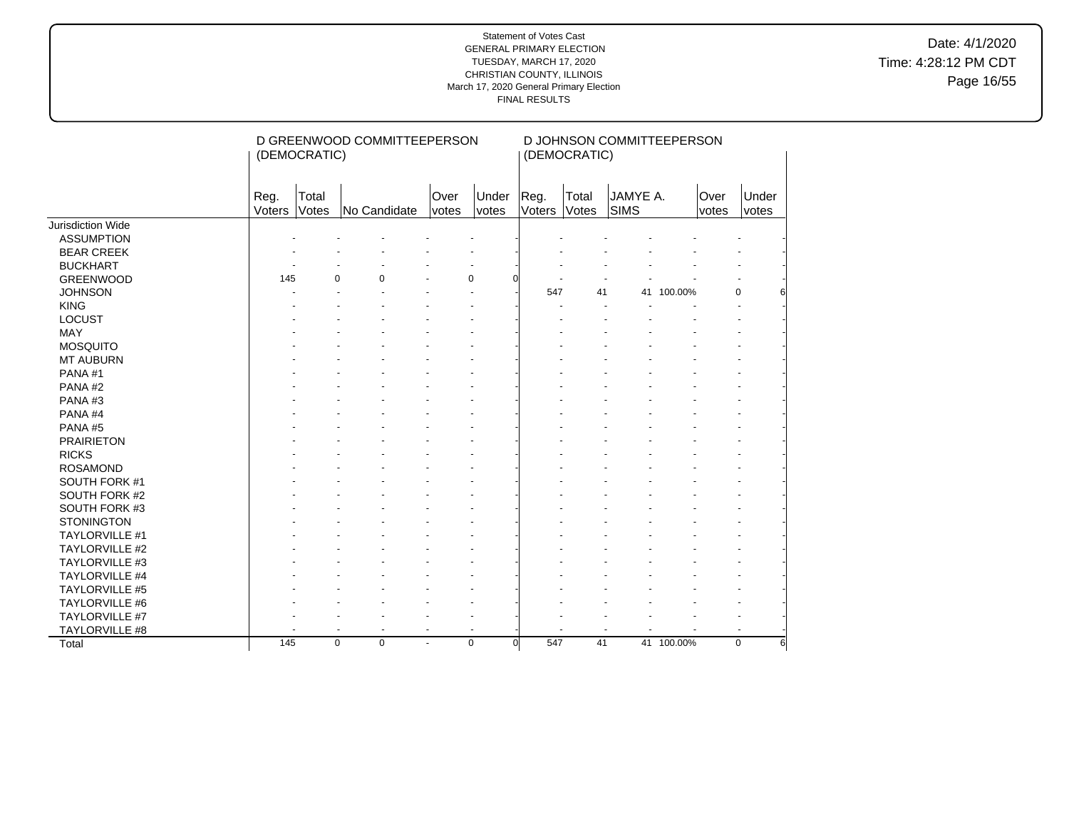Statement of Votes Cast
GENERAL PRIMARY ELECTION
TUESDAY, MARCH 17, 2020
CHRISTIAN COUNTY, ILLINOIS
March 17, 2020 General Primary Election
FINAL RESULTS

Date: 4/1/2020
Time: 4:28:12 PM CDT

| | D GREENWOOD COMMITTEEPERSON (DEMOCRATIC) | | | | | D JOHNSON COMMITTEEPERSON (DEMOCRATIC) | | | | | |
|---|---|---|---|---|---|---|---|---|---|---|---|
| | Reg. Voters | Total Votes | No Candidate | Over votes | Under votes | Reg. Voters | Total Votes | JAMYE A. SIMS | | Over votes | Under votes |
| Jurisdiction Wide | | | | | | | | | | | |
| ASSUMPTION | - | - | - | - | - | - | - | - | - | - | - |
| BEAR CREEK | - | - | - | - | - | - | - | - | - | - | - |
| BUCKHART | - | - | - | - | - | - | - | - | - | - | - |
| GREENWOOD | 145 | 0 | 0 | - | 0 | 0 | - | - | - | - | - |
| JOHNSON | - | - | - | - | - | - | 547 | 41 | 41 | 100.00% | 0 | 6 |
| KING | - | - | - | - | - | - | - | - | - | - | - |
| LOCUST | - | - | - | - | - | - | - | - | - | - | - |
| MAY | - | - | - | - | - | - | - | - | - | - | - |
| MOSQUITO | - | - | - | - | - | - | - | - | - | - | - |
| MT AUBURN | - | - | - | - | - | - | - | - | - | - | - |
| PANA #1 | - | - | - | - | - | - | - | - | - | - | - |
| PANA #2 | - | - | - | - | - | - | - | - | - | - | - |
| PANA #3 | - | - | - | - | - | - | - | - | - | - | - |
| PANA #4 | - | - | - | - | - | - | - | - | - | - | - |
| PANA #5 | - | - | - | - | - | - | - | - | - | - | - |
| PRAIRIETON | - | - | - | - | - | - | - | - | - | - | - |
| RICKS | - | - | - | - | - | - | - | - | - | - | - |
| ROSAMOND | - | - | - | - | - | - | - | - | - | - | - |
| SOUTH FORK #1 | - | - | - | - | - | - | - | - | - | - | - |
| SOUTH FORK #2 | - | - | - | - | - | - | - | - | - | - | - |
| SOUTH FORK #3 | - | - | - | - | - | - | - | - | - | - | - |
| STONINGTON | - | - | - | - | - | - | - | - | - | - | - |
| TAYLORVILLE #1 | - | - | - | - | - | - | - | - | - | - | - |
| TAYLORVILLE #2 | - | - | - | - | - | - | - | - | - | - | - |
| TAYLORVILLE #3 | - | - | - | - | - | - | - | - | - | - | - |
| TAYLORVILLE #4 | - | - | - | - | - | - | - | - | - | - | - |
| TAYLORVILLE #5 | - | - | - | - | - | - | - | - | - | - | - |
| TAYLORVILLE #6 | - | - | - | - | - | - | - | - | - | - | - |
| TAYLORVILLE #7 | - | - | - | - | - | - | - | - | - | - | - |
| TAYLORVILLE #8 | - | - | - | - | - | - | - | - | - | - | - |
| Total | 145 | 0 | 0 | - | 0 | 0 | 547 | 41 | 41 | 100.00% | 0 | 6 |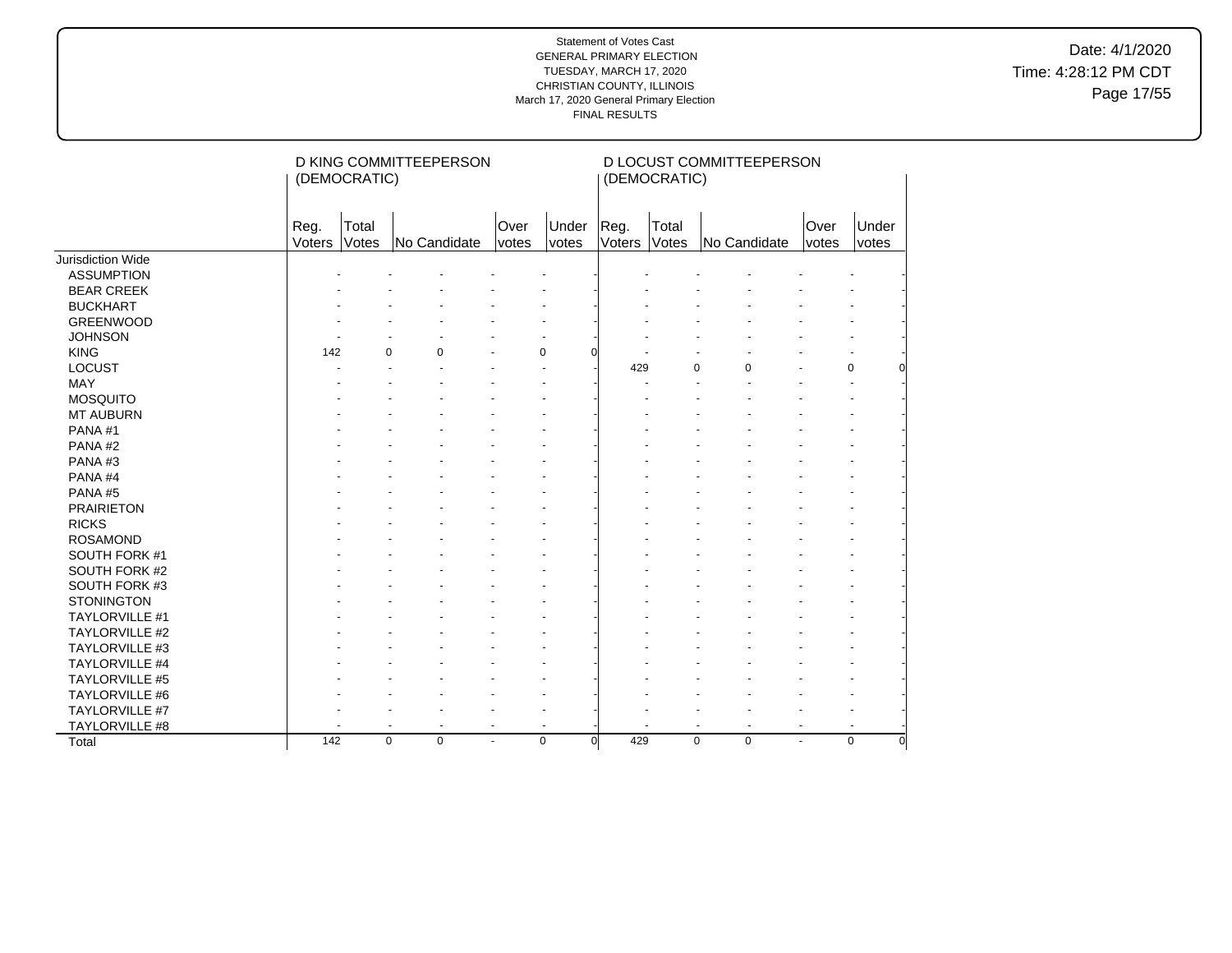Statement of Votes Cast
GENERAL PRIMARY ELECTION
TUESDAY, MARCH 17, 2020
CHRISTIAN COUNTY, ILLINOIS
March 17, 2020 General Primary Election
FINAL RESULTS

Date: 4/1/2020
Time: 4:28:12 PM CDT

| | D KING COMMITTEEPERSON (DEMOCRATIC) | | | | | D LOCUST COMMITTEEPERSON (DEMOCRATIC) | | | | |
|---|---|---|---|---|---|---|---|---|---|---|
| | Reg. Voters | Total Votes | No Candidate | Over votes | Under votes | Reg. Voters | Total Votes | No Candidate | Over votes | Under votes |
| Jurisdiction Wide | | | | | | | | | | |
| ASSUMPTION | - | - | - | - | - | - | - | - | - | - |
| BEAR CREEK | - | - | - | - | - | - | - | - | - | - |
| BUCKHART | - | - | - | - | - | - | - | - | - | - |
| GREENWOOD | - | - | - | - | - | - | - | - | - | - |
| JOHNSON | - | - | - | - | - | - | - | - | - | - |
| KING | 142 | 0 | 0 | - | 0 | 0 | - | - | - | - |
| LOCUST | - | - | - | - | - | 429 | 0 | 0 | - | 0 | 0 |
| MAY | - | - | - | - | - | - | - | - | - | - |
| MOSQUITO | - | - | - | - | - | - | - | - | - | - |
| MT AUBURN | - | - | - | - | - | - | - | - | - | - |
| PANA #1 | - | - | - | - | - | - | - | - | - | - |
| PANA #2 | - | - | - | - | - | - | - | - | - | - |
| PANA #3 | - | - | - | - | - | - | - | - | - | - |
| PANA #4 | - | - | - | - | - | - | - | - | - | - |
| PANA #5 | - | - | - | - | - | - | - | - | - | - |
| PRAIRIETON | - | - | - | - | - | - | - | - | - | - |
| RICKS | - | - | - | - | - | - | - | - | - | - |
| ROSAMOND | - | - | - | - | - | - | - | - | - | - |
| SOUTH FORK #1 | - | - | - | - | - | - | - | - | - | - |
| SOUTH FORK #2 | - | - | - | - | - | - | - | - | - | - |
| SOUTH FORK #3 | - | - | - | - | - | - | - | - | - | - |
| STONINGTON | - | - | - | - | - | - | - | - | - | - |
| TAYLORVILLE #1 | - | - | - | - | - | - | - | - | - | - |
| TAYLORVILLE #2 | - | - | - | - | - | - | - | - | - | - |
| TAYLORVILLE #3 | - | - | - | - | - | - | - | - | - | - |
| TAYLORVILLE #4 | - | - | - | - | - | - | - | - | - | - |
| TAYLORVILLE #5 | - | - | - | - | - | - | - | - | - | - |
| TAYLORVILLE #6 | - | - | - | - | - | - | - | - | - | - |
| TAYLORVILLE #7 | - | - | - | - | - | - | - | - | - | - |
| TAYLORVILLE #8 | - | - | - | - | - | - | - | - | - | - |
| Total | 142 | 0 | 0 | - | 0 | 0 | 429 | 0 | 0 | - | 0 | 0 |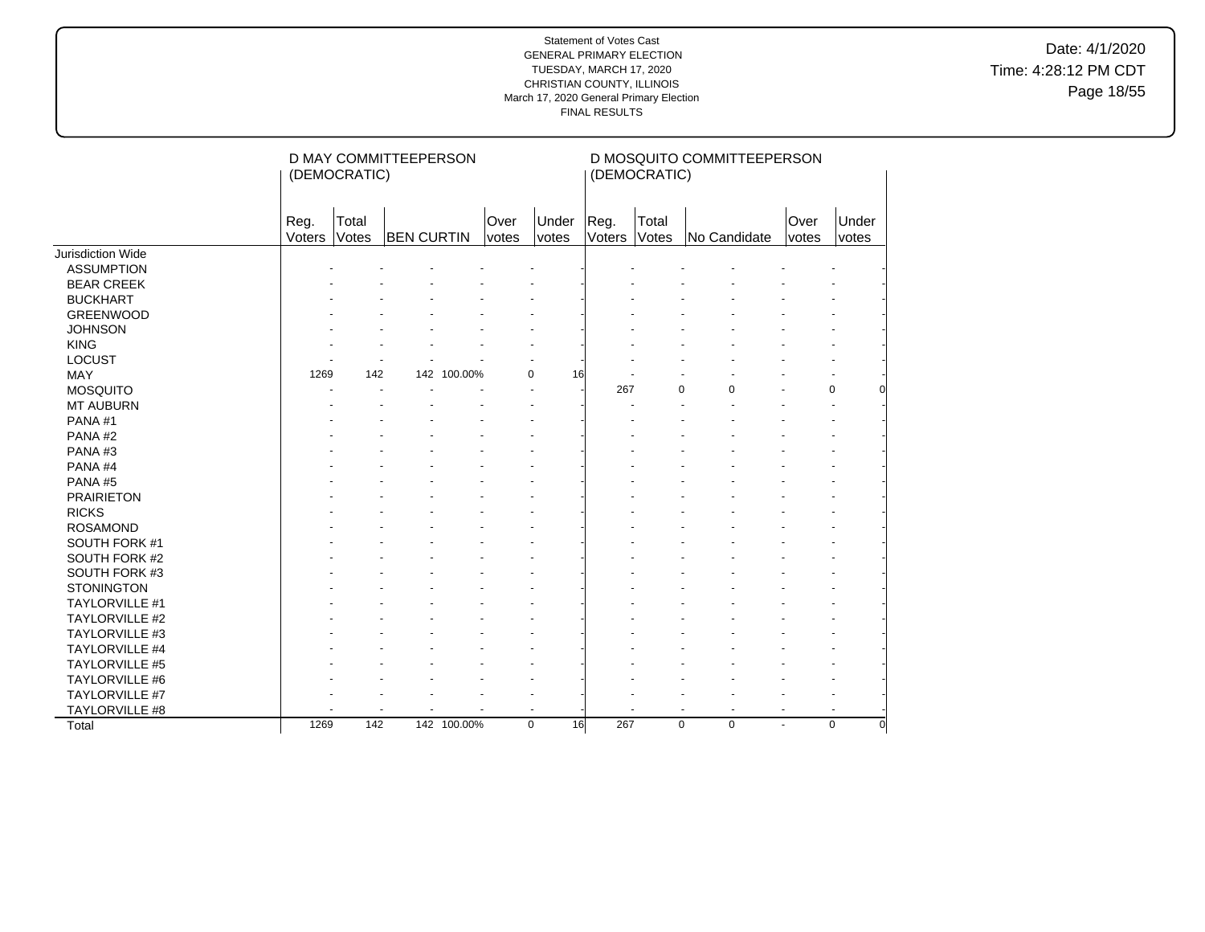Statement of Votes Cast
GENERAL PRIMARY ELECTION
TUESDAY, MARCH 17, 2020
CHRISTIAN COUNTY, ILLINOIS
March 17, 2020 General Primary Election
FINAL RESULTS

Date: 4/1/2020
Time: 4:28:12 PM CDT

| | D MAY COMMITTEEPERSON (DEMOCRATIC) | | | | | | D MOSQUITO COMMITTEEPERSON (DEMOCRATIC) | | | | | |
|---|---|---|---|---|---|---|---|---|---|---|---|---|
| | Reg. Voters | Total Votes | BEN CURTIN | | Over votes | Under votes | Reg. Voters | Total Votes | No Candidate | | Over votes | Under votes |
| Jurisdiction Wide | | | | | | | | | | | | |
| ASSUMPTION | - | - | - | - | - | - | - | - | - | - | - | - |
| BEAR CREEK | - | - | - | - | - | - | - | - | - | - | - | - |
| BUCKHART | - | - | - | - | - | - | - | - | - | - | - | - |
| GREENWOOD | - | - | - | - | - | - | - | - | - | - | - | - |
| JOHNSON | - | - | - | - | - | - | - | - | - | - | - | - |
| KING | - | - | - | - | - | - | - | - | - | - | - | - |
| LOCUST | - | - | - | - | - | - | - | - | - | - | - | - |
| MAY | 1269 | 142 | 142 | 100.00% | 0 | 16 | - | - | - | - | - | - |
| MOSQUITO | - | - | - | - | - | - | 267 | 0 | 0 | - | 0 | 0 |
| MT AUBURN | - | - | - | - | - | - | - | - | - | - | - | - |
| PANA #1 | - | - | - | - | - | - | - | - | - | - | - | - |
| PANA #2 | - | - | - | - | - | - | - | - | - | - | - | - |
| PANA #3 | - | - | - | - | - | - | - | - | - | - | - | - |
| PANA #4 | - | - | - | - | - | - | - | - | - | - | - | - |
| PANA #5 | - | - | - | - | - | - | - | - | - | - | - | - |
| PRAIRIETON | - | - | - | - | - | - | - | - | - | - | - | - |
| RICKS | - | - | - | - | - | - | - | - | - | - | - | - |
| ROSAMOND | - | - | - | - | - | - | - | - | - | - | - | - |
| SOUTH FORK #1 | - | - | - | - | - | - | - | - | - | - | - | - |
| SOUTH FORK #2 | - | - | - | - | - | - | - | - | - | - | - | - |
| SOUTH FORK #3 | - | - | - | - | - | - | - | - | - | - | - | - |
| STONINGTON | - | - | - | - | - | - | - | - | - | - | - | - |
| TAYLORVILLE #1 | - | - | - | - | - | - | - | - | - | - | - | - |
| TAYLORVILLE #2 | - | - | - | - | - | - | - | - | - | - | - | - |
| TAYLORVILLE #3 | - | - | - | - | - | - | - | - | - | - | - | - |
| TAYLORVILLE #4 | - | - | - | - | - | - | - | - | - | - | - | - |
| TAYLORVILLE #5 | - | - | - | - | - | - | - | - | - | - | - | - |
| TAYLORVILLE #6 | - | - | - | - | - | - | - | - | - | - | - | - |
| TAYLORVILLE #7 | - | - | - | - | - | - | - | - | - | - | - | - |
| TAYLORVILLE #8 | - | - | - | - | - | - | - | - | - | - | - | - |
| Total | 1269 | 142 | 142 | 100.00% | 0 | 16 | 267 | 0 | 0 | - | 0 | 0 |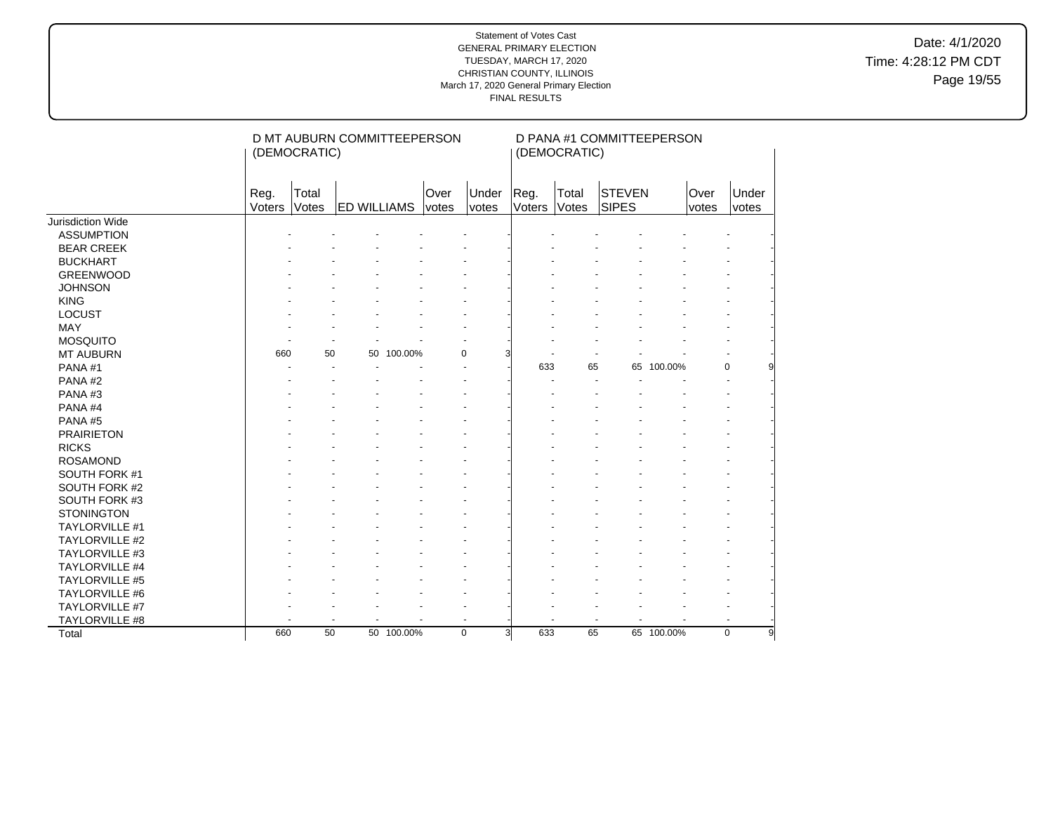Statement of Votes Cast
GENERAL PRIMARY ELECTION
TUESDAY, MARCH 17, 2020
CHRISTIAN COUNTY, ILLINOIS
March 17, 2020 General Primary Election
FINAL RESULTS

Date: 4/1/2020
Time: 4:28:12 PM CDT

| | D MT AUBURN COMMITTEEPERSON (DEMOCRATIC) | | | | | | D PANA #1 COMMITTEEPERSON (DEMOCRATIC) | | | | | |
|---|---|---|---|---|---|---|---|---|---|---|---|---|
| | Reg. Voters | Total Votes | ED WILLIAMS | | Over votes | Under votes | Reg. Voters | Total Votes | STEVEN SIPES | | Over votes | Under votes |
| Jurisdiction Wide | | | | | | | | | | | | |
| ASSUMPTION | - | - | - | - | - | - | - | - | - | - | - | - |
| BEAR CREEK | - | - | - | - | - | - | - | - | - | - | - | - |
| BUCKHART | - | - | - | - | - | - | - | - | - | - | - | - |
| GREENWOOD | - | - | - | - | - | - | - | - | - | - | - | - |
| JOHNSON | - | - | - | - | - | - | - | - | - | - | - | - |
| KING | - | - | - | - | - | - | - | - | - | - | - | - |
| LOCUST | - | - | - | - | - | - | - | - | - | - | - | - |
| MAY | - | - | - | - | - | - | - | - | - | - | - | - |
| MOSQUITO | - | - | - | - | - | - | - | - | - | - | - | - |
| MT AUBURN | 660 | 50 | 50 | 100.00% | 0 | 3 | - | - | - | - | - | - |
| PANA #1 | - | - | - | - | - | - | 633 | 65 | 65 | 100.00% | 0 | 9 |
| PANA #2 | - | - | - | - | - | - | - | - | - | - | - | - |
| PANA #3 | - | - | - | - | - | - | - | - | - | - | - | - |
| PANA #4 | - | - | - | - | - | - | - | - | - | - | - | - |
| PANA #5 | - | - | - | - | - | - | - | - | - | - | - | - |
| PRAIRIETON | - | - | - | - | - | - | - | - | - | - | - | - |
| RICKS | - | - | - | - | - | - | - | - | - | - | - | - |
| ROSAMOND | - | - | - | - | - | - | - | - | - | - | - | - |
| SOUTH FORK #1 | - | - | - | - | - | - | - | - | - | - | - | - |
| SOUTH FORK #2 | - | - | - | - | - | - | - | - | - | - | - | - |
| SOUTH FORK #3 | - | - | - | - | - | - | - | - | - | - | - | - |
| STONINGTON | - | - | - | - | - | - | - | - | - | - | - | - |
| TAYLORVILLE #1 | - | - | - | - | - | - | - | - | - | - | - | - |
| TAYLORVILLE #2 | - | - | - | - | - | - | - | - | - | - | - | - |
| TAYLORVILLE #3 | - | - | - | - | - | - | - | - | - | - | - | - |
| TAYLORVILLE #4 | - | - | - | - | - | - | - | - | - | - | - | - |
| TAYLORVILLE #5 | - | - | - | - | - | - | - | - | - | - | - | - |
| TAYLORVILLE #6 | - | - | - | - | - | - | - | - | - | - | - | - |
| TAYLORVILLE #7 | - | - | - | - | - | - | - | - | - | - | - | - |
| TAYLORVILLE #8 | - | - | - | - | - | - | - | - | - | - | - | - |
| Total | 660 | 50 | 50 | 100.00% | 0 | 3 | 633 | 65 | 65 | 100.00% | 0 | 9 |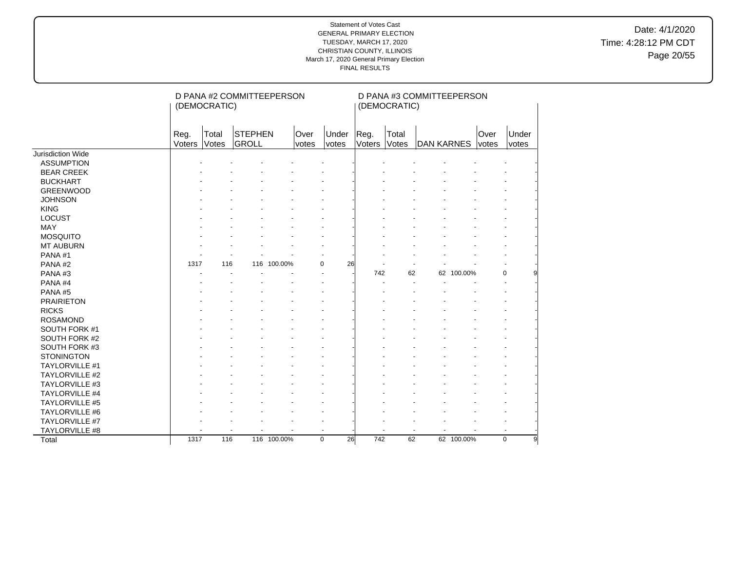Statement of Votes Cast
GENERAL PRIMARY ELECTION
TUESDAY, MARCH 17, 2020
CHRISTIAN COUNTY, ILLINOIS
March 17, 2020 General Primary Election
FINAL RESULTS

Date: 4/1/2020
Time: 4:28:12 PM CDT

| | D PANA #2 COMMITTEEPERSON (DEMOCRATIC) | | | | | | D PANA #3 COMMITTEEPERSON (DEMOCRATIC) | | | | | |
|---|---|---|---|---|---|---|---|---|---|---|---|---|
| | Reg. Voters | Total Votes | STEPHEN GROLL | | Over votes | Under votes | Reg. Voters | Total Votes | DAN KARNES | | Over votes | Under votes |
| Jurisdiction Wide | | | | | | | | | | | | |
| ASSUMPTION | - | - | - | - | - | - | - | - | - | - | - | - |
| BEAR CREEK | - | - | - | - | - | - | - | - | - | - | - | - |
| BUCKHART | - | - | - | - | - | - | - | - | - | - | - | - |
| GREENWOOD | - | - | - | - | - | - | - | - | - | - | - | - |
| JOHNSON | - | - | - | - | - | - | - | - | - | - | - | - |
| KING | - | - | - | - | - | - | - | - | - | - | - | - |
| LOCUST | - | - | - | - | - | - | - | - | - | - | - | - |
| MAY | - | - | - | - | - | - | - | - | - | - | - | - |
| MOSQUITO | - | - | - | - | - | - | - | - | - | - | - | - |
| MT AUBURN | - | - | - | - | - | - | - | - | - | - | - | - |
| PANA #1 | - | - | - | - | - | - | - | - | - | - | - | - |
| PANA #2 | 1317 | 116 | 116 | 100.00% | 0 | 26 | - | - | - | - | - | - |
| PANA #3 | - | - | - | - | - | - | 742 | 62 | 62 | 100.00% | 0 | 9 |
| PANA #4 | - | - | - | - | - | - | - | - | - | - | - | - |
| PANA #5 | - | - | - | - | - | - | - | - | - | - | - | - |
| PRAIRIETON | - | - | - | - | - | - | - | - | - | - | - | - |
| RICKS | - | - | - | - | - | - | - | - | - | - | - | - |
| ROSAMOND | - | - | - | - | - | - | - | - | - | - | - | - |
| SOUTH FORK #1 | - | - | - | - | - | - | - | - | - | - | - | - |
| SOUTH FORK #2 | - | - | - | - | - | - | - | - | - | - | - | - |
| SOUTH FORK #3 | - | - | - | - | - | - | - | - | - | - | - | - |
| STONINGTON | - | - | - | - | - | - | - | - | - | - | - | - |
| TAYLORVILLE #1 | - | - | - | - | - | - | - | - | - | - | - | - |
| TAYLORVILLE #2 | - | - | - | - | - | - | - | - | - | - | - | - |
| TAYLORVILLE #3 | - | - | - | - | - | - | - | - | - | - | - | - |
| TAYLORVILLE #4 | - | - | - | - | - | - | - | - | - | - | - | - |
| TAYLORVILLE #5 | - | - | - | - | - | - | - | - | - | - | - | - |
| TAYLORVILLE #6 | - | - | - | - | - | - | - | - | - | - | - | - |
| TAYLORVILLE #7 | - | - | - | - | - | - | - | - | - | - | - | - |
| TAYLORVILLE #8 | - | - | - | - | - | - | - | - | - | - | - | - |
| Total | 1317 | 116 | 116 | 100.00% | 0 | 26 | 742 | 62 | 62 | 100.00% | 0 | 9 |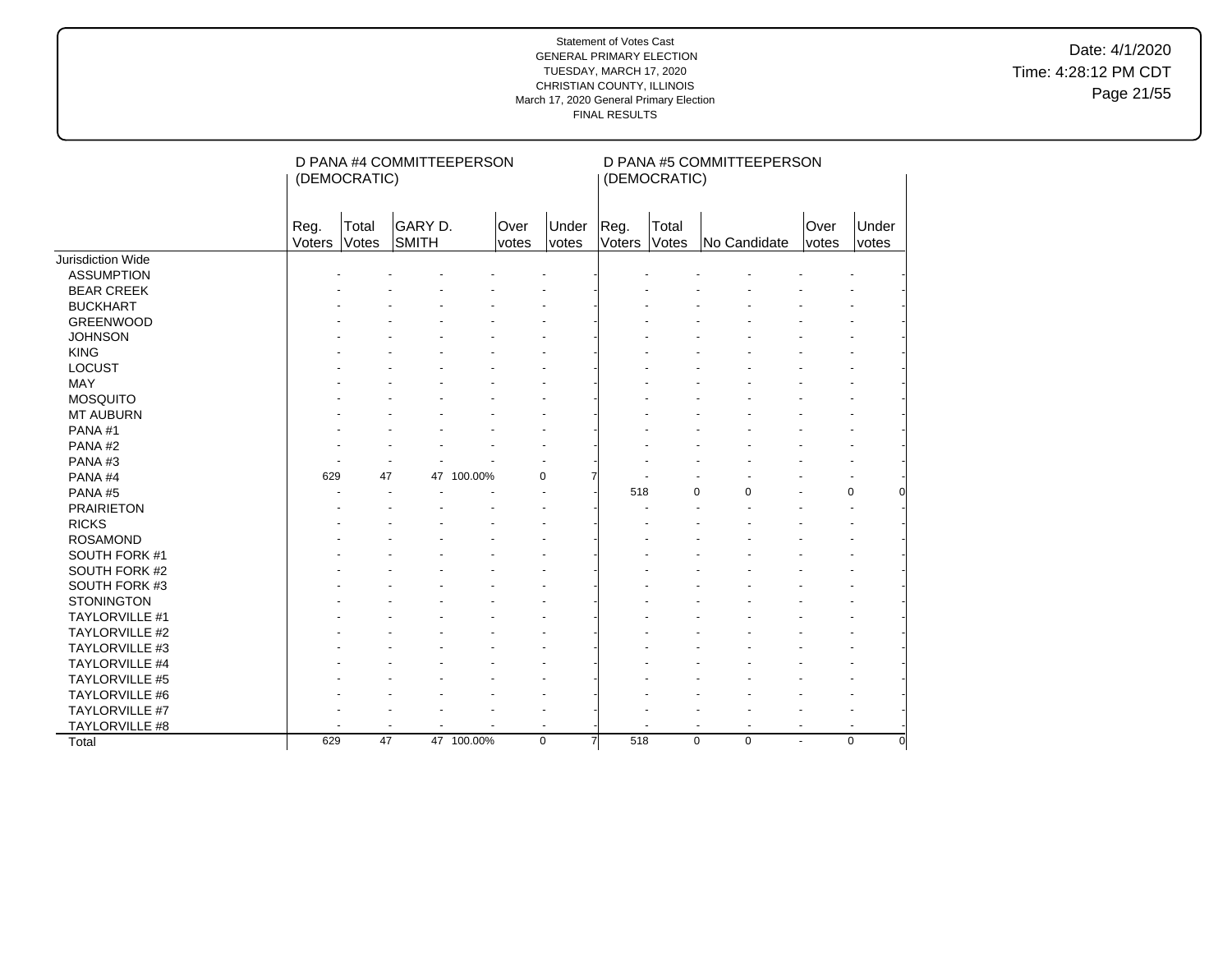Statement of Votes Cast
GENERAL PRIMARY ELECTION
TUESDAY, MARCH 17, 2020
CHRISTIAN COUNTY, ILLINOIS
March 17, 2020 General Primary Election
FINAL RESULTS

Date: 4/1/2020
Time: 4:28:12 PM CDT

| | D PANA #4 COMMITTEEPERSON (DEMOCRATIC) | | | | | | D PANA #5 COMMITTEEPERSON (DEMOCRATIC) | | | | | |
|---|---|---|---|---|---|---|---|---|---|---|---|---|
| | Reg. Voters | Total Votes | GARY D. SMITH | | Over votes | Under votes | Reg. Voters | Total Votes | No Candidate | | Over votes | Under votes |
| Jurisdiction Wide | | | | | | | | | | | | |
| ASSUMPTION | - | - | - | - | - | - | - | - | - | - | - | - |
| BEAR CREEK | - | - | - | - | - | - | - | - | - | - | - | - |
| BUCKHART | - | - | - | - | - | - | - | - | - | - | - | - |
| GREENWOOD | - | - | - | - | - | - | - | - | - | - | - | - |
| JOHNSON | - | - | - | - | - | - | - | - | - | - | - | - |
| KING | - | - | - | - | - | - | - | - | - | - | - | - |
| LOCUST | - | - | - | - | - | - | - | - | - | - | - | - |
| MAY | - | - | - | - | - | - | - | - | - | - | - | - |
| MOSQUITO | - | - | - | - | - | - | - | - | - | - | - | - |
| MT AUBURN | - | - | - | - | - | - | - | - | - | - | - | - |
| PANA #1 | - | - | - | - | - | - | - | - | - | - | - | - |
| PANA #2 | - | - | - | - | - | - | - | - | - | - | - | - |
| PANA #3 | - | - | - | - | - | - | - | - | - | - | - | - |
| PANA #4 | 629 | 47 | 47 | 100.00% | 0 | 7 | - | - | - | - | - | - |
| PANA #5 | - | - | - | - | - | - | 518 | 0 | 0 | - | 0 | 0 |
| PRAIRIETON | - | - | - | - | - | - | - | - | - | - | - | - |
| RICKS | - | - | - | - | - | - | - | - | - | - | - | - |
| ROSAMOND | - | - | - | - | - | - | - | - | - | - | - | - |
| SOUTH FORK #1 | - | - | - | - | - | - | - | - | - | - | - | - |
| SOUTH FORK #2 | - | - | - | - | - | - | - | - | - | - | - | - |
| SOUTH FORK #3 | - | - | - | - | - | - | - | - | - | - | - | - |
| STONINGTON | - | - | - | - | - | - | - | - | - | - | - | - |
| TAYLORVILLE #1 | - | - | - | - | - | - | - | - | - | - | - | - |
| TAYLORVILLE #2 | - | - | - | - | - | - | - | - | - | - | - | - |
| TAYLORVILLE #3 | - | - | - | - | - | - | - | - | - | - | - | - |
| TAYLORVILLE #4 | - | - | - | - | - | - | - | - | - | - | - | - |
| TAYLORVILLE #5 | - | - | - | - | - | - | - | - | - | - | - | - |
| TAYLORVILLE #6 | - | - | - | - | - | - | - | - | - | - | - | - |
| TAYLORVILLE #7 | - | - | - | - | - | - | - | - | - | - | - | - |
| TAYLORVILLE #8 | - | - | - | - | - | - | - | - | - | - | - | - |
| Total | 629 | 47 | 47 | 100.00% | 0 | 7 | 518 | 0 | 0 | - | 0 | 0 |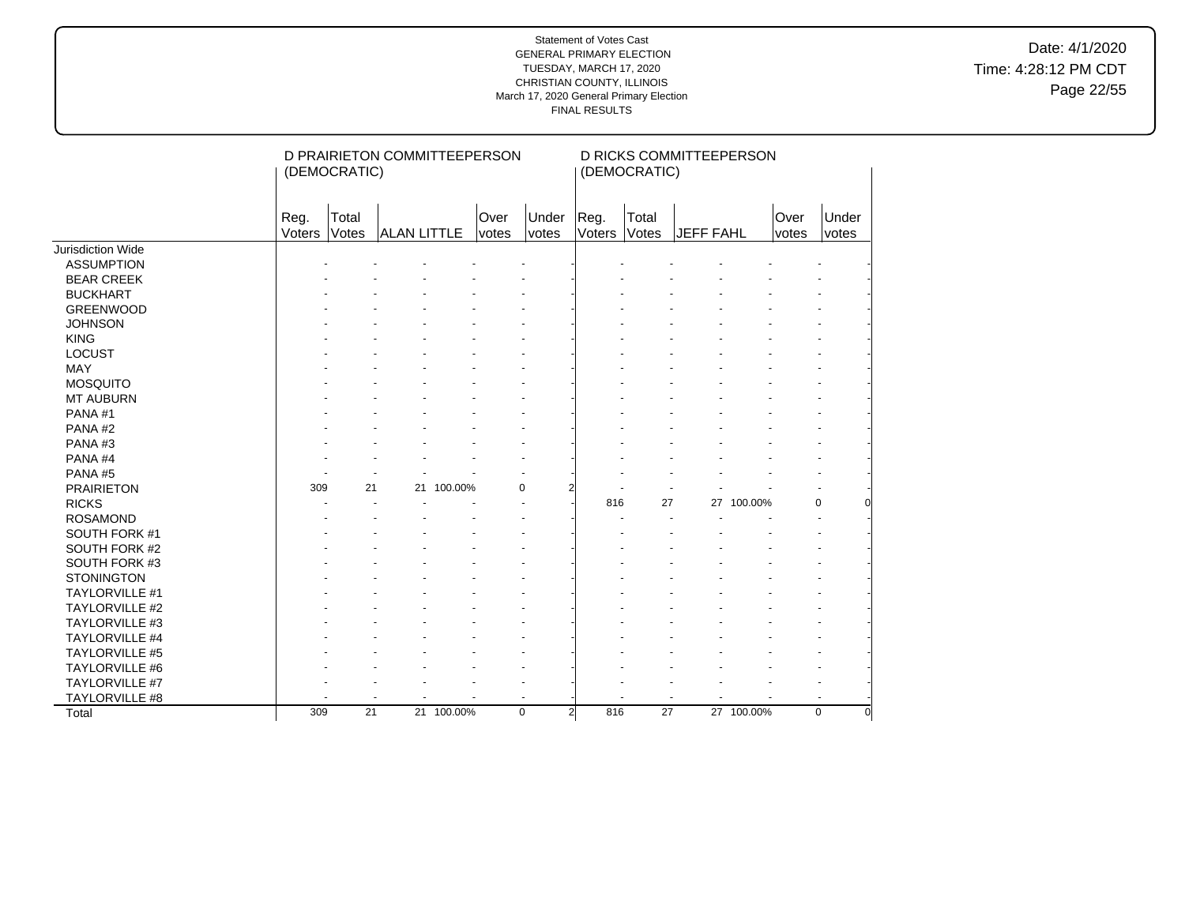Statement of Votes Cast
GENERAL PRIMARY ELECTION
TUESDAY, MARCH 17, 2020
CHRISTIAN COUNTY, ILLINOIS
March 17, 2020 General Primary Election
FINAL RESULTS

Date: 4/1/2020
Time: 4:28:12 PM CDT

| | D PRAIRIETON COMMITTEEPERSON (DEMOCRATIC) | | | | | | D RICKS COMMITTEEPERSON (DEMOCRATIC) | | | | | |
|---|---|---|---|---|---|---|---|---|---|---|---|---|
| | Reg. Voters | Total Votes | ALAN LITTLE | | Over votes | Under votes | Reg. Voters | Total Votes | JEFF FAHL | | Over votes | Under votes |
| Jurisdiction Wide | | | | | | | | | | | | |
| ASSUMPTION | - | - | - | - | - | - | - | - | - | - | - | - |
| BEAR CREEK | - | - | - | - | - | - | - | - | - | - | - | - |
| BUCKHART | - | - | - | - | - | - | - | - | - | - | - | - |
| GREENWOOD | - | - | - | - | - | - | - | - | - | - | - | - |
| JOHNSON | - | - | - | - | - | - | - | - | - | - | - | - |
| KING | - | - | - | - | - | - | - | - | - | - | - | - |
| LOCUST | - | - | - | - | - | - | - | - | - | - | - | - |
| MAY | - | - | - | - | - | - | - | - | - | - | - | - |
| MOSQUITO | - | - | - | - | - | - | - | - | - | - | - | - |
| MT AUBURN | - | - | - | - | - | - | - | - | - | - | - | - |
| PANA #1 | - | - | - | - | - | - | - | - | - | - | - | - |
| PANA #2 | - | - | - | - | - | - | - | - | - | - | - | - |
| PANA #3 | - | - | - | - | - | - | - | - | - | - | - | - |
| PANA #4 | - | - | - | - | - | - | - | - | - | - | - | - |
| PANA #5 | - | - | - | - | - | - | - | - | - | - | - | - |
| PRAIRIETON | 309 | 21 | 21 | 100.00% | 0 | 2 | - | - | - | - | - | - |
| RICKS | - | - | - | - | - | - | 816 | 27 | 27 | 100.00% | 0 | 0 |
| ROSAMOND | - | - | - | - | - | - | - | - | - | - | - | - |
| SOUTH FORK #1 | - | - | - | - | - | - | - | - | - | - | - | - |
| SOUTH FORK #2 | - | - | - | - | - | - | - | - | - | - | - | - |
| SOUTH FORK #3 | - | - | - | - | - | - | - | - | - | - | - | - |
| STONINGTON | - | - | - | - | - | - | - | - | - | - | - | - |
| TAYLORVILLE #1 | - | - | - | - | - | - | - | - | - | - | - | - |
| TAYLORVILLE #2 | - | - | - | - | - | - | - | - | - | - | - | - |
| TAYLORVILLE #3 | - | - | - | - | - | - | - | - | - | - | - | - |
| TAYLORVILLE #4 | - | - | - | - | - | - | - | - | - | - | - | - |
| TAYLORVILLE #5 | - | - | - | - | - | - | - | - | - | - | - | - |
| TAYLORVILLE #6 | - | - | - | - | - | - | - | - | - | - | - | - |
| TAYLORVILLE #7 | - | - | - | - | - | - | - | - | - | - | - | - |
| TAYLORVILLE #8 | - | - | - | - | - | - | - | - | - | - | - | - |
| Total | 309 | 21 | 21 | 100.00% | 0 | 2 | 816 | 27 | 27 | 100.00% | 0 | 0 |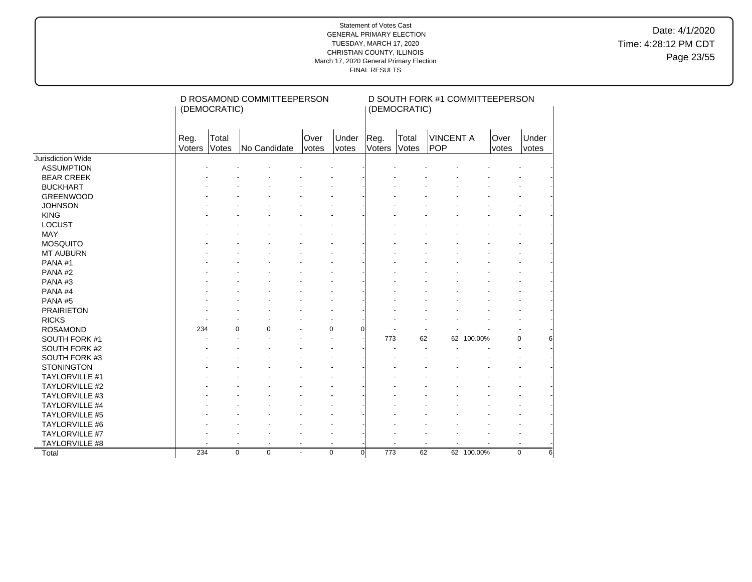Statement of Votes Cast
GENERAL PRIMARY ELECTION
TUESDAY, MARCH 17, 2020
CHRISTIAN COUNTY, ILLINOIS
March 17, 2020 General Primary Election
FINAL RESULTS

Date: 4/1/2020
Time: 4:28:12 PM CDT

| | D ROSAMOND COMMITTEEPERSON (DEMOCRATIC) | | | | | D SOUTH FORK #1 COMMITTEEPERSON (DEMOCRATIC) | | | | | |
|---|---|---|---|---|---|---|---|---|---|---|---|
| | Reg. Voters | Total Votes | No Candidate | Over votes | Under votes | Reg. Voters | Total Votes | VINCENT A POP | | Over votes | Under votes |
| Jurisdiction Wide | | | | | | | | | | | |
| ASSUMPTION | - | - | - | - | - | - | - | - | - | - | - |
| BEAR CREEK | - | - | - | - | - | - | - | - | - | - | - |
| BUCKHART | - | - | - | - | - | - | - | - | - | - | - |
| GREENWOOD | - | - | - | - | - | - | - | - | - | - | - |
| JOHNSON | - | - | - | - | - | - | - | - | - | - | - |
| KING | - | - | - | - | - | - | - | - | - | - | - |
| LOCUST | - | - | - | - | - | - | - | - | - | - | - |
| MAY | - | - | - | - | - | - | - | - | - | - | - |
| MOSQUITO | - | - | - | - | - | - | - | - | - | - | - |
| MT AUBURN | - | - | - | - | - | - | - | - | - | - | - |
| PANA #1 | - | - | - | - | - | - | - | - | - | - | - |
| PANA #2 | - | - | - | - | - | - | - | - | - | - | - |
| PANA #3 | - | - | - | - | - | - | - | - | - | - | - |
| PANA #4 | - | - | - | - | - | - | - | - | - | - | - |
| PANA #5 | - | - | - | - | - | - | - | - | - | - | - |
| PRAIRIETON | - | - | - | - | - | - | - | - | - | - | - |
| RICKS | - | - | - | - | - | - | - | - | - | - | - |
| ROSAMOND | 234 | 0 | 0 | - | 0 | 0 | - | - | - | - | - |
| SOUTH FORK #1 | - | - | - | - | - | - | 773 | 62 | 62 | 100.00% | 0 | 6 |
| SOUTH FORK #2 | - | - | - | - | - | - | - | - | - | - | - |
| SOUTH FORK #3 | - | - | - | - | - | - | - | - | - | - | - |
| STONINGTON | - | - | - | - | - | - | - | - | - | - | - |
| TAYLORVILLE #1 | - | - | - | - | - | - | - | - | - | - | - |
| TAYLORVILLE #2 | - | - | - | - | - | - | - | - | - | - | - |
| TAYLORVILLE #3 | - | - | - | - | - | - | - | - | - | - | - |
| TAYLORVILLE #4 | - | - | - | - | - | - | - | - | - | - | - |
| TAYLORVILLE #5 | - | - | - | - | - | - | - | - | - | - | - |
| TAYLORVILLE #6 | - | - | - | - | - | - | - | - | - | - | - |
| TAYLORVILLE #7 | - | - | - | - | - | - | - | - | - | - | - |
| TAYLORVILLE #8 | - | - | - | - | - | - | - | - | - | - | - |
| Total | 234 | 0 | 0 | - | 0 | 0 | 773 | 62 | 62 | 100.00% | 0 | 6 |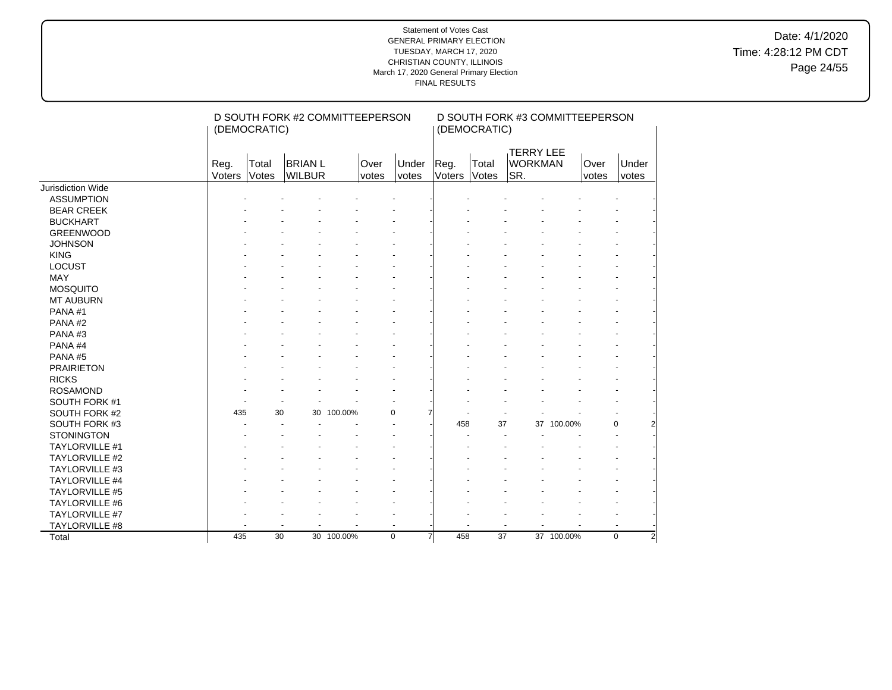Statement of Votes Cast
GENERAL PRIMARY ELECTION
TUESDAY, MARCH 17, 2020
CHRISTIAN COUNTY, ILLINOIS
March 17, 2020 General Primary Election
FINAL RESULTS

Date: 4/1/2020
Time: 4:28:12 PM CDT

| | D SOUTH FORK #2 COMMITTEEPERSON (DEMOCRATIC) | | | | | | D SOUTH FORK #3 COMMITTEEPERSON (DEMOCRATIC) | | | | | |
|---|---|---|---|---|---|---|---|---|---|---|---|---|
| | Reg. Voters | Total Votes | BRIAN L WILBUR | | Over votes | Under votes | Reg. Voters | Total Votes | TERRY LEE WORKMAN SR. | | Over votes | Under votes |
| Jurisdiction Wide | | | | | | | | | | | | |
| ASSUMPTION | - | - | - | - | - | - | - | - | - | - | - | - |
| BEAR CREEK | - | - | - | - | - | - | - | - | - | - | - | - |
| BUCKHART | - | - | - | - | - | - | - | - | - | - | - | - |
| GREENWOOD | - | - | - | - | - | - | - | - | - | - | - | - |
| JOHNSON | - | - | - | - | - | - | - | - | - | - | - | - |
| KING | - | - | - | - | - | - | - | - | - | - | - | - |
| LOCUST | - | - | - | - | - | - | - | - | - | - | - | - |
| MAY | - | - | - | - | - | - | - | - | - | - | - | - |
| MOSQUITO | - | - | - | - | - | - | - | - | - | - | - | - |
| MT AUBURN | - | - | - | - | - | - | - | - | - | - | - | - |
| PANA #1 | - | - | - | - | - | - | - | - | - | - | - | - |
| PANA #2 | - | - | - | - | - | - | - | - | - | - | - | - |
| PANA #3 | - | - | - | - | - | - | - | - | - | - | - | - |
| PANA #4 | - | - | - | - | - | - | - | - | - | - | - | - |
| PANA #5 | - | - | - | - | - | - | - | - | - | - | - | - |
| PRAIRIETON | - | - | - | - | - | - | - | - | - | - | - | - |
| RICKS | - | - | - | - | - | - | - | - | - | - | - | - |
| ROSAMOND | - | - | - | - | - | - | - | - | - | - | - | - |
| SOUTH FORK #1 | - | - | - | - | - | - | - | - | - | - | - | - |
| SOUTH FORK #2 | 435 | 30 | 30 | 100.00% | 0 | 7 | - | - | - | - | - | - |
| SOUTH FORK #3 | - | - | - | - | - | - | 458 | 37 | 37 | 100.00% | 0 | 2 |
| STONINGTON | - | - | - | - | - | - | - | - | - | - | - | - |
| TAYLORVILLE #1 | - | - | - | - | - | - | - | - | - | - | - | - |
| TAYLORVILLE #2 | - | - | - | - | - | - | - | - | - | - | - | - |
| TAYLORVILLE #3 | - | - | - | - | - | - | - | - | - | - | - | - |
| TAYLORVILLE #4 | - | - | - | - | - | - | - | - | - | - | - | - |
| TAYLORVILLE #5 | - | - | - | - | - | - | - | - | - | - | - | - |
| TAYLORVILLE #6 | - | - | - | - | - | - | - | - | - | - | - | - |
| TAYLORVILLE #7 | - | - | - | - | - | - | - | - | - | - | - | - |
| TAYLORVILLE #8 | - | - | - | - | - | - | - | - | - | - | - | - |
| Total | 435 | 30 | 30 | 100.00% | 0 | 7 | 458 | 37 | 37 | 100.00% | 0 | 2 |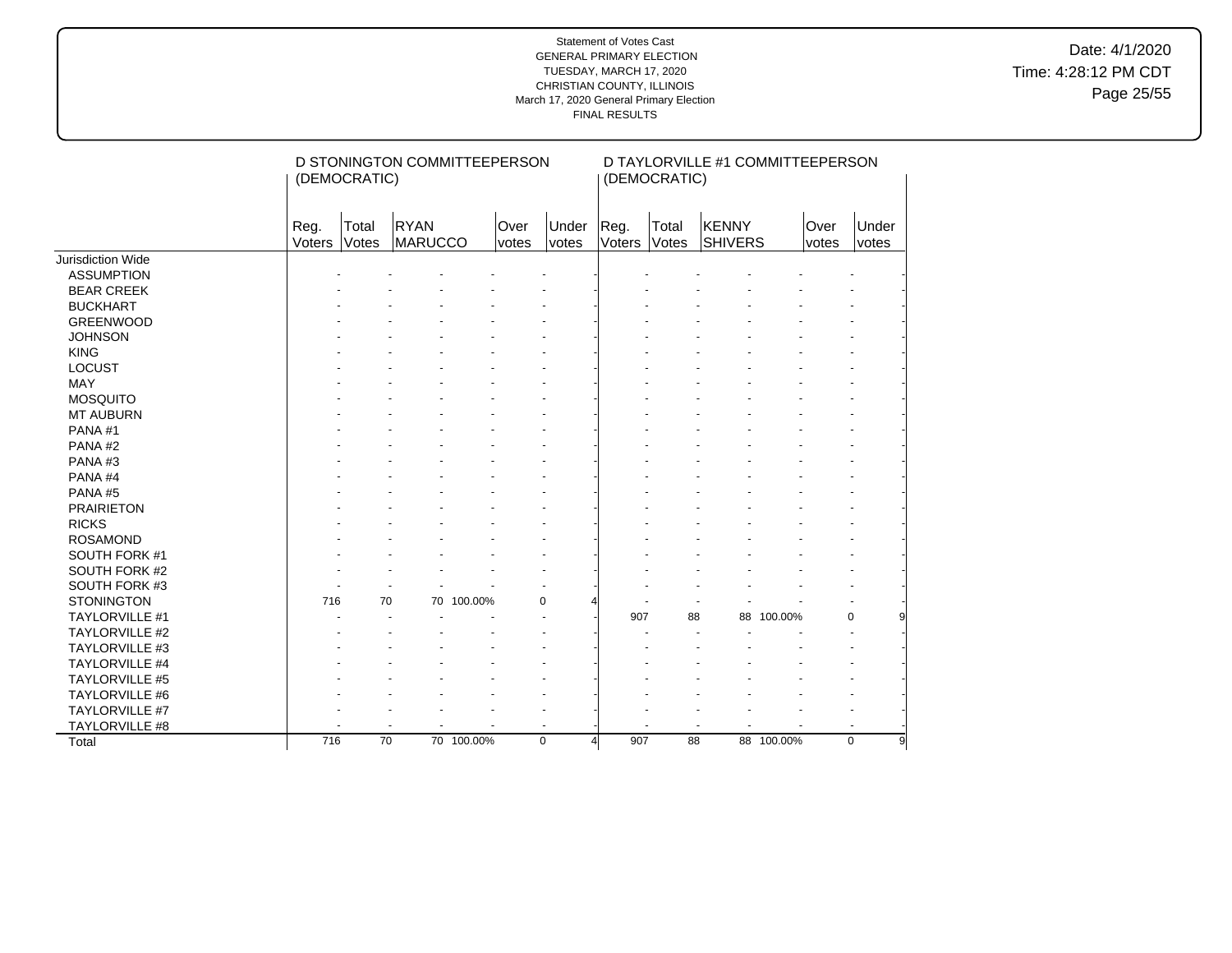Statement of Votes Cast
GENERAL PRIMARY ELECTION
TUESDAY, MARCH 17, 2020
CHRISTIAN COUNTY, ILLINOIS
March 17, 2020 General Primary Election
FINAL RESULTS

Date: 4/1/2020
Time: 4:28:12 PM CDT

| | D STONINGTON COMMITTEEPERSON (DEMOCRATIC) | | | | | | D TAYLORVILLE #1 COMMITTEEPERSON (DEMOCRATIC) | | | | | |
|---|---|---|---|---|---|---|---|---|---|---|---|---|
| | Reg. Voters | Total Votes | RYAN MARUCCO | | Over votes | Under votes | Reg. Voters | Total Votes | KENNY SHIVERS | | Over votes | Under votes |
| Jurisdiction Wide | | | | | | | | | | | | |
| ASSUMPTION | - | - | - | - | - | - | - | - | - | - | - | - |
| BEAR CREEK | - | - | - | - | - | - | - | - | - | - | - | - |
| BUCKHART | - | - | - | - | - | - | - | - | - | - | - | - |
| GREENWOOD | - | - | - | - | - | - | - | - | - | - | - | - |
| JOHNSON | - | - | - | - | - | - | - | - | - | - | - | - |
| KING | - | - | - | - | - | - | - | - | - | - | - | - |
| LOCUST | - | - | - | - | - | - | - | - | - | - | - | - |
| MAY | - | - | - | - | - | - | - | - | - | - | - | - |
| MOSQUITO | - | - | - | - | - | - | - | - | - | - | - | - |
| MT AUBURN | - | - | - | - | - | - | - | - | - | - | - | - |
| PANA #1 | - | - | - | - | - | - | - | - | - | - | - | - |
| PANA #2 | - | - | - | - | - | - | - | - | - | - | - | - |
| PANA #3 | - | - | - | - | - | - | - | - | - | - | - | - |
| PANA #4 | - | - | - | - | - | - | - | - | - | - | - | - |
| PANA #5 | - | - | - | - | - | - | - | - | - | - | - | - |
| PRAIRIETON | - | - | - | - | - | - | - | - | - | - | - | - |
| RICKS | - | - | - | - | - | - | - | - | - | - | - | - |
| ROSAMOND | - | - | - | - | - | - | - | - | - | - | - | - |
| SOUTH FORK #1 | - | - | - | - | - | - | - | - | - | - | - | - |
| SOUTH FORK #2 | - | - | - | - | - | - | - | - | - | - | - | - |
| SOUTH FORK #3 | - | - | - | - | - | - | - | - | - | - | - | - |
| STONINGTON | 716 | 70 | 70 | 100.00% | 0 | 4 | - | - | - | - | - | - |
| TAYLORVILLE #1 | - | - | - | - | - | - | 907 | 88 | 88 | 100.00% | 0 | 9 |
| TAYLORVILLE #2 | - | - | - | - | - | - | - | - | - | - | - | - |
| TAYLORVILLE #3 | - | - | - | - | - | - | - | - | - | - | - | - |
| TAYLORVILLE #4 | - | - | - | - | - | - | - | - | - | - | - | - |
| TAYLORVILLE #5 | - | - | - | - | - | - | - | - | - | - | - | - |
| TAYLORVILLE #6 | - | - | - | - | - | - | - | - | - | - | - | - |
| TAYLORVILLE #7 | - | - | - | - | - | - | - | - | - | - | - | - |
| TAYLORVILLE #8 | - | - | - | - | - | - | - | - | - | - | - | - |
| Total | 716 | 70 | 70 | 100.00% | 0 | 4 | 907 | 88 | 88 | 100.00% | 0 | 9 |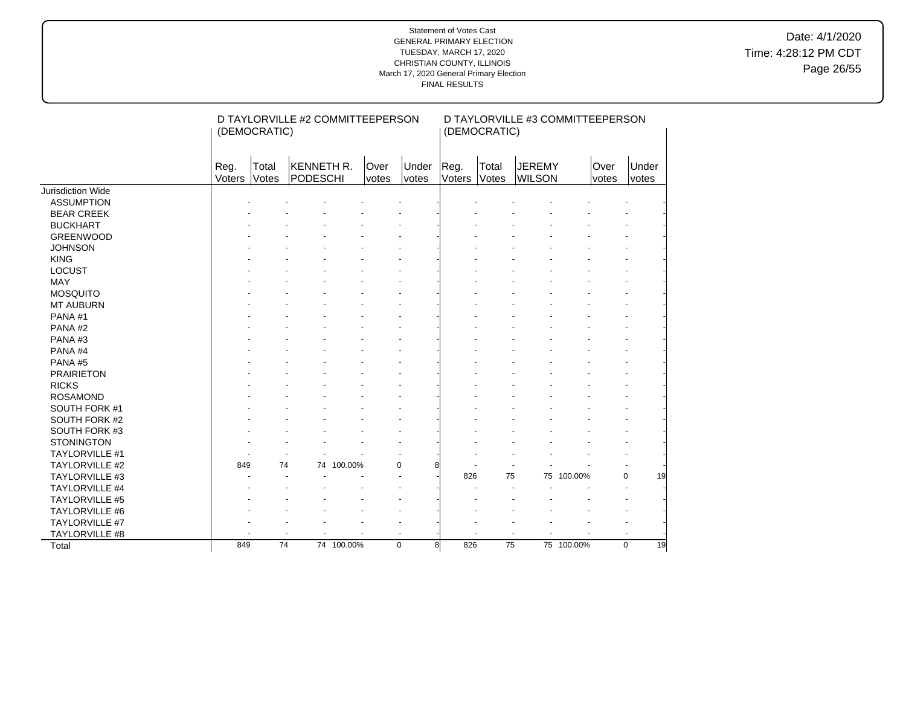Statement of Votes Cast
GENERAL PRIMARY ELECTION
TUESDAY, MARCH 17, 2020
CHRISTIAN COUNTY, ILLINOIS
March 17, 2020 General Primary Election
FINAL RESULTS

Date: 4/1/2020
Time: 4:28:12 PM CDT

| | D TAYLORVILLE #2 COMMITTEEPERSON (DEMOCRATIC) | | | | | | D TAYLORVILLE #3 COMMITTEEPERSON (DEMOCRATIC) | | | | | |
|---|---|---|---|---|---|---|---|---|---|---|---|---|
| | Reg. Voters | Total Votes | KENNETH R. PODESCHI | | Over votes | Under votes | Reg. Voters | Total Votes | JEREMY WILSON | | Over votes | Under votes |
| Jurisdiction Wide | | | | | | | | | | | | |
| ASSUMPTION | - | - | - | - | - | - | - | - | - | - | - | - |
| BEAR CREEK | - | - | - | - | - | - | - | - | - | - | - | - |
| BUCKHART | - | - | - | - | - | - | - | - | - | - | - | - |
| GREENWOOD | - | - | - | - | - | - | - | - | - | - | - | - |
| JOHNSON | - | - | - | - | - | - | - | - | - | - | - | - |
| KING | - | - | - | - | - | - | - | - | - | - | - | - |
| LOCUST | - | - | - | - | - | - | - | - | - | - | - | - |
| MAY | - | - | - | - | - | - | - | - | - | - | - | - |
| MOSQUITO | - | - | - | - | - | - | - | - | - | - | - | - |
| MT AUBURN | - | - | - | - | - | - | - | - | - | - | - | - |
| PANA #1 | - | - | - | - | - | - | - | - | - | - | - | - |
| PANA #2 | - | - | - | - | - | - | - | - | - | - | - | - |
| PANA #3 | - | - | - | - | - | - | - | - | - | - | - | - |
| PANA #4 | - | - | - | - | - | - | - | - | - | - | - | - |
| PANA #5 | - | - | - | - | - | - | - | - | - | - | - | - |
| PRAIRIETON | - | - | - | - | - | - | - | - | - | - | - | - |
| RICKS | - | - | - | - | - | - | - | - | - | - | - | - |
| ROSAMOND | - | - | - | - | - | - | - | - | - | - | - | - |
| SOUTH FORK #1 | - | - | - | - | - | - | - | - | - | - | - | - |
| SOUTH FORK #2 | - | - | - | - | - | - | - | - | - | - | - | - |
| SOUTH FORK #3 | - | - | - | - | - | - | - | - | - | - | - | - |
| STONINGTON | - | - | - | - | - | - | - | - | - | - | - | - |
| TAYLORVILLE #1 | - | - | - | - | - | - | - | - | - | - | - | - |
| TAYLORVILLE #2 | 849 | 74 | 74 | 100.00% | 0 | 8 | - | - | - | - | - | - |
| TAYLORVILLE #3 | - | - | - | - | - | - | 826 | 75 | 75 | 100.00% | 0 | 19 |
| TAYLORVILLE #4 | - | - | - | - | - | - | - | - | - | - | - | - |
| TAYLORVILLE #5 | - | - | - | - | - | - | - | - | - | - | - | - |
| TAYLORVILLE #6 | - | - | - | - | - | - | - | - | - | - | - | - |
| TAYLORVILLE #7 | - | - | - | - | - | - | - | - | - | - | - | - |
| TAYLORVILLE #8 | - | - | - | - | - | - | - | - | - | - | - | - |
| Total | 849 | 74 | 74 | 100.00% | 0 | 8 | 826 | 75 | 75 | 100.00% | 0 | 19 |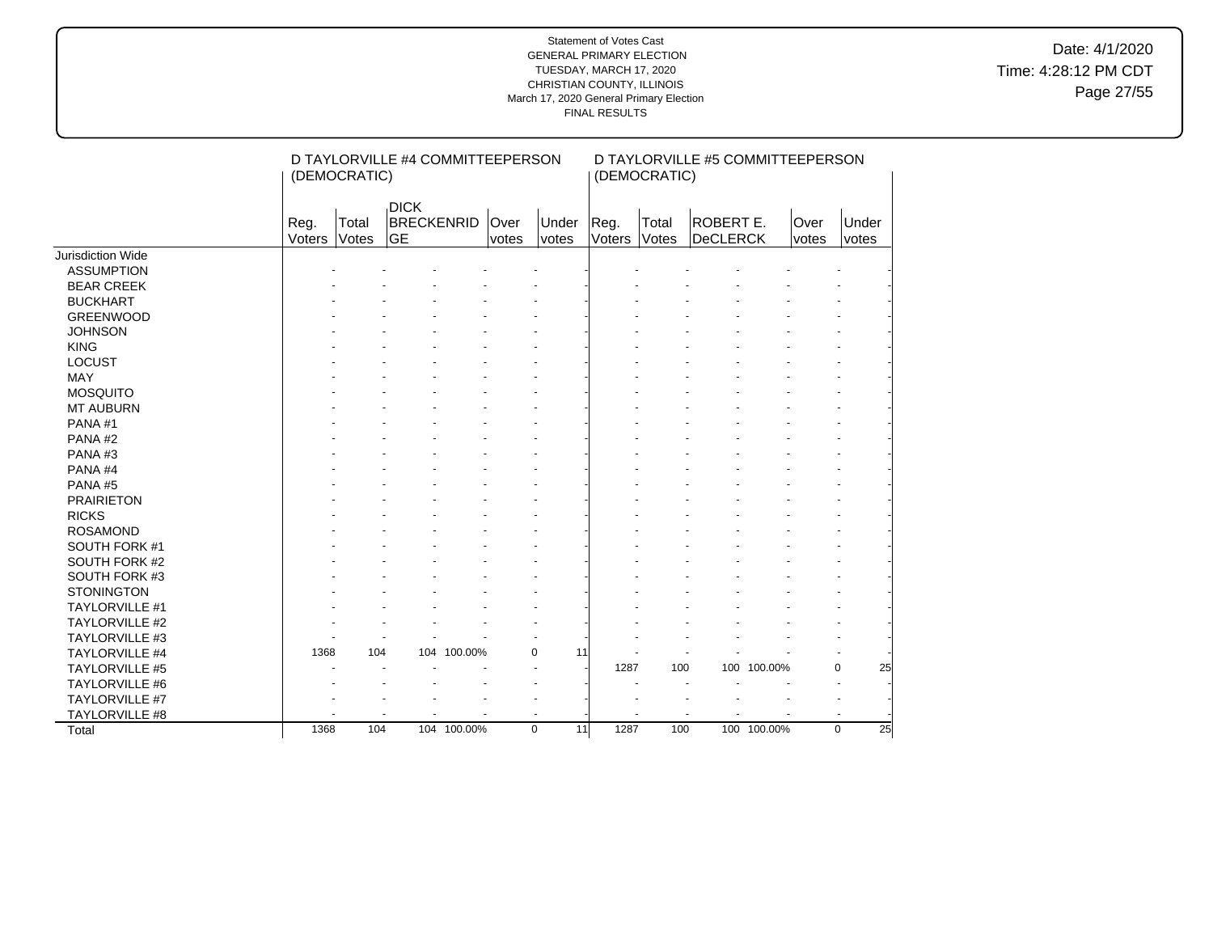Statement of Votes Cast
GENERAL PRIMARY ELECTION
TUESDAY, MARCH 17, 2020
CHRISTIAN COUNTY, ILLINOIS
March 17, 2020 General Primary Election
FINAL RESULTS

Date: 4/1/2020
Time: 4:28:12 PM CDT

| | D TAYLORVILLE #4 COMMITTEEPERSON (DEMOCRATIC) | | | | | | D TAYLORVILLE #5 COMMITTEEPERSON (DEMOCRATIC) | | | | | |
|---|---|---|---|---|---|---|---|---|---|---|---|---|
| | Reg. Voters | Total Votes | DICK BRECKENRIDGE | | Over votes | Under votes | Reg. Voters | Total Votes | ROBERT E. DeCLERCK | | Over votes | Under votes |
| Jurisdiction Wide | | | | | | | | | | | | |
| ASSUMPTION | - | - | - | - | - | - | - | - | - | - | - | - |
| BEAR CREEK | - | - | - | - | - | - | - | - | - | - | - | - |
| BUCKHART | - | - | - | - | - | - | - | - | - | - | - | - |
| GREENWOOD | - | - | - | - | - | - | - | - | - | - | - | - |
| JOHNSON | - | - | - | - | - | - | - | - | - | - | - | - |
| KING | - | - | - | - | - | - | - | - | - | - | - | - |
| LOCUST | - | - | - | - | - | - | - | - | - | - | - | - |
| MAY | - | - | - | - | - | - | - | - | - | - | - | - |
| MOSQUITO | - | - | - | - | - | - | - | - | - | - | - | - |
| MT AUBURN | - | - | - | - | - | - | - | - | - | - | - | - |
| PANA #1 | - | - | - | - | - | - | - | - | - | - | - | - |
| PANA #2 | - | - | - | - | - | - | - | - | - | - | - | - |
| PANA #3 | - | - | - | - | - | - | - | - | - | - | - | - |
| PANA #4 | - | - | - | - | - | - | - | - | - | - | - | - |
| PANA #5 | - | - | - | - | - | - | - | - | - | - | - | - |
| PRAIRIETON | - | - | - | - | - | - | - | - | - | - | - | - |
| RICKS | - | - | - | - | - | - | - | - | - | - | - | - |
| ROSAMOND | - | - | - | - | - | - | - | - | - | - | - | - |
| SOUTH FORK #1 | - | - | - | - | - | - | - | - | - | - | - | - |
| SOUTH FORK #2 | - | - | - | - | - | - | - | - | - | - | - | - |
| SOUTH FORK #3 | - | - | - | - | - | - | - | - | - | - | - | - |
| STONINGTON | - | - | - | - | - | - | - | - | - | - | - | - |
| TAYLORVILLE #1 | - | - | - | - | - | - | - | - | - | - | - | - |
| TAYLORVILLE #2 | - | - | - | - | - | - | - | - | - | - | - | - |
| TAYLORVILLE #3 | - | - | - | - | - | - | - | - | - | - | - | - |
| TAYLORVILLE #4 | 1368 | 104 | 104 | 100.00% | 0 | 11 | - | - | - | - | - | - |
| TAYLORVILLE #5 | - | - | - | - | - | - | 1287 | 100 | 100 | 100.00% | 0 | 25 |
| TAYLORVILLE #6 | - | - | - | - | - | - | - | - | - | - | - | - |
| TAYLORVILLE #7 | - | - | - | - | - | - | - | - | - | - | - | - |
| TAYLORVILLE #8 | - | - | - | - | - | - | - | - | - | - | - | - |
| Total | 1368 | 104 | 104 | 100.00% | 0 | 11 | 1287 | 100 | 100 | 100.00% | 0 | 25 |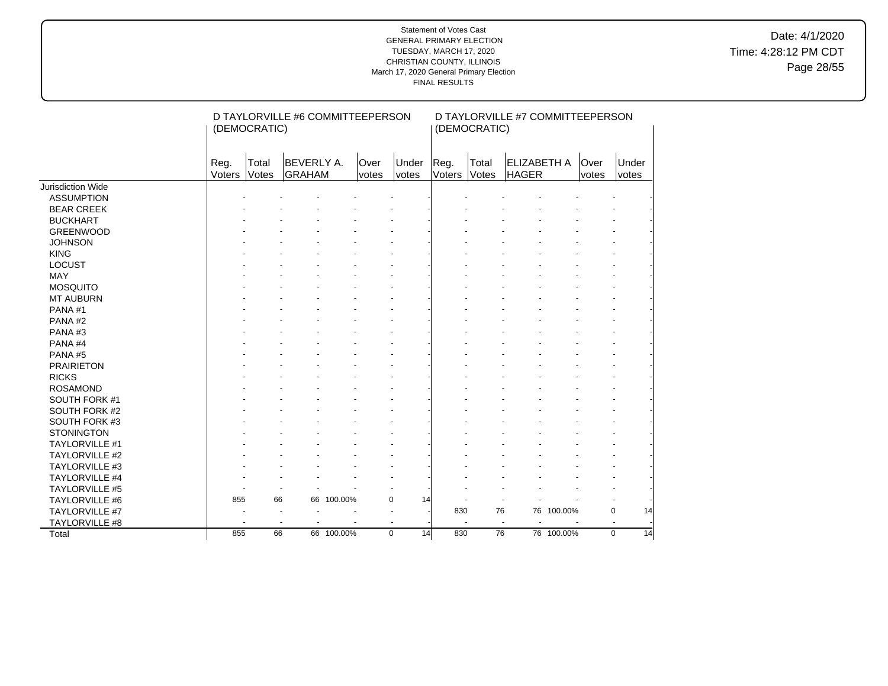Statement of Votes Cast
GENERAL PRIMARY ELECTION
TUESDAY, MARCH 17, 2020
CHRISTIAN COUNTY, ILLINOIS
March 17, 2020 General Primary Election
FINAL RESULTS

Date: 4/1/2020
Time: 4:28:12 PM CDT

| | D TAYLORVILLE #6 COMMITTEEPERSON (DEMOCRATIC) | | | | | | D TAYLORVILLE #7 COMMITTEEPERSON (DEMOCRATIC) | | | | | |
|---|---|---|---|---|---|---|---|---|---|---|---|---|
| | Reg. Voters | Total Votes | BEVERLY A. GRAHAM | | Over votes | Under votes | Reg. Voters | Total Votes | ELIZABETH A HAGER | | Over votes | Under votes |
| Jurisdiction Wide | | | | | | | | | | | | |
| ASSUMPTION | - | - | - | - | - | - | - | - | - | - | - | - |
| BEAR CREEK | - | - | - | - | - | - | - | - | - | - | - | - |
| BUCKHART | - | - | - | - | - | - | - | - | - | - | - | - |
| GREENWOOD | - | - | - | - | - | - | - | - | - | - | - | - |
| JOHNSON | - | - | - | - | - | - | - | - | - | - | - | - |
| KING | - | - | - | - | - | - | - | - | - | - | - | - |
| LOCUST | - | - | - | - | - | - | - | - | - | - | - | - |
| MAY | - | - | - | - | - | - | - | - | - | - | - | - |
| MOSQUITO | - | - | - | - | - | - | - | - | - | - | - | - |
| MT AUBURN | - | - | - | - | - | - | - | - | - | - | - | - |
| PANA #1 | - | - | - | - | - | - | - | - | - | - | - | - |
| PANA #2 | - | - | - | - | - | - | - | - | - | - | - | - |
| PANA #3 | - | - | - | - | - | - | - | - | - | - | - | - |
| PANA #4 | - | - | - | - | - | - | - | - | - | - | - | - |
| PANA #5 | - | - | - | - | - | - | - | - | - | - | - | - |
| PRAIRIETON | - | - | - | - | - | - | - | - | - | - | - | - |
| RICKS | - | - | - | - | - | - | - | - | - | - | - | - |
| ROSAMOND | - | - | - | - | - | - | - | - | - | - | - | - |
| SOUTH FORK #1 | - | - | - | - | - | - | - | - | - | - | - | - |
| SOUTH FORK #2 | - | - | - | - | - | - | - | - | - | - | - | - |
| SOUTH FORK #3 | - | - | - | - | - | - | - | - | - | - | - | - |
| STONINGTON | - | - | - | - | - | - | - | - | - | - | - | - |
| TAYLORVILLE #1 | - | - | - | - | - | - | - | - | - | - | - | - |
| TAYLORVILLE #2 | - | - | - | - | - | - | - | - | - | - | - | - |
| TAYLORVILLE #3 | - | - | - | - | - | - | - | - | - | - | - | - |
| TAYLORVILLE #4 | - | - | - | - | - | - | - | - | - | - | - | - |
| TAYLORVILLE #5 | - | - | - | - | - | - | - | - | - | - | - | - |
| TAYLORVILLE #6 | 855 | 66 | 66 | 100.00% | 0 | 14 | - | - | - | - | - | - |
| TAYLORVILLE #7 | - | - | - | - | - | - | 830 | 76 | 76 | 100.00% | 0 | 14 |
| TAYLORVILLE #8 | - | - | - | - | - | - | - | - | - | - | - | - |
| Total | 855 | 66 | 66 | 100.00% | 0 | 14 | 830 | 76 | 76 | 100.00% | 0 | 14 |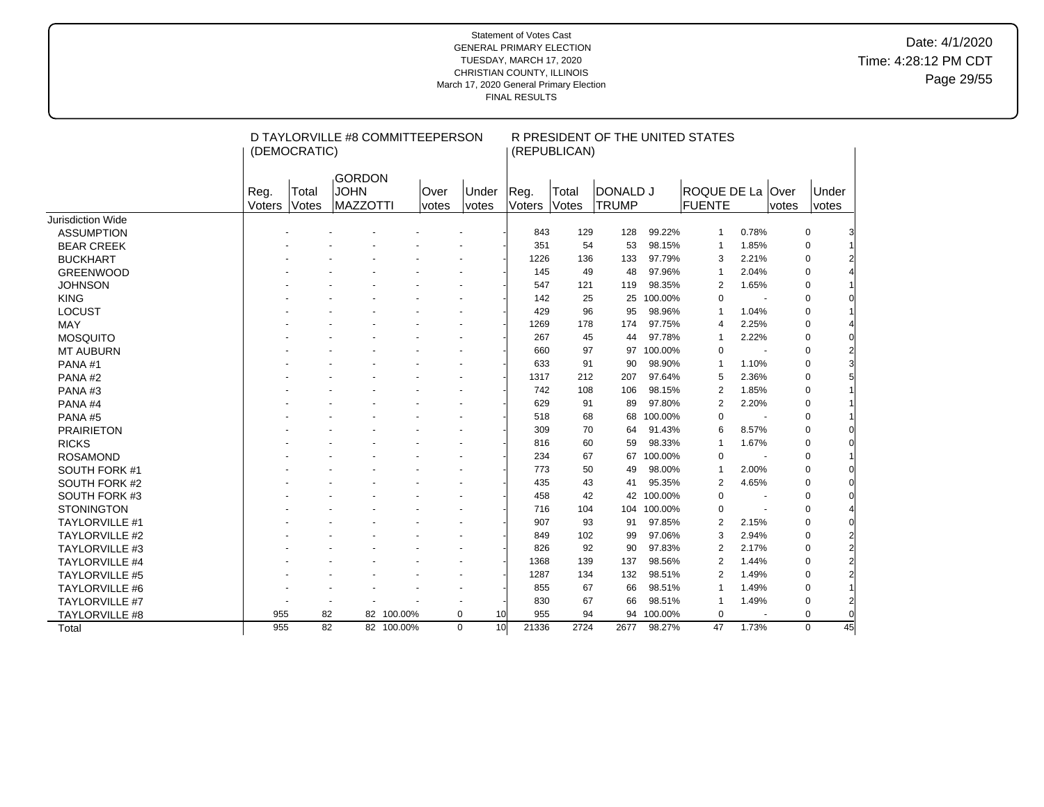Statement of Votes Cast
GENERAL PRIMARY ELECTION
TUESDAY, MARCH 17, 2020
CHRISTIAN COUNTY, ILLINOIS
March 17, 2020 General Primary Election
FINAL RESULTS

Date: 4/1/2020
Time: 4:28:12 PM CDT

| | D TAYLORVILLE #8 COMMITTEEPERSON (DEMOCRATIC) | | | | | | R PRESIDENT OF THE UNITED STATES (REPUBLICAN) | | | | | | | |
|---|---|---|---|---|---|---|---|---|---|---|---|---|---|---|
| | Reg. Voters | Total Votes | GORDON JOHN MAZZOTTI | | Over votes | Under votes | Reg. Voters | Total Votes | DONALD J TRUMP | | ROQUE DE La FUENTE | | Over votes | Under votes |
| Jurisdiction Wide | | | | | | | | | | | | | | |
| ASSUMPTION | - | - | - | - | - | - | 843 | 129 | 128 | 99.22% | 1 | 0.78% | 0 | 3 |
| BEAR CREEK | - | - | - | - | - | - | 351 | 54 | 53 | 98.15% | 1 | 1.85% | 0 | 1 |
| BUCKHART | - | - | - | - | - | - | 1226 | 136 | 133 | 97.79% | 3 | 2.21% | 0 | 2 |
| GREENWOOD | - | - | - | - | - | - | 145 | 49 | 48 | 97.96% | 1 | 2.04% | 0 | 4 |
| JOHNSON | - | - | - | - | - | - | 547 | 121 | 119 | 98.35% | 2 | 1.65% | 0 | 1 |
| KING | - | - | - | - | - | - | 142 | 25 | 25 | 100.00% | 0 | - | 0 | 0 |
| LOCUST | - | - | - | - | - | - | 429 | 96 | 95 | 98.96% | 1 | 1.04% | 0 | 1 |
| MAY | - | - | - | - | - | - | 1269 | 178 | 174 | 97.75% | 4 | 2.25% | 0 | 4 |
| MOSQUITO | - | - | - | - | - | - | 267 | 45 | 44 | 97.78% | 1 | 2.22% | 0 | 0 |
| MT AUBURN | - | - | - | - | - | - | 660 | 97 | 97 | 100.00% | 0 | - | 0 | 2 |
| PANA #1 | - | - | - | - | - | - | 633 | 91 | 90 | 98.90% | 1 | 1.10% | 0 | 3 |
| PANA #2 | - | - | - | - | - | - | 1317 | 212 | 207 | 97.64% | 5 | 2.36% | 0 | 5 |
| PANA #3 | - | - | - | - | - | - | 742 | 108 | 106 | 98.15% | 2 | 1.85% | 0 | 1 |
| PANA #4 | - | - | - | - | - | - | 629 | 91 | 89 | 97.80% | 2 | 2.20% | 0 | 1 |
| PANA #5 | - | - | - | - | - | - | 518 | 68 | 68 | 100.00% | 0 | - | 0 | 1 |
| PRAIRIETON | - | - | - | - | - | - | 309 | 70 | 64 | 91.43% | 6 | 8.57% | 0 | 0 |
| RICKS | - | - | - | - | - | - | 816 | 60 | 59 | 98.33% | 1 | 1.67% | 0 | 0 |
| ROSAMOND | - | - | - | - | - | - | 234 | 67 | 67 | 100.00% | 0 | - | 0 | 1 |
| SOUTH FORK #1 | - | - | - | - | - | - | 773 | 50 | 49 | 98.00% | 1 | 2.00% | 0 | 0 |
| SOUTH FORK #2 | - | - | - | - | - | - | 435 | 43 | 41 | 95.35% | 2 | 4.65% | 0 | 0 |
| SOUTH FORK #3 | - | - | - | - | - | - | 458 | 42 | 42 | 100.00% | 0 | - | 0 | 0 |
| STONINGTON | - | - | - | - | - | - | 716 | 104 | 104 | 100.00% | 0 | - | 0 | 4 |
| TAYLORVILLE #1 | - | - | - | - | - | - | 907 | 93 | 91 | 97.85% | 2 | 2.15% | 0 | 0 |
| TAYLORVILLE #2 | - | - | - | - | - | - | 849 | 102 | 99 | 97.06% | 3 | 2.94% | 0 | 2 |
| TAYLORVILLE #3 | - | - | - | - | - | - | 826 | 92 | 90 | 97.83% | 2 | 2.17% | 0 | 2 |
| TAYLORVILLE #4 | - | - | - | - | - | - | 1368 | 139 | 137 | 98.56% | 2 | 1.44% | 0 | 2 |
| TAYLORVILLE #5 | - | - | - | - | - | - | 1287 | 134 | 132 | 98.51% | 2 | 1.49% | 0 | 2 |
| TAYLORVILLE #6 | - | - | - | - | - | - | 855 | 67 | 66 | 98.51% | 1 | 1.49% | 0 | 1 |
| TAYLORVILLE #7 | - | - | - | - | - | - | 830 | 67 | 66 | 98.51% | 1 | 1.49% | 0 | 2 |
| TAYLORVILLE #8 | 955 | 82 | 82 | 100.00% | 0 | 10 | 955 | 94 | 94 | 100.00% | 0 | - | 0 | 0 |
| Total | 955 | 82 | 82 | 100.00% | 0 | 10 | 21336 | 2724 | 2677 | 98.27% | 47 | 1.73% | 0 | 45 |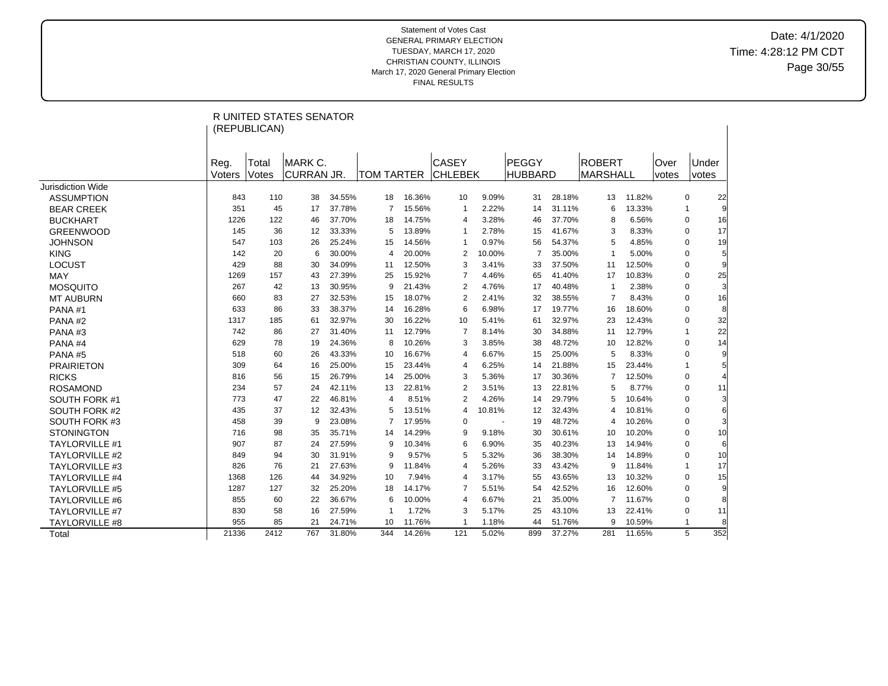Statement of Votes Cast
GENERAL PRIMARY ELECTION
TUESDAY, MARCH 17, 2020
CHRISTIAN COUNTY, ILLINOIS
March 17, 2020 General Primary Election
FINAL RESULTS

Date: 4/1/2020
Time: 4:28:12 PM CDT

## R UNITED STATES SENATOR (REPUBLICAN)

| | Reg. Voters | Total Votes | MARK C. CURRAN JR. | | TOM TARTER | | CASEY CHLEBEK | | PEGGY HUBBARD | | ROBERT MARSHALL | | Over votes | Under votes |
|---|---|---|---|---|---|---|---|---|---|---|---|---|---|---|
| Jurisdiction Wide | | | | | | | | | | | | | | |
| ASSUMPTION | 843 | 110 | 38 | 34.55% | 18 | 16.36% | 10 | 9.09% | 31 | 28.18% | 13 | 11.82% | 0 | 22 |
| BEAR CREEK | 351 | 45 | 17 | 37.78% | 7 | 15.56% | 1 | 2.22% | 14 | 31.11% | 6 | 13.33% | 1 | 9 |
| BUCKHART | 1226 | 122 | 46 | 37.70% | 18 | 14.75% | 4 | 3.28% | 46 | 37.70% | 8 | 6.56% | 0 | 16 |
| GREENWOOD | 145 | 36 | 12 | 33.33% | 5 | 13.89% | 1 | 2.78% | 15 | 41.67% | 3 | 8.33% | 0 | 17 |
| JOHNSON | 547 | 103 | 26 | 25.24% | 15 | 14.56% | 1 | 0.97% | 56 | 54.37% | 5 | 4.85% | 0 | 19 |
| KING | 142 | 20 | 6 | 30.00% | 4 | 20.00% | 2 | 10.00% | 7 | 35.00% | 1 | 5.00% | 0 | 5 |
| LOCUST | 429 | 88 | 30 | 34.09% | 11 | 12.50% | 3 | 3.41% | 33 | 37.50% | 11 | 12.50% | 0 | 9 |
| MAY | 1269 | 157 | 43 | 27.39% | 25 | 15.92% | 7 | 4.46% | 65 | 41.40% | 17 | 10.83% | 0 | 25 |
| MOSQUITO | 267 | 42 | 13 | 30.95% | 9 | 21.43% | 2 | 4.76% | 17 | 40.48% | 1 | 2.38% | 0 | 3 |
| MT AUBURN | 660 | 83 | 27 | 32.53% | 15 | 18.07% | 2 | 2.41% | 32 | 38.55% | 7 | 8.43% | 0 | 16 |
| PANA #1 | 633 | 86 | 33 | 38.37% | 14 | 16.28% | 6 | 6.98% | 17 | 19.77% | 16 | 18.60% | 0 | 8 |
| PANA #2 | 1317 | 185 | 61 | 32.97% | 30 | 16.22% | 10 | 5.41% | 61 | 32.97% | 23 | 12.43% | 0 | 32 |
| PANA #3 | 742 | 86 | 27 | 31.40% | 11 | 12.79% | 7 | 8.14% | 30 | 34.88% | 11 | 12.79% | 1 | 22 |
| PANA #4 | 629 | 78 | 19 | 24.36% | 8 | 10.26% | 3 | 3.85% | 38 | 48.72% | 10 | 12.82% | 0 | 14 |
| PANA #5 | 518 | 60 | 26 | 43.33% | 10 | 16.67% | 4 | 6.67% | 15 | 25.00% | 5 | 8.33% | 0 | 9 |
| PRAIRIETON | 309 | 64 | 16 | 25.00% | 15 | 23.44% | 4 | 6.25% | 14 | 21.88% | 15 | 23.44% | 1 | 5 |
| RICKS | 816 | 56 | 15 | 26.79% | 14 | 25.00% | 3 | 5.36% | 17 | 30.36% | 7 | 12.50% | 0 | 4 |
| ROSAMOND | 234 | 57 | 24 | 42.11% | 13 | 22.81% | 2 | 3.51% | 13 | 22.81% | 5 | 8.77% | 0 | 11 |
| SOUTH FORK #1 | 773 | 47 | 22 | 46.81% | 4 | 8.51% | 2 | 4.26% | 14 | 29.79% | 5 | 10.64% | 0 | 3 |
| SOUTH FORK #2 | 435 | 37 | 12 | 32.43% | 5 | 13.51% | 4 | 10.81% | 12 | 32.43% | 4 | 10.81% | 0 | 6 |
| SOUTH FORK #3 | 458 | 39 | 9 | 23.08% | 7 | 17.95% | 0 | - | 19 | 48.72% | 4 | 10.26% | 0 | 3 |
| STONINGTON | 716 | 98 | 35 | 35.71% | 14 | 14.29% | 9 | 9.18% | 30 | 30.61% | 10 | 10.20% | 0 | 10 |
| TAYLORVILLE #1 | 907 | 87 | 24 | 27.59% | 9 | 10.34% | 6 | 6.90% | 35 | 40.23% | 13 | 14.94% | 0 | 6 |
| TAYLORVILLE #2 | 849 | 94 | 30 | 31.91% | 9 | 9.57% | 5 | 5.32% | 36 | 38.30% | 14 | 14.89% | 0 | 10 |
| TAYLORVILLE #3 | 826 | 76 | 21 | 27.63% | 9 | 11.84% | 4 | 5.26% | 33 | 43.42% | 9 | 11.84% | 1 | 17 |
| TAYLORVILLE #4 | 1368 | 126 | 44 | 34.92% | 10 | 7.94% | 4 | 3.17% | 55 | 43.65% | 13 | 10.32% | 0 | 15 |
| TAYLORVILLE #5 | 1287 | 127 | 32 | 25.20% | 18 | 14.17% | 7 | 5.51% | 54 | 42.52% | 16 | 12.60% | 0 | 9 |
| TAYLORVILLE #6 | 855 | 60 | 22 | 36.67% | 6 | 10.00% | 4 | 6.67% | 21 | 35.00% | 7 | 11.67% | 0 | 8 |
| TAYLORVILLE #7 | 830 | 58 | 16 | 27.59% | 1 | 1.72% | 3 | 5.17% | 25 | 43.10% | 13 | 22.41% | 0 | 11 |
| TAYLORVILLE #8 | 955 | 85 | 21 | 24.71% | 10 | 11.76% | 1 | 1.18% | 44 | 51.76% | 9 | 10.59% | 1 | 8 |
| Total | 21336 | 2412 | 767 | 31.80% | 344 | 14.26% | 121 | 5.02% | 899 | 37.27% | 281 | 11.65% | 5 | 352 |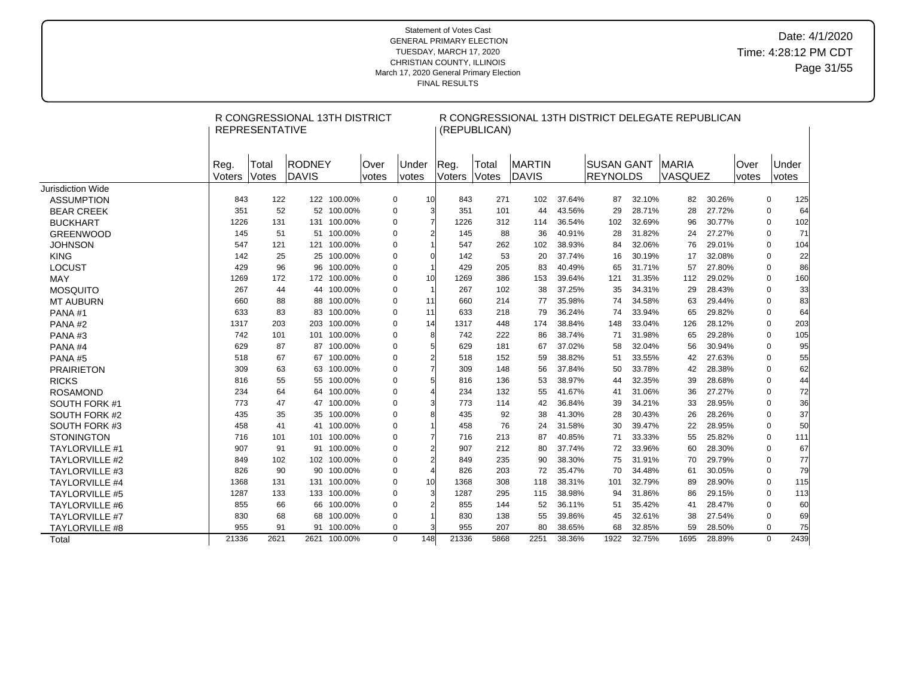Statement of Votes Cast
GENERAL PRIMARY ELECTION
TUESDAY, MARCH 17, 2020
CHRISTIAN COUNTY, ILLINOIS
March 17, 2020 General Primary Election
FINAL RESULTS

Date: 4/1/2020
Time: 4:28:12 PM CDT

| | R CONGRESSIONAL 13TH DISTRICT REPRESENTATIVE | | | | | | R CONGRESSIONAL 13TH DISTRICT DELEGATE REPUBLICAN (REPUBLICAN) | | | | | | | | | |
|---|---|---|---|---|---|---|---|---|---|---|---|---|---|---|---|---|
| | Reg. Voters | Total Votes | RODNEY DAVIS | | Over votes | Under votes | Reg. Voters | Total Votes | MARTIN DAVIS | | SUSAN GANT REYNOLDS | | MARIA VASQUEZ | | Over votes | Under votes |
| Jurisdiction Wide | | | | | | | | | | | | | | | | |
| ASSUMPTION | 843 | 122 | 122 | 100.00% | 0 | 10 | 843 | 271 | 102 | 37.64% | 87 | 32.10% | 82 | 30.26% | 0 | 125 |
| BEAR CREEK | 351 | 52 | 52 | 100.00% | 0 | 3 | 351 | 101 | 44 | 43.56% | 29 | 28.71% | 28 | 27.72% | 0 | 64 |
| BUCKHART | 1226 | 131 | 131 | 100.00% | 0 | 7 | 1226 | 312 | 114 | 36.54% | 102 | 32.69% | 96 | 30.77% | 0 | 102 |
| GREENWOOD | 145 | 51 | 51 | 100.00% | 0 | 2 | 145 | 88 | 36 | 40.91% | 28 | 31.82% | 24 | 27.27% | 0 | 71 |
| JOHNSON | 547 | 121 | 121 | 100.00% | 0 | 1 | 547 | 262 | 102 | 38.93% | 84 | 32.06% | 76 | 29.01% | 0 | 104 |
| KING | 142 | 25 | 25 | 100.00% | 0 | 0 | 142 | 53 | 20 | 37.74% | 16 | 30.19% | 17 | 32.08% | 0 | 22 |
| LOCUST | 429 | 96 | 96 | 100.00% | 0 | 1 | 429 | 205 | 83 | 40.49% | 65 | 31.71% | 57 | 27.80% | 0 | 86 |
| MAY | 1269 | 172 | 172 | 100.00% | 0 | 10 | 1269 | 386 | 153 | 39.64% | 121 | 31.35% | 112 | 29.02% | 0 | 160 |
| MOSQUITO | 267 | 44 | 44 | 100.00% | 0 | 1 | 267 | 102 | 38 | 37.25% | 35 | 34.31% | 29 | 28.43% | 0 | 33 |
| MT AUBURN | 660 | 88 | 88 | 100.00% | 0 | 11 | 660 | 214 | 77 | 35.98% | 74 | 34.58% | 63 | 29.44% | 0 | 83 |
| PANA #1 | 633 | 83 | 83 | 100.00% | 0 | 11 | 633 | 218 | 79 | 36.24% | 74 | 33.94% | 65 | 29.82% | 0 | 64 |
| PANA #2 | 1317 | 203 | 203 | 100.00% | 0 | 14 | 1317 | 448 | 174 | 38.84% | 148 | 33.04% | 126 | 28.12% | 0 | 203 |
| PANA #3 | 742 | 101 | 101 | 100.00% | 0 | 8 | 742 | 222 | 86 | 38.74% | 71 | 31.98% | 65 | 29.28% | 0 | 105 |
| PANA #4 | 629 | 87 | 87 | 100.00% | 0 | 5 | 629 | 181 | 67 | 37.02% | 58 | 32.04% | 56 | 30.94% | 0 | 95 |
| PANA #5 | 518 | 67 | 67 | 100.00% | 0 | 2 | 518 | 152 | 59 | 38.82% | 51 | 33.55% | 42 | 27.63% | 0 | 55 |
| PRAIRIETON | 309 | 63 | 63 | 100.00% | 0 | 7 | 309 | 148 | 56 | 37.84% | 50 | 33.78% | 42 | 28.38% | 0 | 62 |
| RICKS | 816 | 55 | 55 | 100.00% | 0 | 5 | 816 | 136 | 53 | 38.97% | 44 | 32.35% | 39 | 28.68% | 0 | 44 |
| ROSAMOND | 234 | 64 | 64 | 100.00% | 0 | 4 | 234 | 132 | 55 | 41.67% | 41 | 31.06% | 36 | 27.27% | 0 | 72 |
| SOUTH FORK #1 | 773 | 47 | 47 | 100.00% | 0 | 3 | 773 | 114 | 42 | 36.84% | 39 | 34.21% | 33 | 28.95% | 0 | 36 |
| SOUTH FORK #2 | 435 | 35 | 35 | 100.00% | 0 | 8 | 435 | 92 | 38 | 41.30% | 28 | 30.43% | 26 | 28.26% | 0 | 37 |
| SOUTH FORK #3 | 458 | 41 | 41 | 100.00% | 0 | 1 | 458 | 76 | 24 | 31.58% | 30 | 39.47% | 22 | 28.95% | 0 | 50 |
| STONINGTON | 716 | 101 | 101 | 100.00% | 0 | 7 | 716 | 213 | 87 | 40.85% | 71 | 33.33% | 55 | 25.82% | 0 | 111 |
| TAYLORVILLE #1 | 907 | 91 | 91 | 100.00% | 0 | 2 | 907 | 212 | 80 | 37.74% | 72 | 33.96% | 60 | 28.30% | 0 | 67 |
| TAYLORVILLE #2 | 849 | 102 | 102 | 100.00% | 0 | 2 | 849 | 235 | 90 | 38.30% | 75 | 31.91% | 70 | 29.79% | 0 | 77 |
| TAYLORVILLE #3 | 826 | 90 | 90 | 100.00% | 0 | 4 | 826 | 203 | 72 | 35.47% | 70 | 34.48% | 61 | 30.05% | 0 | 79 |
| TAYLORVILLE #4 | 1368 | 131 | 131 | 100.00% | 0 | 10 | 1368 | 308 | 118 | 38.31% | 101 | 32.79% | 89 | 28.90% | 0 | 115 |
| TAYLORVILLE #5 | 1287 | 133 | 133 | 100.00% | 0 | 3 | 1287 | 295 | 115 | 38.98% | 94 | 31.86% | 86 | 29.15% | 0 | 113 |
| TAYLORVILLE #6 | 855 | 66 | 66 | 100.00% | 0 | 2 | 855 | 144 | 52 | 36.11% | 51 | 35.42% | 41 | 28.47% | 0 | 60 |
| TAYLORVILLE #7 | 830 | 68 | 68 | 100.00% | 0 | 1 | 830 | 138 | 55 | 39.86% | 45 | 32.61% | 38 | 27.54% | 0 | 69 |
| TAYLORVILLE #8 | 955 | 91 | 91 | 100.00% | 0 | 3 | 955 | 207 | 80 | 38.65% | 68 | 32.85% | 59 | 28.50% | 0 | 75 |
| Total | 21336 | 2621 | 2621 | 100.00% | 0 | 148 | 21336 | 5868 | 2251 | 38.36% | 1922 | 32.75% | 1695 | 28.89% | 0 | 2439 |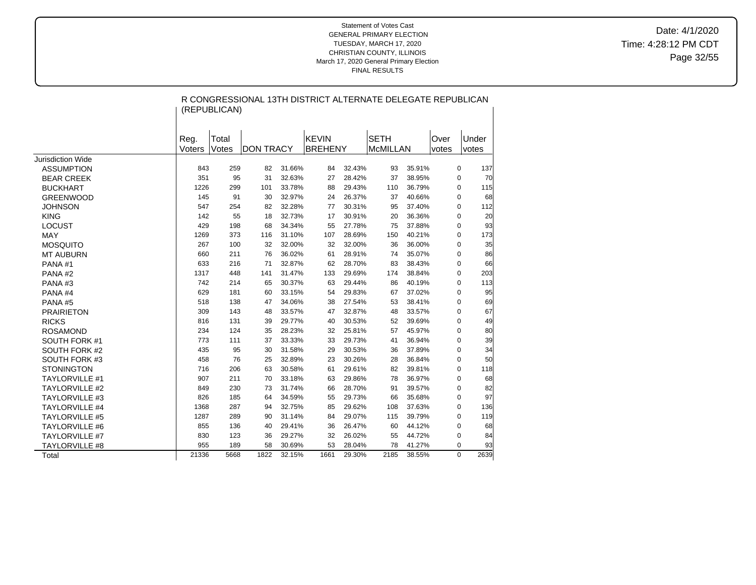Statement of Votes Cast
GENERAL PRIMARY ELECTION
TUESDAY, MARCH 17, 2020
CHRISTIAN COUNTY, ILLINOIS
March 17, 2020 General Primary Election
FINAL RESULTS

Date: 4/1/2020
Time: 4:28:12 PM CDT

## R CONGRESSIONAL 13TH DISTRICT ALTERNATE DELEGATE REPUBLICAN (REPUBLICAN)

| | Reg. Voters | Total Votes | DON TRACY | | KEVIN BREHENY | | SETH McMILLAN | | Over votes | Under votes |
|---|---|---|---|---|---|---|---|---|---|---|
| Jurisdiction Wide | | | | | | | | | | |
| ASSUMPTION | 843 | 259 | 82 | 31.66% | 84 | 32.43% | 93 | 35.91% | 0 | 137 |
| BEAR CREEK | 351 | 95 | 31 | 32.63% | 27 | 28.42% | 37 | 38.95% | 0 | 70 |
| BUCKHART | 1226 | 299 | 101 | 33.78% | 88 | 29.43% | 110 | 36.79% | 0 | 115 |
| GREENWOOD | 145 | 91 | 30 | 32.97% | 24 | 26.37% | 37 | 40.66% | 0 | 68 |
| JOHNSON | 547 | 254 | 82 | 32.28% | 77 | 30.31% | 95 | 37.40% | 0 | 112 |
| KING | 142 | 55 | 18 | 32.73% | 17 | 30.91% | 20 | 36.36% | 0 | 20 |
| LOCUST | 429 | 198 | 68 | 34.34% | 55 | 27.78% | 75 | 37.88% | 0 | 93 |
| MAY | 1269 | 373 | 116 | 31.10% | 107 | 28.69% | 150 | 40.21% | 0 | 173 |
| MOSQUITO | 267 | 100 | 32 | 32.00% | 32 | 32.00% | 36 | 36.00% | 0 | 35 |
| MT AUBURN | 660 | 211 | 76 | 36.02% | 61 | 28.91% | 74 | 35.07% | 0 | 86 |
| PANA #1 | 633 | 216 | 71 | 32.87% | 62 | 28.70% | 83 | 38.43% | 0 | 66 |
| PANA #2 | 1317 | 448 | 141 | 31.47% | 133 | 29.69% | 174 | 38.84% | 0 | 203 |
| PANA #3 | 742 | 214 | 65 | 30.37% | 63 | 29.44% | 86 | 40.19% | 0 | 113 |
| PANA #4 | 629 | 181 | 60 | 33.15% | 54 | 29.83% | 67 | 37.02% | 0 | 95 |
| PANA #5 | 518 | 138 | 47 | 34.06% | 38 | 27.54% | 53 | 38.41% | 0 | 69 |
| PRAIRIETON | 309 | 143 | 48 | 33.57% | 47 | 32.87% | 48 | 33.57% | 0 | 67 |
| RICKS | 816 | 131 | 39 | 29.77% | 40 | 30.53% | 52 | 39.69% | 0 | 49 |
| ROSAMOND | 234 | 124 | 35 | 28.23% | 32 | 25.81% | 57 | 45.97% | 0 | 80 |
| SOUTH FORK #1 | 773 | 111 | 37 | 33.33% | 33 | 29.73% | 41 | 36.94% | 0 | 39 |
| SOUTH FORK #2 | 435 | 95 | 30 | 31.58% | 29 | 30.53% | 36 | 37.89% | 0 | 34 |
| SOUTH FORK #3 | 458 | 76 | 25 | 32.89% | 23 | 30.26% | 28 | 36.84% | 0 | 50 |
| STONINGTON | 716 | 206 | 63 | 30.58% | 61 | 29.61% | 82 | 39.81% | 0 | 118 |
| TAYLORVILLE #1 | 907 | 211 | 70 | 33.18% | 63 | 29.86% | 78 | 36.97% | 0 | 68 |
| TAYLORVILLE #2 | 849 | 230 | 73 | 31.74% | 66 | 28.70% | 91 | 39.57% | 0 | 82 |
| TAYLORVILLE #3 | 826 | 185 | 64 | 34.59% | 55 | 29.73% | 66 | 35.68% | 0 | 97 |
| TAYLORVILLE #4 | 1368 | 287 | 94 | 32.75% | 85 | 29.62% | 108 | 37.63% | 0 | 136 |
| TAYLORVILLE #5 | 1287 | 289 | 90 | 31.14% | 84 | 29.07% | 115 | 39.79% | 0 | 119 |
| TAYLORVILLE #6 | 855 | 136 | 40 | 29.41% | 36 | 26.47% | 60 | 44.12% | 0 | 68 |
| TAYLORVILLE #7 | 830 | 123 | 36 | 29.27% | 32 | 26.02% | 55 | 44.72% | 0 | 84 |
| TAYLORVILLE #8 | 955 | 189 | 58 | 30.69% | 53 | 28.04% | 78 | 41.27% | 0 | 93 |
| Total | 21336 | 5668 | 1822 | 32.15% | 1661 | 29.30% | 2185 | 38.55% | 0 | 2639 |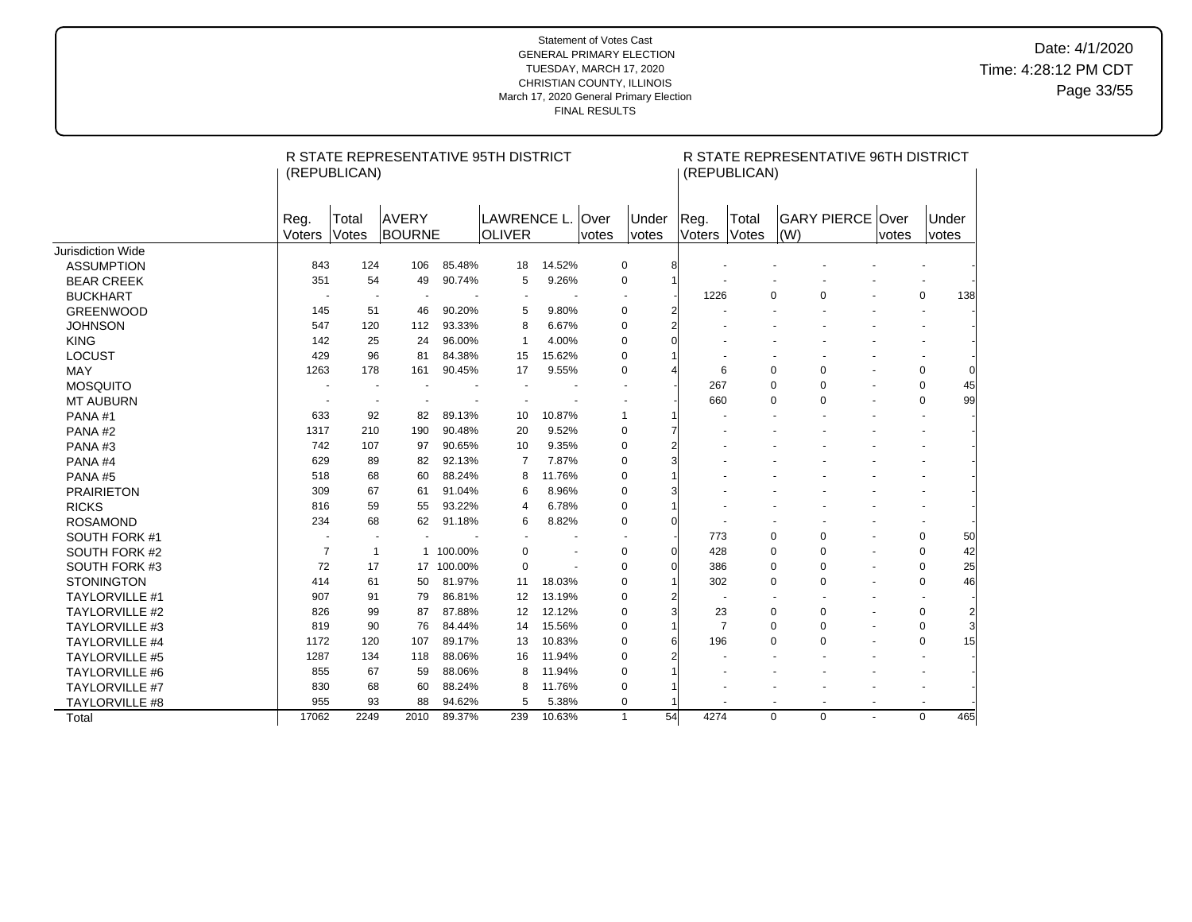Statement of Votes Cast
GENERAL PRIMARY ELECTION
TUESDAY, MARCH 17, 2020
CHRISTIAN COUNTY, ILLINOIS
March 17, 2020 General Primary Election
FINAL RESULTS

Date: 4/1/2020
Time: 4:28:12 PM CDT

| | R STATE REPRESENTATIVE 95TH DISTRICT (REPUBLICAN) | | | | | | | | R STATE REPRESENTATIVE 96TH DISTRICT (REPUBLICAN) | | | | | | |
|---|---|---|---|---|---|---|---|---|---|---|---|---|---|---|---|
| | Reg. Voters | Total Votes | AVERY BOURNE | | LAWRENCE L. OLIVER | | Over votes | Under votes | Reg. Voters | Total Votes | GARY PIERCE (W) | | Over votes | Under votes |
| Jurisdiction Wide | | | | | | | | | | | | | | |
| ASSUMPTION | 843 | 124 | 106 | 85.48% | 18 | 14.52% | 0 | 8 | - | - | - | - | - | - |
| BEAR CREEK | 351 | 54 | 49 | 90.74% | 5 | 9.26% | 0 | 1 | - | - | - | - | - | - |
| BUCKHART | - | - | - | - | - | - | - | - | 1226 | 0 | 0 | - | 0 | 138 |
| GREENWOOD | 145 | 51 | 46 | 90.20% | 5 | 9.80% | 0 | 2 | - | - | - | - | - | - |
| JOHNSON | 547 | 120 | 112 | 93.33% | 8 | 6.67% | 0 | 2 | - | - | - | - | - | - |
| KING | 142 | 25 | 24 | 96.00% | 1 | 4.00% | 0 | 0 | - | - | - | - | - | - |
| LOCUST | 429 | 96 | 81 | 84.38% | 15 | 15.62% | 0 | 1 | - | - | - | - | - | - |
| MAY | 1263 | 178 | 161 | 90.45% | 17 | 9.55% | 0 | 4 | 6 | 0 | 0 | - | 0 | 0 |
| MOSQUITO | - | - | - | - | - | - | - | - | 267 | 0 | 0 | - | 0 | 45 |
| MT AUBURN | - | - | - | - | - | - | - | - | 660 | 0 | 0 | - | 0 | 99 |
| PANA #1 | 633 | 92 | 82 | 89.13% | 10 | 10.87% | 1 | 1 | - | - | - | - | - | - |
| PANA #2 | 1317 | 210 | 190 | 90.48% | 20 | 9.52% | 0 | 7 | - | - | - | - | - | - |
| PANA #3 | 742 | 107 | 97 | 90.65% | 10 | 9.35% | 0 | 2 | - | - | - | - | - | - |
| PANA #4 | 629 | 89 | 82 | 92.13% | 7 | 7.87% | 0 | 3 | - | - | - | - | - | - |
| PANA #5 | 518 | 68 | 60 | 88.24% | 8 | 11.76% | 0 | 1 | - | - | - | - | - | - |
| PRAIRIETON | 309 | 67 | 61 | 91.04% | 6 | 8.96% | 0 | 3 | - | - | - | - | - | - |
| RICKS | 816 | 59 | 55 | 93.22% | 4 | 6.78% | 0 | 1 | - | - | - | - | - | - |
| ROSAMOND | 234 | 68 | 62 | 91.18% | 6 | 8.82% | 0 | 0 | - | - | - | - | - | - |
| SOUTH FORK #1 | - | - | - | - | - | - | - | - | 773 | 0 | 0 | - | 0 | 50 |
| SOUTH FORK #2 | 7 | 1 | 1 | 100.00% | 0 | - | 0 | 0 | 428 | 0 | 0 | - | 0 | 42 |
| SOUTH FORK #3 | 72 | 17 | 17 | 100.00% | 0 | - | 0 | 0 | 386 | 0 | 0 | - | 0 | 25 |
| STONINGTON | 414 | 61 | 50 | 81.97% | 11 | 18.03% | 0 | 1 | 302 | 0 | 0 | - | 0 | 46 |
| TAYLORVILLE #1 | 907 | 91 | 79 | 86.81% | 12 | 13.19% | 0 | 2 | - | - | - | - | - | - |
| TAYLORVILLE #2 | 826 | 99 | 87 | 87.88% | 12 | 12.12% | 0 | 3 | 23 | 0 | 0 | - | 0 | 2 |
| TAYLORVILLE #3 | 819 | 90 | 76 | 84.44% | 14 | 15.56% | 0 | 1 | 7 | 0 | 0 | - | 0 | 3 |
| TAYLORVILLE #4 | 1172 | 120 | 107 | 89.17% | 13 | 10.83% | 0 | 6 | 196 | 0 | 0 | - | 0 | 15 |
| TAYLORVILLE #5 | 1287 | 134 | 118 | 88.06% | 16 | 11.94% | 0 | 2 | - | - | - | - | - | - |
| TAYLORVILLE #6 | 855 | 67 | 59 | 88.06% | 8 | 11.94% | 0 | 1 | - | - | - | - | - | - |
| TAYLORVILLE #7 | 830 | 68 | 60 | 88.24% | 8 | 11.76% | 0 | 1 | - | - | - | - | - | - |
| TAYLORVILLE #8 | 955 | 93 | 88 | 94.62% | 5 | 5.38% | 0 | 1 | - | - | - | - | - | - |
| Total | 17062 | 2249 | 2010 | 89.37% | 239 | 10.63% | 1 | 54 | 4274 | 0 | 0 | - | 0 | 465 |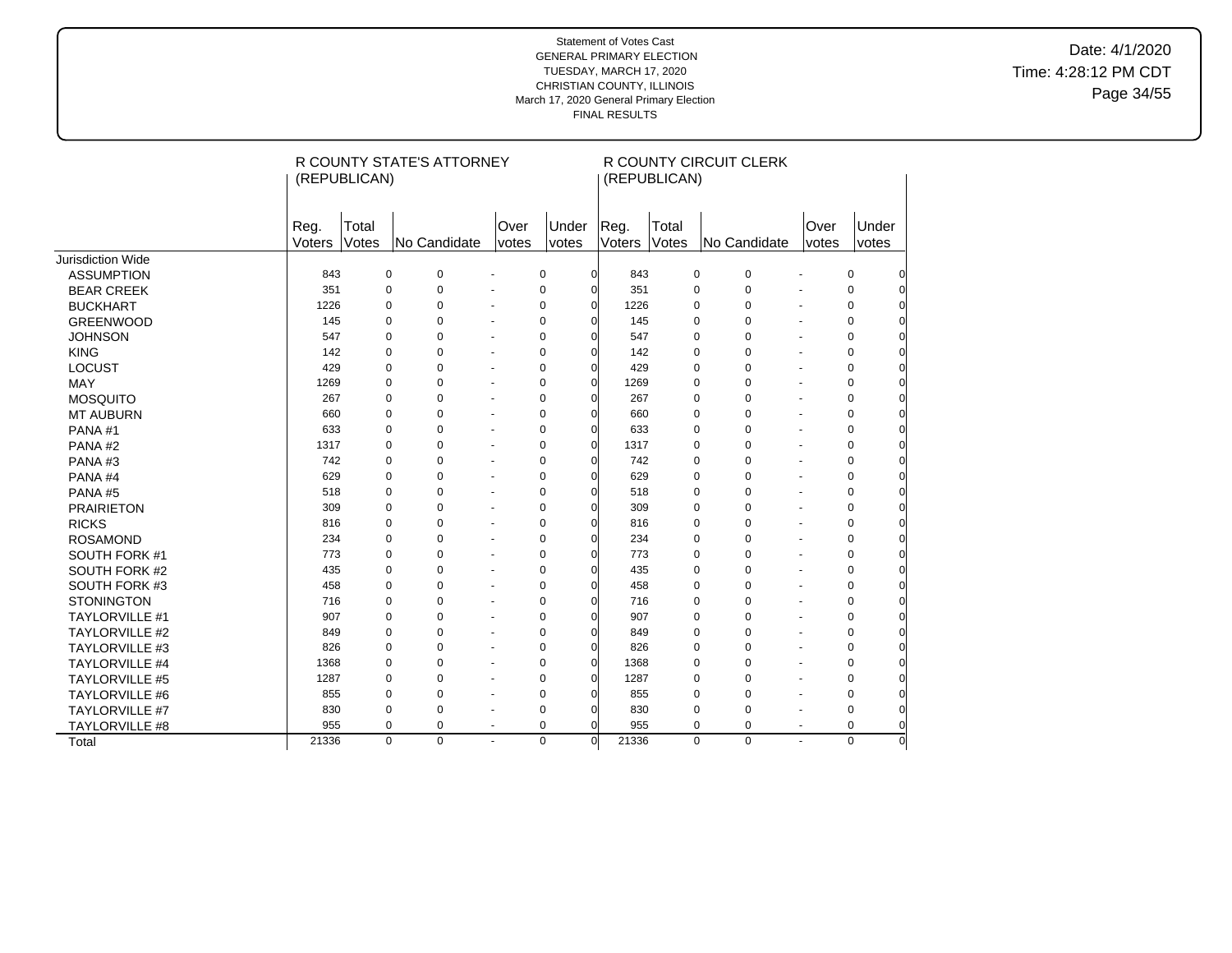Statement of Votes Cast
GENERAL PRIMARY ELECTION
TUESDAY, MARCH 17, 2020
CHRISTIAN COUNTY, ILLINOIS
March 17, 2020 General Primary Election
FINAL RESULTS

Date: 4/1/2020
Time: 4:28:12 PM CDT

| | R COUNTY STATE'S ATTORNEY (REPUBLICAN) | | | | | | R COUNTY CIRCUIT CLERK (REPUBLICAN) | | | | | |
|---|---|---|---|---|---|---|---|---|---|---|---|---|
| | Reg. Voters | Total Votes | No Candidate | | Over votes | Under votes | Reg. Voters | Total Votes | No Candidate | | Over votes | Under votes |
| Jurisdiction Wide | | | | | | | | | | | | |
| ASSUMPTION | 843 | 0 | 0 | - | 0 | 0 | 843 | 0 | 0 | - | 0 | 0 |
| BEAR CREEK | 351 | 0 | 0 | - | 0 | 0 | 351 | 0 | 0 | - | 0 | 0 |
| BUCKHART | 1226 | 0 | 0 | - | 0 | 0 | 1226 | 0 | 0 | - | 0 | 0 |
| GREENWOOD | 145 | 0 | 0 | - | 0 | 0 | 145 | 0 | 0 | - | 0 | 0 |
| JOHNSON | 547 | 0 | 0 | - | 0 | 0 | 547 | 0 | 0 | - | 0 | 0 |
| KING | 142 | 0 | 0 | - | 0 | 0 | 142 | 0 | 0 | - | 0 | 0 |
| LOCUST | 429 | 0 | 0 | - | 0 | 0 | 429 | 0 | 0 | - | 0 | 0 |
| MAY | 1269 | 0 | 0 | - | 0 | 0 | 1269 | 0 | 0 | - | 0 | 0 |
| MOSQUITO | 267 | 0 | 0 | - | 0 | 0 | 267 | 0 | 0 | - | 0 | 0 |
| MT AUBURN | 660 | 0 | 0 | - | 0 | 0 | 660 | 0 | 0 | - | 0 | 0 |
| PANA #1 | 633 | 0 | 0 | - | 0 | 0 | 633 | 0 | 0 | - | 0 | 0 |
| PANA #2 | 1317 | 0 | 0 | - | 0 | 0 | 1317 | 0 | 0 | - | 0 | 0 |
| PANA #3 | 742 | 0 | 0 | - | 0 | 0 | 742 | 0 | 0 | - | 0 | 0 |
| PANA #4 | 629 | 0 | 0 | - | 0 | 0 | 629 | 0 | 0 | - | 0 | 0 |
| PANA #5 | 518 | 0 | 0 | - | 0 | 0 | 518 | 0 | 0 | - | 0 | 0 |
| PRAIRIETON | 309 | 0 | 0 | - | 0 | 0 | 309 | 0 | 0 | - | 0 | 0 |
| RICKS | 816 | 0 | 0 | - | 0 | 0 | 816 | 0 | 0 | - | 0 | 0 |
| ROSAMOND | 234 | 0 | 0 | - | 0 | 0 | 234 | 0 | 0 | - | 0 | 0 |
| SOUTH FORK #1 | 773 | 0 | 0 | - | 0 | 0 | 773 | 0 | 0 | - | 0 | 0 |
| SOUTH FORK #2 | 435 | 0 | 0 | - | 0 | 0 | 435 | 0 | 0 | - | 0 | 0 |
| SOUTH FORK #3 | 458 | 0 | 0 | - | 0 | 0 | 458 | 0 | 0 | - | 0 | 0 |
| STONINGTON | 716 | 0 | 0 | - | 0 | 0 | 716 | 0 | 0 | - | 0 | 0 |
| TAYLORVILLE #1 | 907 | 0 | 0 | - | 0 | 0 | 907 | 0 | 0 | - | 0 | 0 |
| TAYLORVILLE #2 | 849 | 0 | 0 | - | 0 | 0 | 849 | 0 | 0 | - | 0 | 0 |
| TAYLORVILLE #3 | 826 | 0 | 0 | - | 0 | 0 | 826 | 0 | 0 | - | 0 | 0 |
| TAYLORVILLE #4 | 1368 | 0 | 0 | - | 0 | 0 | 1368 | 0 | 0 | - | 0 | 0 |
| TAYLORVILLE #5 | 1287 | 0 | 0 | - | 0 | 0 | 1287 | 0 | 0 | - | 0 | 0 |
| TAYLORVILLE #6 | 855 | 0 | 0 | - | 0 | 0 | 855 | 0 | 0 | - | 0 | 0 |
| TAYLORVILLE #7 | 830 | 0 | 0 | - | 0 | 0 | 830 | 0 | 0 | - | 0 | 0 |
| TAYLORVILLE #8 | 955 | 0 | 0 | - | 0 | 0 | 955 | 0 | 0 | - | 0 | 0 |
| Total | 21336 | 0 | 0 | - | 0 | 0 | 21336 | 0 | 0 | - | 0 | 0 |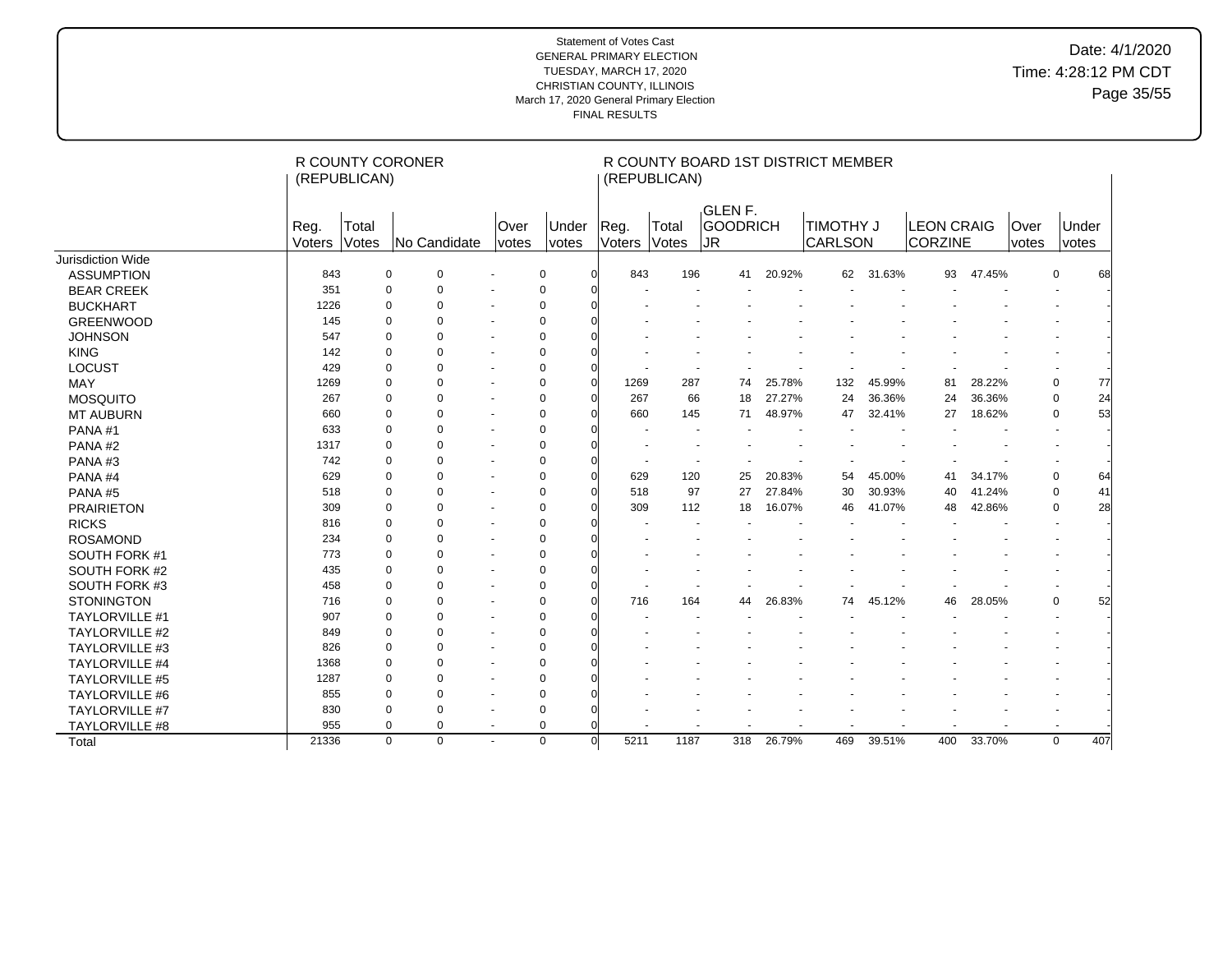Statement of Votes Cast
GENERAL PRIMARY ELECTION
TUESDAY, MARCH 17, 2020
CHRISTIAN COUNTY, ILLINOIS
March 17, 2020 General Primary Election
FINAL RESULTS

Date: 4/1/2020
Time: 4:28:12 PM CDT

| | R COUNTY CORONER (REPUBLICAN) | | | | | R COUNTY BOARD 1ST DISTRICT MEMBER (REPUBLICAN) | | | | | | | | | |
|---|---|---|---|---|---|---|---|---|---|---|---|---|---|---|---|
| | Reg. Voters | Total Votes | No Candidate | Over votes | Under votes | Reg. Voters | Total Votes | GLEN F. GOODRICH JR | | TIMOTHY J CARLSON | | LEON CRAIG CORZINE | | Over votes | Under votes |
| Jurisdiction Wide | | | | | | | | | | | | | | | |
| ASSUMPTION | 843 | 0 | 0 | - | 0 | 0 | 843 | 196 | 41 | 20.92% | 62 | 31.63% | 93 | 47.45% | 0 | 68 |
| BEAR CREEK | 351 | 0 | 0 | - | 0 | 0 | - | - | - | - | - | - | - | - | - | - |
| BUCKHART | 1226 | 0 | 0 | - | 0 | 0 | - | - | - | - | - | - | - | - | - | - |
| GREENWOOD | 145 | 0 | 0 | - | 0 | 0 | - | - | - | - | - | - | - | - | - | - |
| JOHNSON | 547 | 0 | 0 | - | 0 | 0 | - | - | - | - | - | - | - | - | - | - |
| KING | 142 | 0 | 0 | - | 0 | 0 | - | - | - | - | - | - | - | - | - | - |
| LOCUST | 429 | 0 | 0 | - | 0 | 0 | - | - | - | - | - | - | - | - | - | - |
| MAY | 1269 | 0 | 0 | - | 0 | 0 | 1269 | 287 | 74 | 25.78% | 132 | 45.99% | 81 | 28.22% | 0 | 77 |
| MOSQUITO | 267 | 0 | 0 | - | 0 | 0 | 267 | 66 | 18 | 27.27% | 24 | 36.36% | 24 | 36.36% | 0 | 24 |
| MT AUBURN | 660 | 0 | 0 | - | 0 | 0 | 660 | 145 | 71 | 48.97% | 47 | 32.41% | 27 | 18.62% | 0 | 53 |
| PANA #1 | 633 | 0 | 0 | - | 0 | 0 | - | - | - | - | - | - | - | - | - | - |
| PANA #2 | 1317 | 0 | 0 | - | 0 | 0 | - | - | - | - | - | - | - | - | - | - |
| PANA #3 | 742 | 0 | 0 | - | 0 | 0 | - | - | - | - | - | - | - | - | - | - |
| PANA #4 | 629 | 0 | 0 | - | 0 | 0 | 629 | 120 | 25 | 20.83% | 54 | 45.00% | 41 | 34.17% | 0 | 64 |
| PANA #5 | 518 | 0 | 0 | - | 0 | 0 | 518 | 97 | 27 | 27.84% | 30 | 30.93% | 40 | 41.24% | 0 | 41 |
| PRAIRIETON | 309 | 0 | 0 | - | 0 | 0 | 309 | 112 | 18 | 16.07% | 46 | 41.07% | 48 | 42.86% | 0 | 28 |
| RICKS | 816 | 0 | 0 | - | 0 | 0 | - | - | - | - | - | - | - | - | - | - |
| ROSAMOND | 234 | 0 | 0 | - | 0 | 0 | - | - | - | - | - | - | - | - | - | - |
| SOUTH FORK #1 | 773 | 0 | 0 | - | 0 | 0 | - | - | - | - | - | - | - | - | - | - |
| SOUTH FORK #2 | 435 | 0 | 0 | - | 0 | 0 | - | - | - | - | - | - | - | - | - | - |
| SOUTH FORK #3 | 458 | 0 | 0 | - | 0 | 0 | - | - | - | - | - | - | - | - | - | - |
| STONINGTON | 716 | 0 | 0 | - | 0 | 0 | 716 | 164 | 44 | 26.83% | 74 | 45.12% | 46 | 28.05% | 0 | 52 |
| TAYLORVILLE #1 | 907 | 0 | 0 | - | 0 | 0 | - | - | - | - | - | - | - | - | - | - |
| TAYLORVILLE #2 | 849 | 0 | 0 | - | 0 | 0 | - | - | - | - | - | - | - | - | - | - |
| TAYLORVILLE #3 | 826 | 0 | 0 | - | 0 | 0 | - | - | - | - | - | - | - | - | - | - |
| TAYLORVILLE #4 | 1368 | 0 | 0 | - | 0 | 0 | - | - | - | - | - | - | - | - | - | - |
| TAYLORVILLE #5 | 1287 | 0 | 0 | - | 0 | 0 | - | - | - | - | - | - | - | - | - | - |
| TAYLORVILLE #6 | 855 | 0 | 0 | - | 0 | 0 | - | - | - | - | - | - | - | - | - | - |
| TAYLORVILLE #7 | 830 | 0 | 0 | - | 0 | 0 | - | - | - | - | - | - | - | - | - | - |
| TAYLORVILLE #8 | 955 | 0 | 0 | - | 0 | 0 | - | - | - | - | - | - | - | - | - | - |
| Total | 21336 | 0 | 0 | - | 0 | 0 | 5211 | 1187 | 318 | 26.79% | 469 | 39.51% | 400 | 33.70% | 0 | 407 |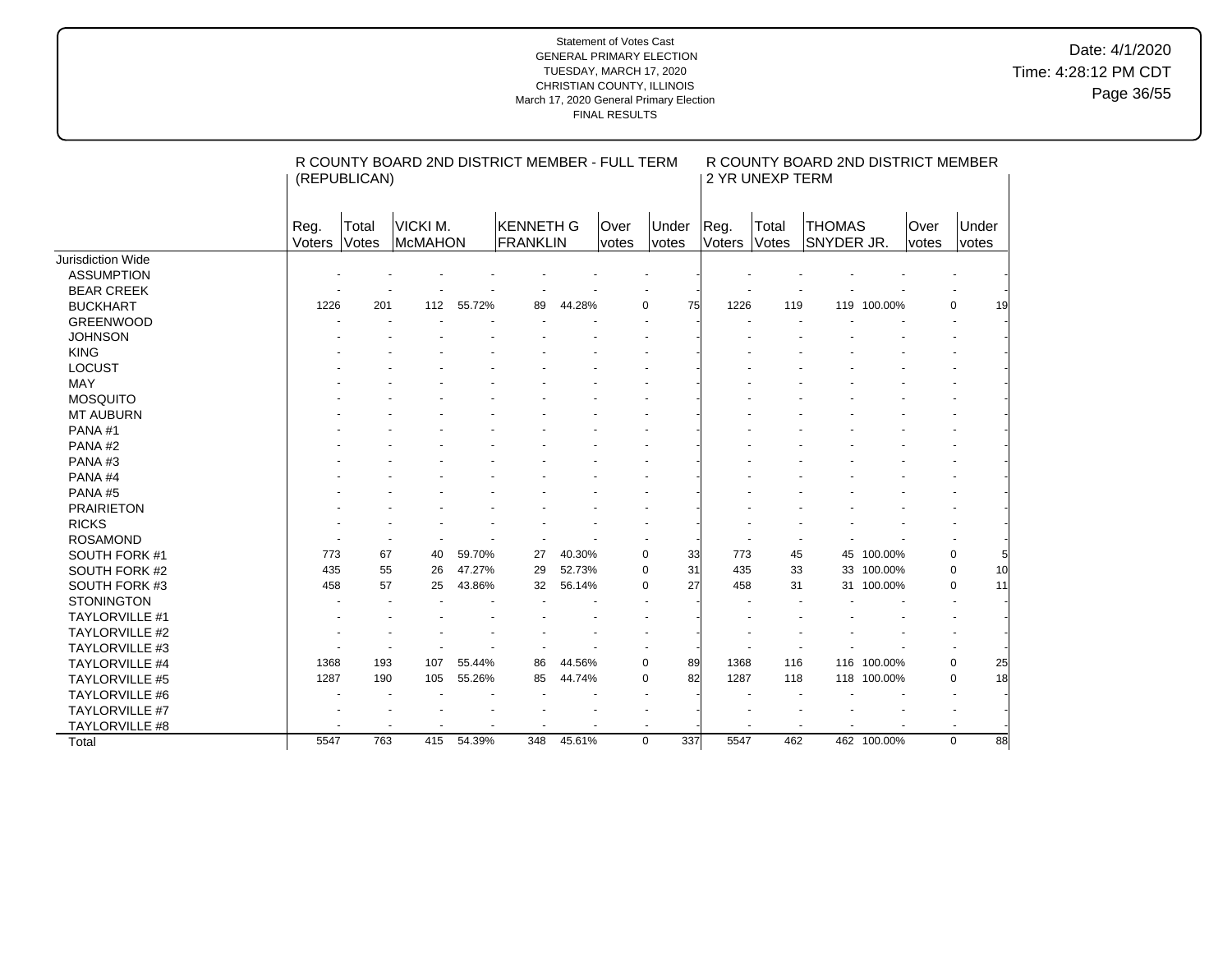Statement of Votes Cast
GENERAL PRIMARY ELECTION
TUESDAY, MARCH 17, 2020
CHRISTIAN COUNTY, ILLINOIS
March 17, 2020 General Primary Election
FINAL RESULTS

Date: 4/1/2020
Time: 4:28:12 PM CDT

| | R COUNTY BOARD 2ND DISTRICT MEMBER - FULL TERM (REPUBLICAN) | | | | | | | | | R COUNTY BOARD 2ND DISTRICT MEMBER 2 YR UNEXP TERM | | | | | |
|---|---|---|---|---|---|---|---|---|---|---|---|---|---|---|---|
| | Reg. Voters | Total Votes | VICKI M. McMAHON | | KENNETH G FRANKLIN | | Over votes | Under votes | | Reg. Voters | Total Votes | THOMAS SNYDER JR. | | Over votes | Under votes |
| Jurisdiction Wide | | | | | | | | | | | | | | | |
| ASSUMPTION | - | - | - | - | - | - | - | - | | - | - | - | - | - | - |
| BEAR CREEK | - | - | - | - | - | - | - | - | | - | - | - | - | - | - |
| BUCKHART | 1226 | 201 | 112 | 55.72% | 89 | 44.28% | 0 | 75 | | 1226 | 119 | 119 | 100.00% | 0 | 19 |
| GREENWOOD | - | - | - | - | - | - | - | - | | - | - | - | - | - | - |
| JOHNSON | - | - | - | - | - | - | - | - | | - | - | - | - | - | - |
| KING | - | - | - | - | - | - | - | - | | - | - | - | - | - | - |
| LOCUST | - | - | - | - | - | - | - | - | | - | - | - | - | - | - |
| MAY | - | - | - | - | - | - | - | - | | - | - | - | - | - | - |
| MOSQUITO | - | - | - | - | - | - | - | - | | - | - | - | - | - | - |
| MT AUBURN | - | - | - | - | - | - | - | - | | - | - | - | - | - | - |
| PANA #1 | - | - | - | - | - | - | - | - | | - | - | - | - | - | - |
| PANA #2 | - | - | - | - | - | - | - | - | | - | - | - | - | - | - |
| PANA #3 | - | - | - | - | - | - | - | - | | - | - | - | - | - | - |
| PANA #4 | - | - | - | - | - | - | - | - | | - | - | - | - | - | - |
| PANA #5 | - | - | - | - | - | - | - | - | | - | - | - | - | - | - |
| PRAIRIETON | - | - | - | - | - | - | - | - | | - | - | - | - | - | - |
| RICKS | - | - | - | - | - | - | - | - | | - | - | - | - | - | - |
| ROSAMOND | - | - | - | - | - | - | - | - | | - | - | - | - | - | - |
| SOUTH FORK #1 | 773 | 67 | 40 | 59.70% | 27 | 40.30% | 0 | 33 | | 773 | 45 | 45 | 100.00% | 0 | 5 |
| SOUTH FORK #2 | 435 | 55 | 26 | 47.27% | 29 | 52.73% | 0 | 31 | | 435 | 33 | 33 | 100.00% | 0 | 10 |
| SOUTH FORK #3 | 458 | 57 | 25 | 43.86% | 32 | 56.14% | 0 | 27 | | 458 | 31 | 31 | 100.00% | 0 | 11 |
| STONINGTON | - | - | - | - | - | - | - | - | | - | - | - | - | - | - |
| TAYLORVILLE #1 | - | - | - | - | - | - | - | - | | - | - | - | - | - | - |
| TAYLORVILLE #2 | - | - | - | - | - | - | - | - | | - | - | - | - | - | - |
| TAYLORVILLE #3 | - | - | - | - | - | - | - | - | | - | - | - | - | - | - |
| TAYLORVILLE #4 | 1368 | 193 | 107 | 55.44% | 86 | 44.56% | 0 | 89 | | 1368 | 116 | 116 | 100.00% | 0 | 25 |
| TAYLORVILLE #5 | 1287 | 190 | 105 | 55.26% | 85 | 44.74% | 0 | 82 | | 1287 | 118 | 118 | 100.00% | 0 | 18 |
| TAYLORVILLE #6 | - | - | - | - | - | - | - | - | | - | - | - | - | - | - |
| TAYLORVILLE #7 | - | - | - | - | - | - | - | - | | - | - | - | - | - | - |
| TAYLORVILLE #8 | - | - | - | - | - | - | - | - | | - | - | - | - | - | - |
| Total | 5547 | 763 | 415 | 54.39% | 348 | 45.61% | 0 | 337 | | 5547 | 462 | 462 | 100.00% | 0 | 88 |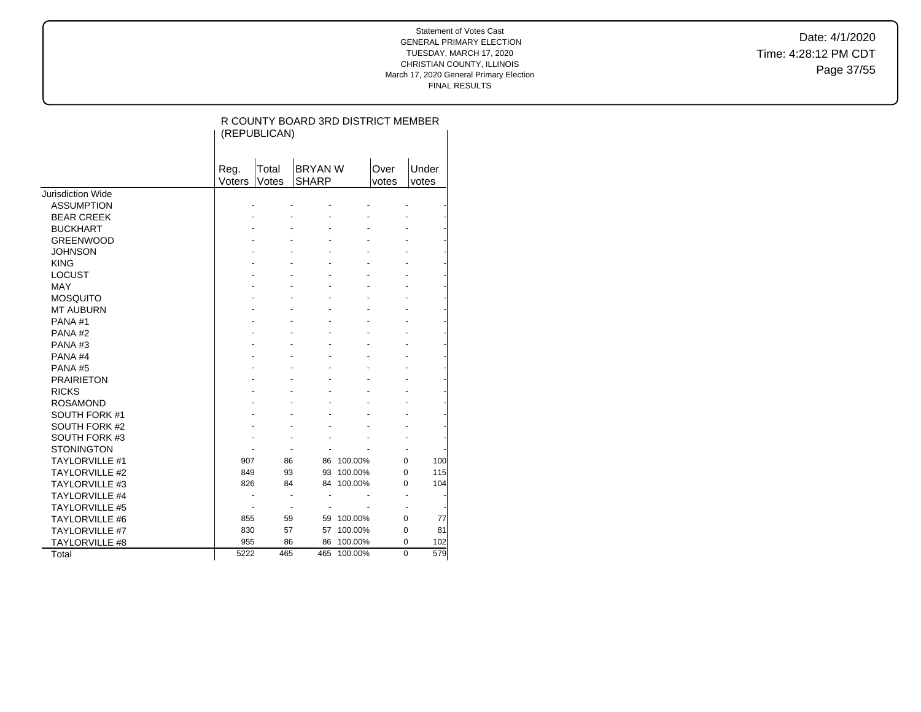Statement of Votes Cast
GENERAL PRIMARY ELECTION
TUESDAY, MARCH 17, 2020
CHRISTIAN COUNTY, ILLINOIS
March 17, 2020 General Primary Election
FINAL RESULTS

Date: 4/1/2020
Time: 4:28:12 PM CDT

## R COUNTY BOARD 3RD DISTRICT MEMBER (REPUBLICAN)

| | Reg. Voters | Total Votes | BRYAN W SHARP | | Over votes | Under votes |
|---|---|---|---|---|---|---|
| Jurisdiction Wide | | | | | | |
| ASSUMPTION | - | - | - | - | - | - |
| BEAR CREEK | - | - | - | - | - | - |
| BUCKHART | - | - | - | - | - | - |
| GREENWOOD | - | - | - | - | - | - |
| JOHNSON | - | - | - | - | - | - |
| KING | - | - | - | - | - | - |
| LOCUST | - | - | - | - | - | - |
| MAY | - | - | - | - | - | - |
| MOSQUITO | - | - | - | - | - | - |
| MT AUBURN | - | - | - | - | - | - |
| PANA #1 | - | - | - | - | - | - |
| PANA #2 | - | - | - | - | - | - |
| PANA #3 | - | - | - | - | - | - |
| PANA #4 | - | - | - | - | - | - |
| PANA #5 | - | - | - | - | - | - |
| PRAIRIETON | - | - | - | - | - | - |
| RICKS | - | - | - | - | - | - |
| ROSAMOND | - | - | - | - | - | - |
| SOUTH FORK #1 | - | - | - | - | - | - |
| SOUTH FORK #2 | - | - | - | - | - | - |
| SOUTH FORK #3 | - | - | - | - | - | - |
| STONINGTON | - | - | - | - | - | - |
| TAYLORVILLE #1 | 907 | 86 | 86 | 100.00% | 0 | 100 |
| TAYLORVILLE #2 | 849 | 93 | 93 | 100.00% | 0 | 115 |
| TAYLORVILLE #3 | 826 | 84 | 84 | 100.00% | 0 | 104 |
| TAYLORVILLE #4 | - | - | - | - | - | - |
| TAYLORVILLE #5 | - | - | - | - | - | - |
| TAYLORVILLE #6 | 855 | 59 | 59 | 100.00% | 0 | 77 |
| TAYLORVILLE #7 | 830 | 57 | 57 | 100.00% | 0 | 81 |
| TAYLORVILLE #8 | 955 | 86 | 86 | 100.00% | 0 | 102 |
| Total | 5222 | 465 | 465 | 100.00% | 0 | 579 |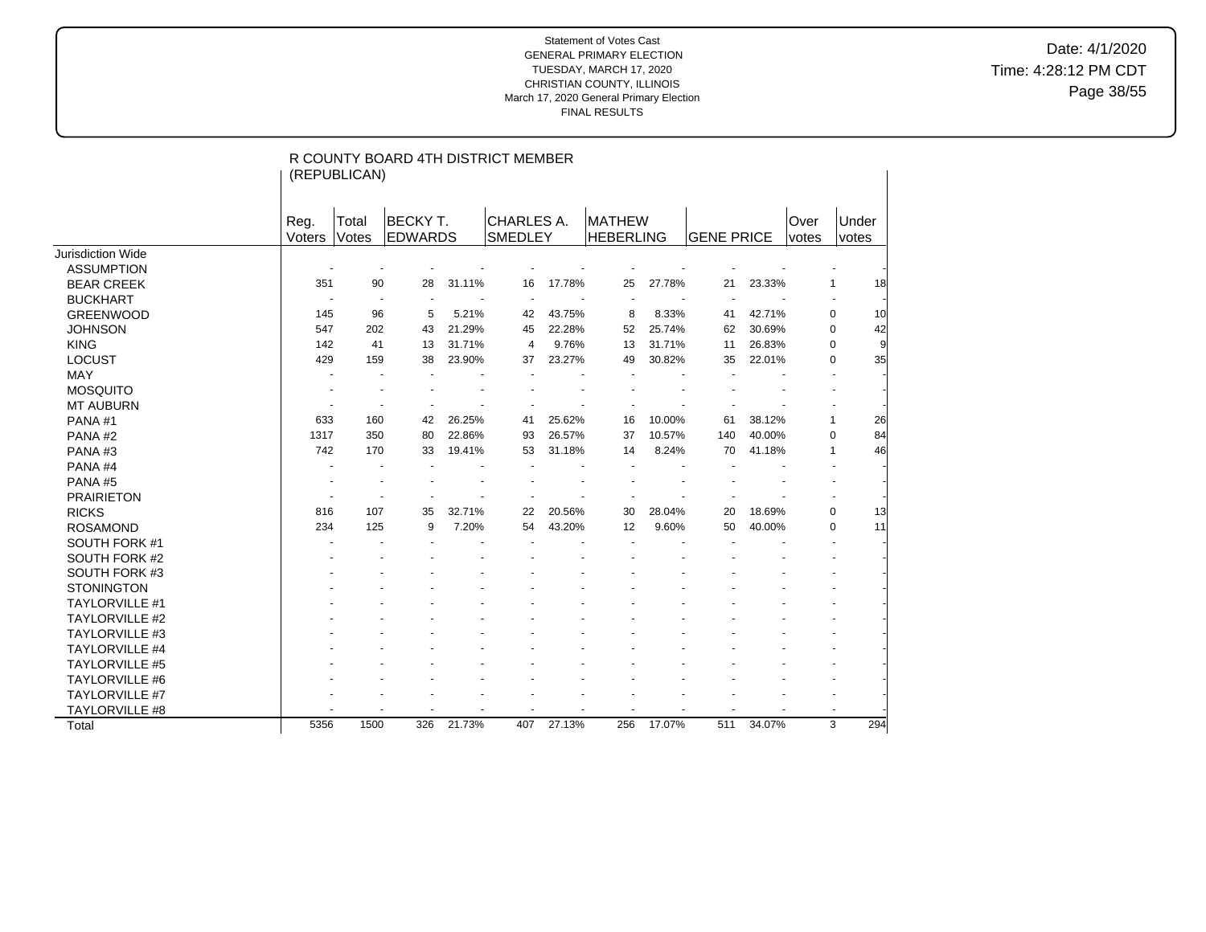Statement of Votes Cast
GENERAL PRIMARY ELECTION
TUESDAY, MARCH 17, 2020
CHRISTIAN COUNTY, ILLINOIS
March 17, 2020 General Primary Election
FINAL RESULTS

Date: 4/1/2020
Time: 4:28:12 PM CDT

## R COUNTY BOARD 4TH DISTRICT MEMBER (REPUBLICAN)

| | Reg. Voters | Total Votes | BECKY T. EDWARDS | | CHARLES A. SMEDLEY | | MATHEW HEBERLING | | GENE PRICE | | Over votes | Under votes |
|---|---|---|---|---|---|---|---|---|---|---|---|---|
| Jurisdiction Wide | | | | | | | | | | | | |
| ASSUMPTION | - | - | - | - | - | - | - | - | - | - | - | - |
| BEAR CREEK | 351 | 90 | 28 | 31.11% | 16 | 17.78% | 25 | 27.78% | 21 | 23.33% | 1 | 18 |
| BUCKHART | - | - | - | - | - | - | - | - | - | - | - | - |
| GREENWOOD | 145 | 96 | 5 | 5.21% | 42 | 43.75% | 8 | 8.33% | 41 | 42.71% | 0 | 10 |
| JOHNSON | 547 | 202 | 43 | 21.29% | 45 | 22.28% | 52 | 25.74% | 62 | 30.69% | 0 | 42 |
| KING | 142 | 41 | 13 | 31.71% | 4 | 9.76% | 13 | 31.71% | 11 | 26.83% | 0 | 9 |
| LOCUST | 429 | 159 | 38 | 23.90% | 37 | 23.27% | 49 | 30.82% | 35 | 22.01% | 0 | 35 |
| MAY | - | - | - | - | - | - | - | - | - | - | - | - |
| MOSQUITO | - | - | - | - | - | - | - | - | - | - | - | - |
| MT AUBURN | - | - | - | - | - | - | - | - | - | - | - | - |
| PANA #1 | 633 | 160 | 42 | 26.25% | 41 | 25.62% | 16 | 10.00% | 61 | 38.12% | 1 | 26 |
| PANA #2 | 1317 | 350 | 80 | 22.86% | 93 | 26.57% | 37 | 10.57% | 140 | 40.00% | 0 | 84 |
| PANA #3 | 742 | 170 | 33 | 19.41% | 53 | 31.18% | 14 | 8.24% | 70 | 41.18% | 1 | 46 |
| PANA #4 | - | - | - | - | - | - | - | - | - | - | - | - |
| PANA #5 | - | - | - | - | - | - | - | - | - | - | - | - |
| PRAIRIETON | - | - | - | - | - | - | - | - | - | - | - | - |
| RICKS | 816 | 107 | 35 | 32.71% | 22 | 20.56% | 30 | 28.04% | 20 | 18.69% | 0 | 13 |
| ROSAMOND | 234 | 125 | 9 | 7.20% | 54 | 43.20% | 12 | 9.60% | 50 | 40.00% | 0 | 11 |
| SOUTH FORK #1 | - | - | - | - | - | - | - | - | - | - | - | - |
| SOUTH FORK #2 | - | - | - | - | - | - | - | - | - | - | - | - |
| SOUTH FORK #3 | - | - | - | - | - | - | - | - | - | - | - | - |
| STONINGTON | - | - | - | - | - | - | - | - | - | - | - | - |
| TAYLORVILLE #1 | - | - | - | - | - | - | - | - | - | - | - | - |
| TAYLORVILLE #2 | - | - | - | - | - | - | - | - | - | - | - | - |
| TAYLORVILLE #3 | - | - | - | - | - | - | - | - | - | - | - | - |
| TAYLORVILLE #4 | - | - | - | - | - | - | - | - | - | - | - | - |
| TAYLORVILLE #5 | - | - | - | - | - | - | - | - | - | - | - | - |
| TAYLORVILLE #6 | - | - | - | - | - | - | - | - | - | - | - | - |
| TAYLORVILLE #7 | - | - | - | - | - | - | - | - | - | - | - | - |
| TAYLORVILLE #8 | - | - | - | - | - | - | - | - | - | - | - | - |
| Total | 5356 | 1500 | 326 | 21.73% | 407 | 27.13% | 256 | 17.07% | 511 | 34.07% | 3 | 294 |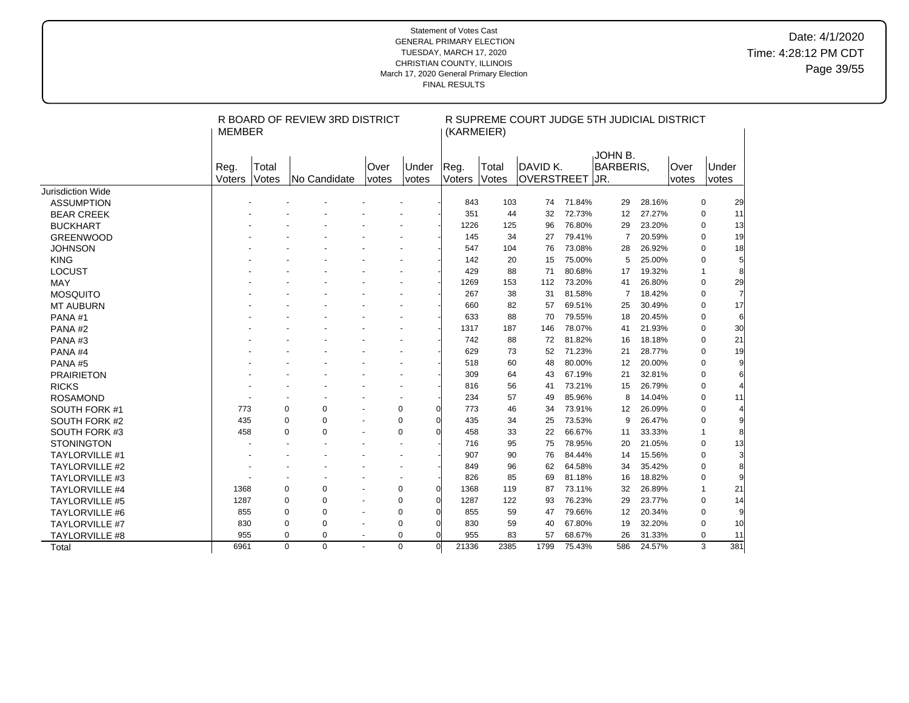Statement of Votes Cast
GENERAL PRIMARY ELECTION
TUESDAY, MARCH 17, 2020
CHRISTIAN COUNTY, ILLINOIS
March 17, 2020 General Primary Election
FINAL RESULTS

Date: 4/1/2020
Time: 4:28:12 PM CDT

| | R BOARD OF REVIEW 3RD DISTRICT MEMBER | | | | | R SUPREME COURT JUDGE 5TH JUDICIAL DISTRICT (KARMEIER) | | | | | | | |
|---|---|---|---|---|---|---|---|---|---|---|---|---|---|
| | Reg. Voters | Total Votes | No Candidate | Over votes | Under votes | Reg. Voters | Total Votes | DAVID K. OVERSTREET | | JOHN B. BARBERIS, JR. | | Over votes | Under votes |
| Jurisdiction Wide | | | | | | | | | | | | | |
| ASSUMPTION | - | - | - | - | - | 843 | 103 | 74 | 71.84% | 29 | 28.16% | 0 | 29 |
| BEAR CREEK | - | - | - | - | - | 351 | 44 | 32 | 72.73% | 12 | 27.27% | 0 | 11 |
| BUCKHART | - | - | - | - | - | 1226 | 125 | 96 | 76.80% | 29 | 23.20% | 0 | 13 |
| GREENWOOD | - | - | - | - | - | 145 | 34 | 27 | 79.41% | 7 | 20.59% | 0 | 19 |
| JOHNSON | - | - | - | - | - | 547 | 104 | 76 | 73.08% | 28 | 26.92% | 0 | 18 |
| KING | - | - | - | - | - | 142 | 20 | 15 | 75.00% | 5 | 25.00% | 0 | 5 |
| LOCUST | - | - | - | - | - | 429 | 88 | 71 | 80.68% | 17 | 19.32% | 1 | 8 |
| MAY | - | - | - | - | - | 1269 | 153 | 112 | 73.20% | 41 | 26.80% | 0 | 29 |
| MOSQUITO | - | - | - | - | - | 267 | 38 | 31 | 81.58% | 7 | 18.42% | 0 | 7 |
| MT AUBURN | - | - | - | - | - | 660 | 82 | 57 | 69.51% | 25 | 30.49% | 0 | 17 |
| PANA #1 | - | - | - | - | - | 633 | 88 | 70 | 79.55% | 18 | 20.45% | 0 | 6 |
| PANA #2 | - | - | - | - | - | 1317 | 187 | 146 | 78.07% | 41 | 21.93% | 0 | 30 |
| PANA #3 | - | - | - | - | - | 742 | 88 | 72 | 81.82% | 16 | 18.18% | 0 | 21 |
| PANA #4 | - | - | - | - | - | 629 | 73 | 52 | 71.23% | 21 | 28.77% | 0 | 19 |
| PANA #5 | - | - | - | - | - | 518 | 60 | 48 | 80.00% | 12 | 20.00% | 0 | 9 |
| PRAIRIETON | - | - | - | - | - | 309 | 64 | 43 | 67.19% | 21 | 32.81% | 0 | 6 |
| RICKS | - | - | - | - | - | 816 | 56 | 41 | 73.21% | 15 | 26.79% | 0 | 4 |
| ROSAMOND | - | - | - | - | - | 234 | 57 | 49 | 85.96% | 8 | 14.04% | 0 | 11 |
| SOUTH FORK #1 | 773 | 0 | 0 | - | 0 | 0 | 773 | 46 | 34 | 73.91% | 12 | 26.09% | 0 | 4 |
| SOUTH FORK #2 | 435 | 0 | 0 | - | 0 | 0 | 435 | 34 | 25 | 73.53% | 9 | 26.47% | 0 | 9 |
| SOUTH FORK #3 | 458 | 0 | 0 | - | 0 | 0 | 458 | 33 | 22 | 66.67% | 11 | 33.33% | 1 | 8 |
| STONINGTON | - | - | - | - | - | 716 | 95 | 75 | 78.95% | 20 | 21.05% | 0 | 13 |
| TAYLORVILLE #1 | - | - | - | - | - | 907 | 90 | 76 | 84.44% | 14 | 15.56% | 0 | 3 |
| TAYLORVILLE #2 | - | - | - | - | - | 849 | 96 | 62 | 64.58% | 34 | 35.42% | 0 | 8 |
| TAYLORVILLE #3 | - | - | - | - | - | 826 | 85 | 69 | 81.18% | 16 | 18.82% | 0 | 9 |
| TAYLORVILLE #4 | 1368 | 0 | 0 | - | 0 | 0 | 1368 | 119 | 87 | 73.11% | 32 | 26.89% | 1 | 21 |
| TAYLORVILLE #5 | 1287 | 0 | 0 | - | 0 | 0 | 1287 | 122 | 93 | 76.23% | 29 | 23.77% | 0 | 14 |
| TAYLORVILLE #6 | 855 | 0 | 0 | - | 0 | 0 | 855 | 59 | 47 | 79.66% | 12 | 20.34% | 0 | 9 |
| TAYLORVILLE #7 | 830 | 0 | 0 | - | 0 | 0 | 830 | 59 | 40 | 67.80% | 19 | 32.20% | 0 | 10 |
| TAYLORVILLE #8 | 955 | 0 | 0 | - | 0 | 0 | 955 | 83 | 57 | 68.67% | 26 | 31.33% | 0 | 11 |
| Total | 6961 | 0 | 0 | - | 0 | 0 | 21336 | 2385 | 1799 | 75.43% | 586 | 24.57% | 3 | 381 |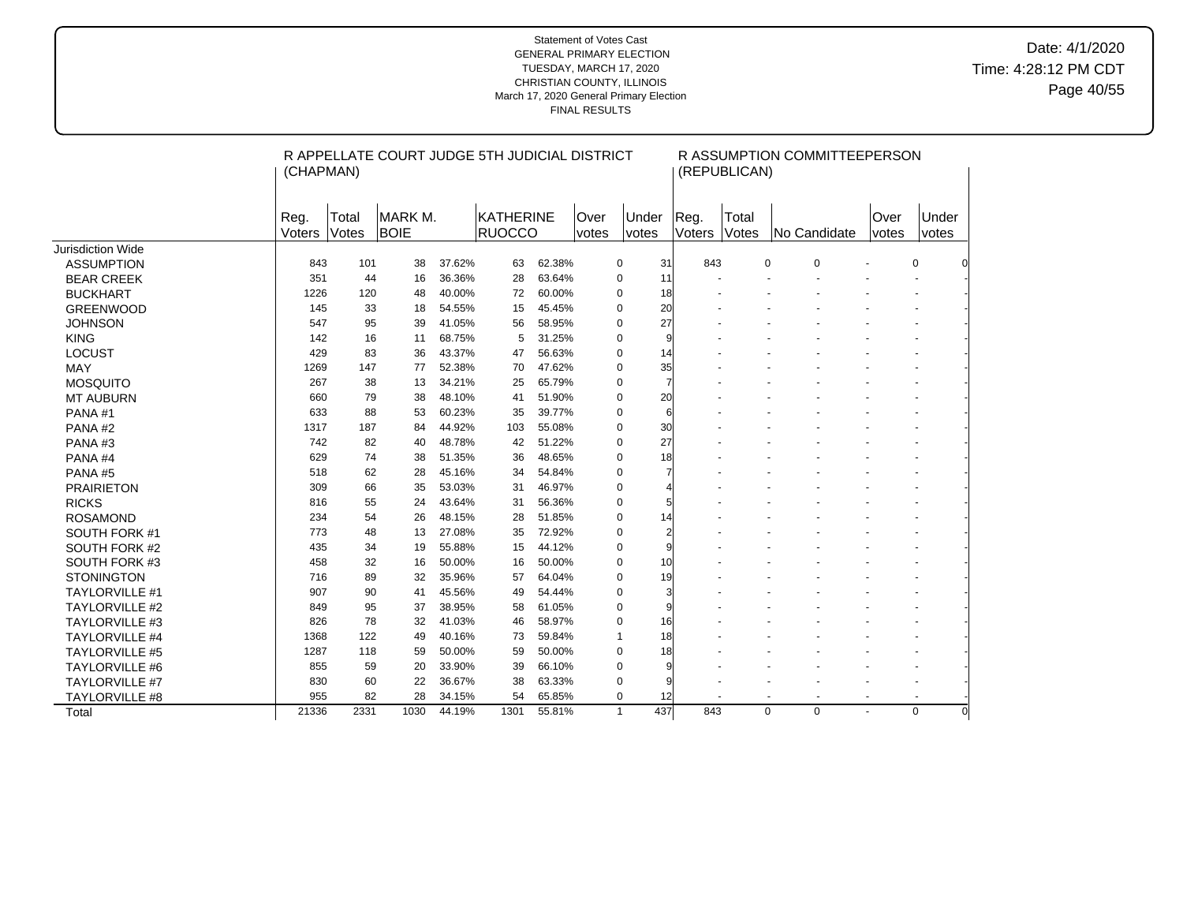Statement of Votes Cast
GENERAL PRIMARY ELECTION
TUESDAY, MARCH 17, 2020
CHRISTIAN COUNTY, ILLINOIS
March 17, 2020 General Primary Election
FINAL RESULTS

Date: 4/1/2020
Time: 4:28:12 PM CDT

| | R APPELLATE COURT JUDGE 5TH JUDICIAL DISTRICT (CHAPMAN) | | | | | | | | R ASSUMPTION COMMITTEEPERSON (REPUBLICAN) | | | | | |
|---|---|---|---|---|---|---|---|---|---|---|---|---|---|---|
| | Reg. Voters | Total Votes | MARK M. BOIE | | KATHERINE RUOCCO | | Over votes | Under votes | Reg. Voters | Total Votes | No Candidate | | Over votes | Under votes |
| Jurisdiction Wide | | | | | | | | | | | | | | |
| ASSUMPTION | 843 | 101 | 38 | 37.62% | 63 | 62.38% | 0 | 31 | 843 | 0 | 0 | - | 0 | 0 |
| BEAR CREEK | 351 | 44 | 16 | 36.36% | 28 | 63.64% | 0 | 11 | - | - | - | - | - | - |
| BUCKHART | 1226 | 120 | 48 | 40.00% | 72 | 60.00% | 0 | 18 | - | - | - | - | - | - |
| GREENWOOD | 145 | 33 | 18 | 54.55% | 15 | 45.45% | 0 | 20 | - | - | - | - | - | - |
| JOHNSON | 547 | 95 | 39 | 41.05% | 56 | 58.95% | 0 | 27 | - | - | - | - | - | - |
| KING | 142 | 16 | 11 | 68.75% | 5 | 31.25% | 0 | 9 | - | - | - | - | - | - |
| LOCUST | 429 | 83 | 36 | 43.37% | 47 | 56.63% | 0 | 14 | - | - | - | - | - | - |
| MAY | 1269 | 147 | 77 | 52.38% | 70 | 47.62% | 0 | 35 | - | - | - | - | - | - |
| MOSQUITO | 267 | 38 | 13 | 34.21% | 25 | 65.79% | 0 | 7 | - | - | - | - | - | - |
| MT AUBURN | 660 | 79 | 38 | 48.10% | 41 | 51.90% | 0 | 20 | - | - | - | - | - | - |
| PANA #1 | 633 | 88 | 53 | 60.23% | 35 | 39.77% | 0 | 6 | - | - | - | - | - | - |
| PANA #2 | 1317 | 187 | 84 | 44.92% | 103 | 55.08% | 0 | 30 | - | - | - | - | - | - |
| PANA #3 | 742 | 82 | 40 | 48.78% | 42 | 51.22% | 0 | 27 | - | - | - | - | - | - |
| PANA #4 | 629 | 74 | 38 | 51.35% | 36 | 48.65% | 0 | 18 | - | - | - | - | - | - |
| PANA #5 | 518 | 62 | 28 | 45.16% | 34 | 54.84% | 0 | 7 | - | - | - | - | - | - |
| PRAIRIETON | 309 | 66 | 35 | 53.03% | 31 | 46.97% | 0 | 4 | - | - | - | - | - | - |
| RICKS | 816 | 55 | 24 | 43.64% | 31 | 56.36% | 0 | 5 | - | - | - | - | - | - |
| ROSAMOND | 234 | 54 | 26 | 48.15% | 28 | 51.85% | 0 | 14 | - | - | - | - | - | - |
| SOUTH FORK #1 | 773 | 48 | 13 | 27.08% | 35 | 72.92% | 0 | 2 | - | - | - | - | - | - |
| SOUTH FORK #2 | 435 | 34 | 19 | 55.88% | 15 | 44.12% | 0 | 9 | - | - | - | - | - | - |
| SOUTH FORK #3 | 458 | 32 | 16 | 50.00% | 16 | 50.00% | 0 | 10 | - | - | - | - | - | - |
| STONINGTON | 716 | 89 | 32 | 35.96% | 57 | 64.04% | 0 | 19 | - | - | - | - | - | - |
| TAYLORVILLE #1 | 907 | 90 | 41 | 45.56% | 49 | 54.44% | 0 | 3 | - | - | - | - | - | - |
| TAYLORVILLE #2 | 849 | 95 | 37 | 38.95% | 58 | 61.05% | 0 | 9 | - | - | - | - | - | - |
| TAYLORVILLE #3 | 826 | 78 | 32 | 41.03% | 46 | 58.97% | 0 | 16 | - | - | - | - | - | - |
| TAYLORVILLE #4 | 1368 | 122 | 49 | 40.16% | 73 | 59.84% | 1 | 18 | - | - | - | - | - | - |
| TAYLORVILLE #5 | 1287 | 118 | 59 | 50.00% | 59 | 50.00% | 0 | 18 | - | - | - | - | - | - |
| TAYLORVILLE #6 | 855 | 59 | 20 | 33.90% | 39 | 66.10% | 0 | 9 | - | - | - | - | - | - |
| TAYLORVILLE #7 | 830 | 60 | 22 | 36.67% | 38 | 63.33% | 0 | 9 | - | - | - | - | - | - |
| TAYLORVILLE #8 | 955 | 82 | 28 | 34.15% | 54 | 65.85% | 0 | 12 | - | - | - | - | - | - |
| Total | 21336 | 2331 | 1030 | 44.19% | 1301 | 55.81% | 1 | 437 | 843 | 0 | 0 | - | 0 | 0 |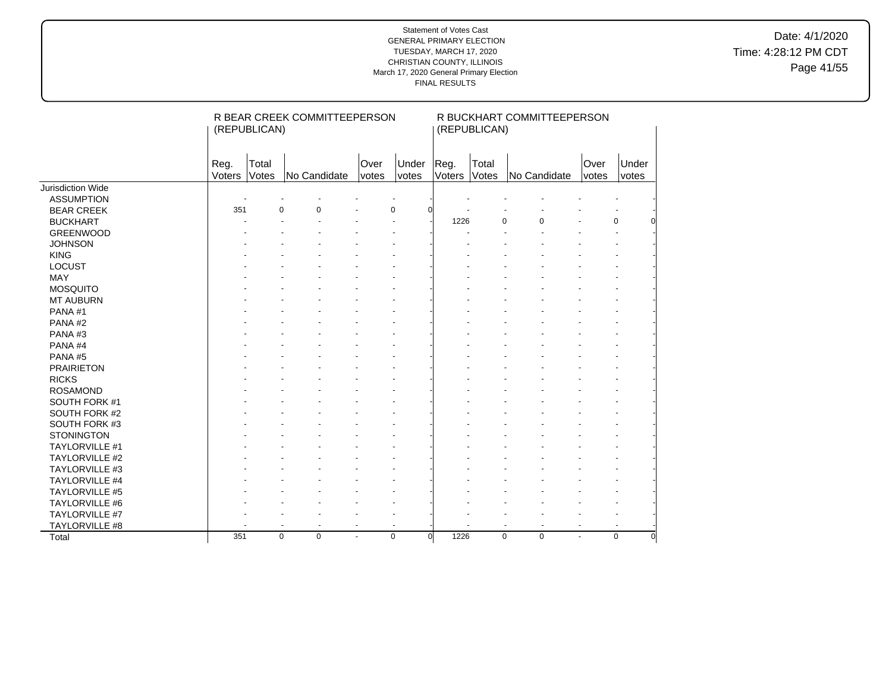Statement of Votes Cast
GENERAL PRIMARY ELECTION
TUESDAY, MARCH 17, 2020
CHRISTIAN COUNTY, ILLINOIS
March 17, 2020 General Primary Election
FINAL RESULTS

Date: 4/1/2020
Time: 4:28:12 PM CDT

| | R BEAR CREEK COMMITTEEPERSON (REPUBLICAN) | | | | | R BUCKHART COMMITTEEPERSON (REPUBLICAN) | | | | |
|---|---|---|---|---|---|---|---|---|---|---|
| | Reg. Voters | Total Votes | No Candidate | Over votes | Under votes | Reg. Voters | Total Votes | No Candidate | Over votes | Under votes |
| Jurisdiction Wide | | | | | | | | | | |
| ASSUMPTION | - | - | - | - | - | - | - | - | - | - |
| BEAR CREEK | 351 | 0 | 0 | - | 0 | 0 | - | - | - | - |
| BUCKHART | - | - | - | - | - | 1226 | 0 | 0 | - | 0 |
| GREENWOOD | - | - | - | - | - | - | - | - | - | - |
| JOHNSON | - | - | - | - | - | - | - | - | - | - |
| KING | - | - | - | - | - | - | - | - | - | - |
| LOCUST | - | - | - | - | - | - | - | - | - | - |
| MAY | - | - | - | - | - | - | - | - | - | - |
| MOSQUITO | - | - | - | - | - | - | - | - | - | - |
| MT AUBURN | - | - | - | - | - | - | - | - | - | - |
| PANA #1 | - | - | - | - | - | - | - | - | - | - |
| PANA #2 | - | - | - | - | - | - | - | - | - | - |
| PANA #3 | - | - | - | - | - | - | - | - | - | - |
| PANA #4 | - | - | - | - | - | - | - | - | - | - |
| PANA #5 | - | - | - | - | - | - | - | - | - | - |
| PRAIRIETON | - | - | - | - | - | - | - | - | - | - |
| RICKS | - | - | - | - | - | - | - | - | - | - |
| ROSAMOND | - | - | - | - | - | - | - | - | - | - |
| SOUTH FORK #1 | - | - | - | - | - | - | - | - | - | - |
| SOUTH FORK #2 | - | - | - | - | - | - | - | - | - | - |
| SOUTH FORK #3 | - | - | - | - | - | - | - | - | - | - |
| STONINGTON | - | - | - | - | - | - | - | - | - | - |
| TAYLORVILLE #1 | - | - | - | - | - | - | - | - | - | - |
| TAYLORVILLE #2 | - | - | - | - | - | - | - | - | - | - |
| TAYLORVILLE #3 | - | - | - | - | - | - | - | - | - | - |
| TAYLORVILLE #4 | - | - | - | - | - | - | - | - | - | - |
| TAYLORVILLE #5 | - | - | - | - | - | - | - | - | - | - |
| TAYLORVILLE #6 | - | - | - | - | - | - | - | - | - | - |
| TAYLORVILLE #7 | - | - | - | - | - | - | - | - | - | - |
| TAYLORVILLE #8 | - | - | - | - | - | - | - | - | - | - |
| Total | 351 | 0 | 0 | - | 0 | 0 | 1226 | 0 | 0 | - | 0 | 0 |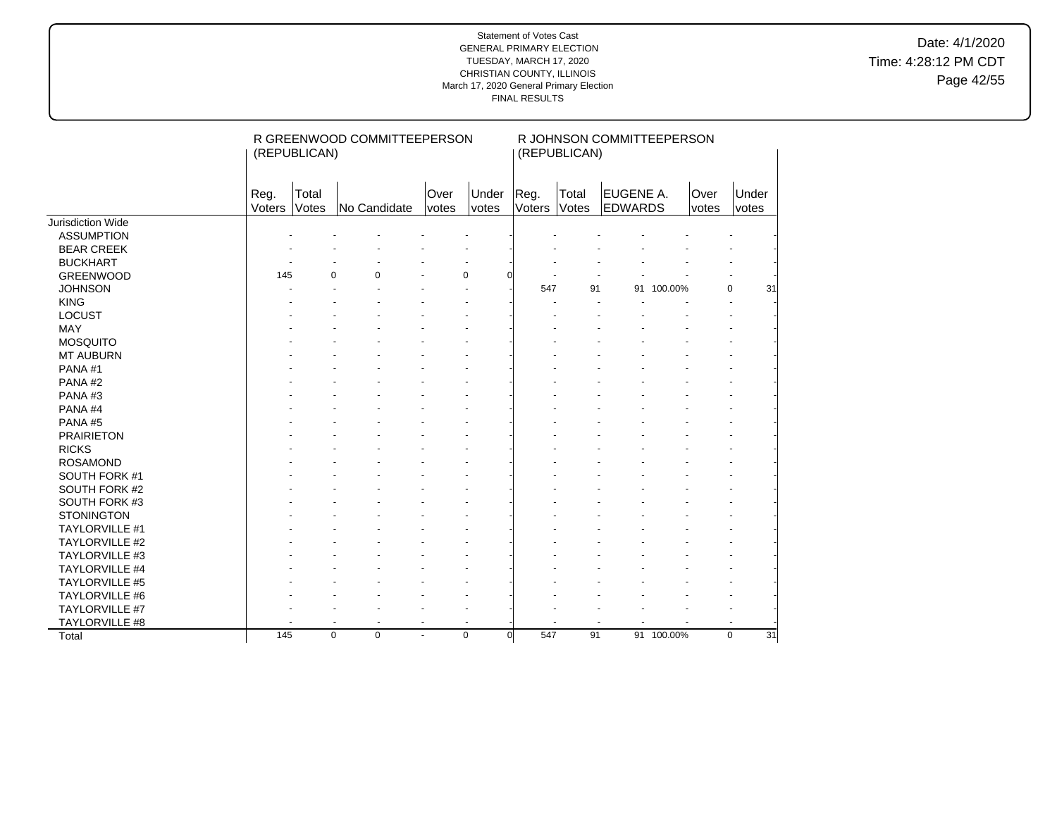Statement of Votes Cast
GENERAL PRIMARY ELECTION
TUESDAY, MARCH 17, 2020
CHRISTIAN COUNTY, ILLINOIS
March 17, 2020 General Primary Election
FINAL RESULTS

Date: 4/1/2020
Time: 4:28:12 PM CDT

| | R GREENWOOD COMMITTEEPERSON (REPUBLICAN) | | | | | | R JOHNSON COMMITTEEPERSON (REPUBLICAN) | | | | | | |
|---|---|---|---|---|---|---|---|---|---|---|---|---|---|
| | Reg. Voters | Total Votes | No Candidate | | Over votes | Under votes | Reg. Voters | Total Votes | EUGENE A. EDWARDS | | Over votes | Under votes | |
| Jurisdiction Wide | | | | | | | | | | | | | |
| ASSUMPTION | - | - | - | - | - | - | - | - | - | - | - | - | |
| BEAR CREEK | - | - | - | - | - | - | - | - | - | - | - | - | |
| BUCKHART | - | - | - | - | - | - | - | - | - | - | - | - | |
| GREENWOOD | 145 | 0 | 0 | - | 0 | 0 | - | - | - | - | - | - | |
| JOHNSON | - | - | - | - | - | - | 547 | 91 | 91 | 100.00% | 0 | 31 | |
| KING | - | - | - | - | - | - | - | - | - | - | - | - | |
| LOCUST | - | - | - | - | - | - | - | - | - | - | - | - | |
| MAY | - | - | - | - | - | - | - | - | - | - | - | - | |
| MOSQUITO | - | - | - | - | - | - | - | - | - | - | - | - | |
| MT AUBURN | - | - | - | - | - | - | - | - | - | - | - | - | |
| PANA #1 | - | - | - | - | - | - | - | - | - | - | - | - | |
| PANA #2 | - | - | - | - | - | - | - | - | - | - | - | - | |
| PANA #3 | - | - | - | - | - | - | - | - | - | - | - | - | |
| PANA #4 | - | - | - | - | - | - | - | - | - | - | - | - | |
| PANA #5 | - | - | - | - | - | - | - | - | - | - | - | - | |
| PRAIRIETON | - | - | - | - | - | - | - | - | - | - | - | - | |
| RICKS | - | - | - | - | - | - | - | - | - | - | - | - | |
| ROSAMOND | - | - | - | - | - | - | - | - | - | - | - | - | |
| SOUTH FORK #1 | - | - | - | - | - | - | - | - | - | - | - | - | |
| SOUTH FORK #2 | - | - | - | - | - | - | - | - | - | - | - | - | |
| SOUTH FORK #3 | - | - | - | - | - | - | - | - | - | - | - | - | |
| STONINGTON | - | - | - | - | - | - | - | - | - | - | - | - | |
| TAYLORVILLE #1 | - | - | - | - | - | - | - | - | - | - | - | - | |
| TAYLORVILLE #2 | - | - | - | - | - | - | - | - | - | - | - | - | |
| TAYLORVILLE #3 | - | - | - | - | - | - | - | - | - | - | - | - | |
| TAYLORVILLE #4 | - | - | - | - | - | - | - | - | - | - | - | - | |
| TAYLORVILLE #5 | - | - | - | - | - | - | - | - | - | - | - | - | |
| TAYLORVILLE #6 | - | - | - | - | - | - | - | - | - | - | - | - | |
| TAYLORVILLE #7 | - | - | - | - | - | - | - | - | - | - | - | - | |
| TAYLORVILLE #8 | - | - | - | - | - | - | - | - | - | - | - | - | |
| Total | 145 | 0 | 0 | - | 0 | 0 | 547 | 91 | 91 | 100.00% | 0 | 31 | |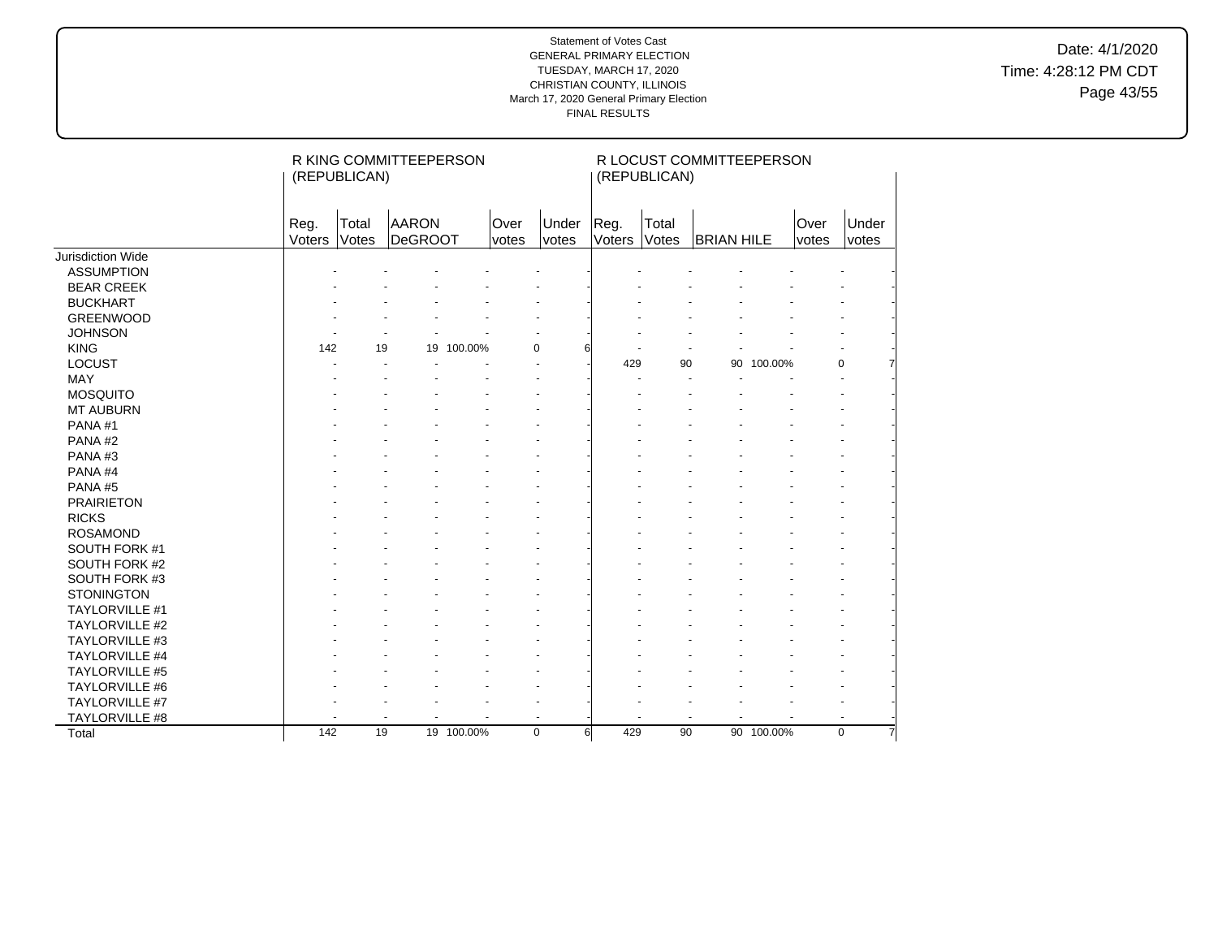Statement of Votes Cast
GENERAL PRIMARY ELECTION
TUESDAY, MARCH 17, 2020
CHRISTIAN COUNTY, ILLINOIS
March 17, 2020 General Primary Election
FINAL RESULTS

Date: 4/1/2020
Time: 4:28:12 PM CDT

| | R KING COMMITTEEPERSON (REPUBLICAN) | | | | | | R LOCUST COMMITTEEPERSON (REPUBLICAN) | | | | | |
|---|---|---|---|---|---|---|---|---|---|---|---|---|
| | Reg. Voters | Total Votes | AARON DeGROOT | | Over votes | Under votes | Reg. Voters | Total Votes | BRIAN HILE | | Over votes | Under votes |
| Jurisdiction Wide | | | | | | | | | | | | |
| ASSUMPTION | - | - | - | - | - | - | - | - | - | - | - | - |
| BEAR CREEK | - | - | - | - | - | - | - | - | - | - | - | - |
| BUCKHART | - | - | - | - | - | - | - | - | - | - | - | - |
| GREENWOOD | - | - | - | - | - | - | - | - | - | - | - | - |
| JOHNSON | - | - | - | - | - | - | - | - | - | - | - | - |
| KING | 142 | 19 | 19 | 100.00% | 0 | 6 | - | - | - | - | - | - |
| LOCUST | - | - | - | - | - | - | 429 | 90 | 90 | 100.00% | 0 | 7 |
| MAY | - | - | - | - | - | - | - | - | - | - | - | - |
| MOSQUITO | - | - | - | - | - | - | - | - | - | - | - | - |
| MT AUBURN | - | - | - | - | - | - | - | - | - | - | - | - |
| PANA #1 | - | - | - | - | - | - | - | - | - | - | - | - |
| PANA #2 | - | - | - | - | - | - | - | - | - | - | - | - |
| PANA #3 | - | - | - | - | - | - | - | - | - | - | - | - |
| PANA #4 | - | - | - | - | - | - | - | - | - | - | - | - |
| PANA #5 | - | - | - | - | - | - | - | - | - | - | - | - |
| PRAIRIETON | - | - | - | - | - | - | - | - | - | - | - | - |
| RICKS | - | - | - | - | - | - | - | - | - | - | - | - |
| ROSAMOND | - | - | - | - | - | - | - | - | - | - | - | - |
| SOUTH FORK #1 | - | - | - | - | - | - | - | - | - | - | - | - |
| SOUTH FORK #2 | - | - | - | - | - | - | - | - | - | - | - | - |
| SOUTH FORK #3 | - | - | - | - | - | - | - | - | - | - | - | - |
| STONINGTON | - | - | - | - | - | - | - | - | - | - | - | - |
| TAYLORVILLE #1 | - | - | - | - | - | - | - | - | - | - | - | - |
| TAYLORVILLE #2 | - | - | - | - | - | - | - | - | - | - | - | - |
| TAYLORVILLE #3 | - | - | - | - | - | - | - | - | - | - | - | - |
| TAYLORVILLE #4 | - | - | - | - | - | - | - | - | - | - | - | - |
| TAYLORVILLE #5 | - | - | - | - | - | - | - | - | - | - | - | - |
| TAYLORVILLE #6 | - | - | - | - | - | - | - | - | - | - | - | - |
| TAYLORVILLE #7 | - | - | - | - | - | - | - | - | - | - | - | - |
| TAYLORVILLE #8 | - | - | - | - | - | - | - | - | - | - | - | - |
| Total | 142 | 19 | 19 | 100.00% | 0 | 6 | 429 | 90 | 90 | 100.00% | 0 | 7 |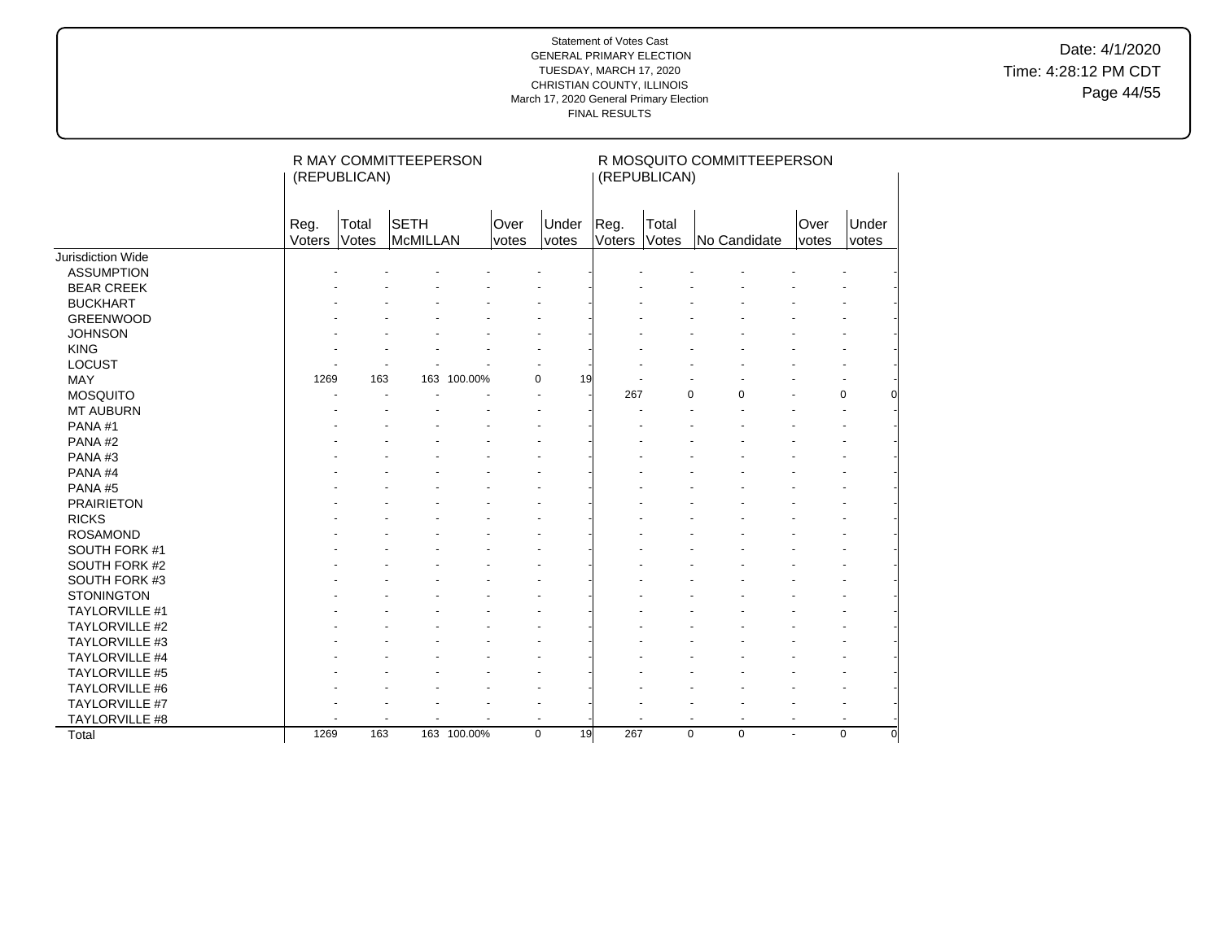Statement of Votes Cast
GENERAL PRIMARY ELECTION
TUESDAY, MARCH 17, 2020
CHRISTIAN COUNTY, ILLINOIS
March 17, 2020 General Primary Election
FINAL RESULTS

Date: 4/1/2020
Time: 4:28:12 PM CDT

| | R MAY COMMITTEEPERSON (REPUBLICAN) | | | | | | R MOSQUITO COMMITTEEPERSON (REPUBLICAN) | | | | | |
|---|---|---|---|---|---|---|---|---|---|---|---|---|
| | Reg. Voters | Total Votes | SETH McMILLAN | | Over votes | Under votes | Reg. Voters | Total Votes | No Candidate | | Over votes | Under votes |
| Jurisdiction Wide | | | | | | | | | | | | |
| ASSUMPTION | - | - | - | - | - | - | - | - | - | - | - | - |
| BEAR CREEK | - | - | - | - | - | - | - | - | - | - | - | - |
| BUCKHART | - | - | - | - | - | - | - | - | - | - | - | - |
| GREENWOOD | - | - | - | - | - | - | - | - | - | - | - | - |
| JOHNSON | - | - | - | - | - | - | - | - | - | - | - | - |
| KING | - | - | - | - | - | - | - | - | - | - | - | - |
| LOCUST | - | - | - | - | - | - | - | - | - | - | - | - |
| MAY | 1269 | 163 | 163 | 100.00% | 0 | 19 | - | - | - | - | - | - |
| MOSQUITO | - | - | - | - | - | - | 267 | 0 | 0 | - | 0 | 0 |
| MT AUBURN | - | - | - | - | - | - | - | - | - | - | - | - |
| PANA #1 | - | - | - | - | - | - | - | - | - | - | - | - |
| PANA #2 | - | - | - | - | - | - | - | - | - | - | - | - |
| PANA #3 | - | - | - | - | - | - | - | - | - | - | - | - |
| PANA #4 | - | - | - | - | - | - | - | - | - | - | - | - |
| PANA #5 | - | - | - | - | - | - | - | - | - | - | - | - |
| PRAIRIETON | - | - | - | - | - | - | - | - | - | - | - | - |
| RICKS | - | - | - | - | - | - | - | - | - | - | - | - |
| ROSAMOND | - | - | - | - | - | - | - | - | - | - | - | - |
| SOUTH FORK #1 | - | - | - | - | - | - | - | - | - | - | - | - |
| SOUTH FORK #2 | - | - | - | - | - | - | - | - | - | - | - | - |
| SOUTH FORK #3 | - | - | - | - | - | - | - | - | - | - | - | - |
| STONINGTON | - | - | - | - | - | - | - | - | - | - | - | - |
| TAYLORVILLE #1 | - | - | - | - | - | - | - | - | - | - | - | - |
| TAYLORVILLE #2 | - | - | - | - | - | - | - | - | - | - | - | - |
| TAYLORVILLE #3 | - | - | - | - | - | - | - | - | - | - | - | - |
| TAYLORVILLE #4 | - | - | - | - | - | - | - | - | - | - | - | - |
| TAYLORVILLE #5 | - | - | - | - | - | - | - | - | - | - | - | - |
| TAYLORVILLE #6 | - | - | - | - | - | - | - | - | - | - | - | - |
| TAYLORVILLE #7 | - | - | - | - | - | - | - | - | - | - | - | - |
| TAYLORVILLE #8 | - | - | - | - | - | - | - | - | - | - | - | - |
| Total | 1269 | 163 | 163 | 100.00% | 0 | 19 | 267 | 0 | 0 | - | 0 | 0 |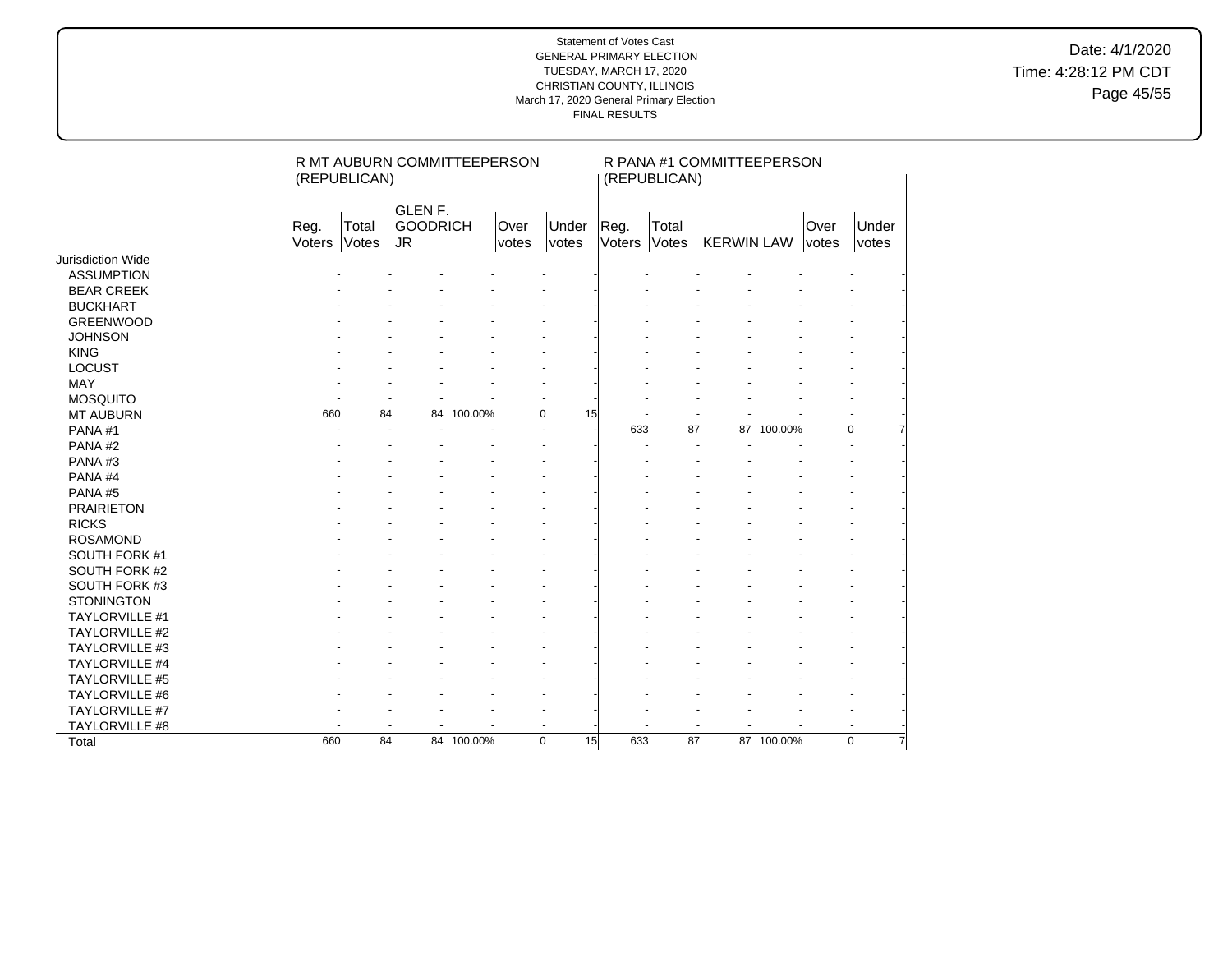Statement of Votes Cast
GENERAL PRIMARY ELECTION
TUESDAY, MARCH 17, 2020
CHRISTIAN COUNTY, ILLINOIS
March 17, 2020 General Primary Election
FINAL RESULTS

Date: 4/1/2020
Time: 4:28:12 PM CDT

| | R MT AUBURN COMMITTEEPERSON (REPUBLICAN) | | | | | | R PANA #1 COMMITTEEPERSON (REPUBLICAN) | | | | | |
|---|---|---|---|---|---|---|---|---|---|---|---|---|
| | Reg. Voters | Total Votes | GLEN F. GOODRICH JR | | Over votes | Under votes | Reg. Voters | Total Votes | KERWIN LAW | | Over votes | Under votes |
| Jurisdiction Wide | | | | | | | | | | | | |
| ASSUMPTION | - | - | - | - | - | - | - | - | - | - | - | - |
| BEAR CREEK | - | - | - | - | - | - | - | - | - | - | - | - |
| BUCKHART | - | - | - | - | - | - | - | - | - | - | - | - |
| GREENWOOD | - | - | - | - | - | - | - | - | - | - | - | - |
| JOHNSON | - | - | - | - | - | - | - | - | - | - | - | - |
| KING | - | - | - | - | - | - | - | - | - | - | - | - |
| LOCUST | - | - | - | - | - | - | - | - | - | - | - | - |
| MAY | - | - | - | - | - | - | - | - | - | - | - | - |
| MOSQUITO | - | - | - | - | - | - | - | - | - | - | - | - |
| MT AUBURN | 660 | 84 | 84 | 100.00% | 0 | 15 | - | - | - | - | - | - |
| PANA #1 | - | - | - | - | - | - | 633 | 87 | 87 | 100.00% | 0 | 7 |
| PANA #2 | - | - | - | - | - | - | - | - | - | - | - | - |
| PANA #3 | - | - | - | - | - | - | - | - | - | - | - | - |
| PANA #4 | - | - | - | - | - | - | - | - | - | - | - | - |
| PANA #5 | - | - | - | - | - | - | - | - | - | - | - | - |
| PRAIRIETON | - | - | - | - | - | - | - | - | - | - | - | - |
| RICKS | - | - | - | - | - | - | - | - | - | - | - | - |
| ROSAMOND | - | - | - | - | - | - | - | - | - | - | - | - |
| SOUTH FORK #1 | - | - | - | - | - | - | - | - | - | - | - | - |
| SOUTH FORK #2 | - | - | - | - | - | - | - | - | - | - | - | - |
| SOUTH FORK #3 | - | - | - | - | - | - | - | - | - | - | - | - |
| STONINGTON | - | - | - | - | - | - | - | - | - | - | - | - |
| TAYLORVILLE #1 | - | - | - | - | - | - | - | - | - | - | - | - |
| TAYLORVILLE #2 | - | - | - | - | - | - | - | - | - | - | - | - |
| TAYLORVILLE #3 | - | - | - | - | - | - | - | - | - | - | - | - |
| TAYLORVILLE #4 | - | - | - | - | - | - | - | - | - | - | - | - |
| TAYLORVILLE #5 | - | - | - | - | - | - | - | - | - | - | - | - |
| TAYLORVILLE #6 | - | - | - | - | - | - | - | - | - | - | - | - |
| TAYLORVILLE #7 | - | - | - | - | - | - | - | - | - | - | - | - |
| TAYLORVILLE #8 | - | - | - | - | - | - | - | - | - | - | - | - |
| Total | 660 | 84 | 84 | 100.00% | 0 | 15 | 633 | 87 | 87 | 100.00% | 0 | 7 |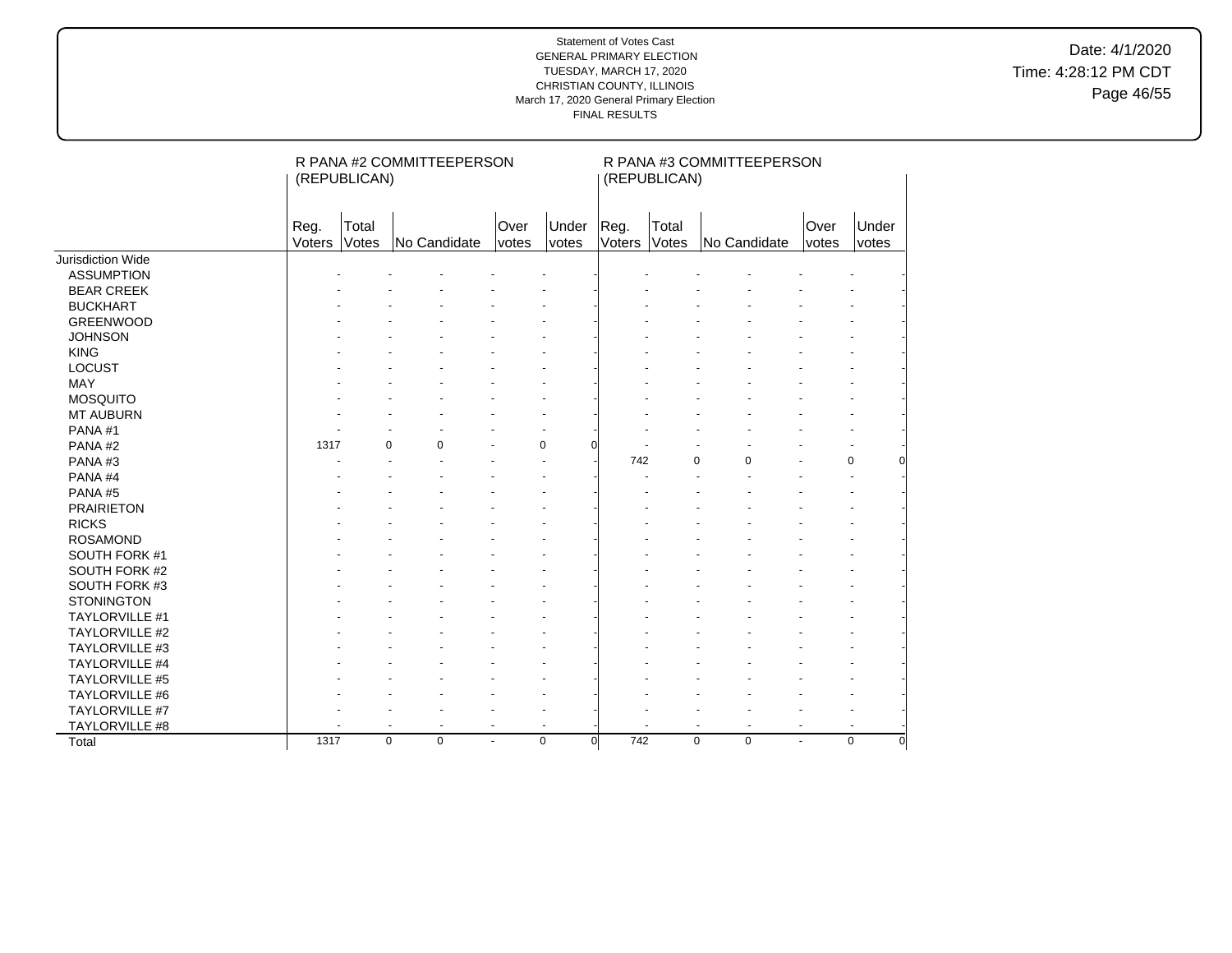Statement of Votes Cast
GENERAL PRIMARY ELECTION
TUESDAY, MARCH 17, 2020
CHRISTIAN COUNTY, ILLINOIS
March 17, 2020 General Primary Election
FINAL RESULTS

Date: 4/1/2020
Time: 4:28:12 PM CDT

| | R PANA #2 COMMITTEEPERSON (REPUBLICAN) | | | | | R PANA #3 COMMITTEEPERSON (REPUBLICAN) | | | | |
|---|---|---|---|---|---|---|---|---|---|---|
| | Reg. Voters | Total Votes | No Candidate | Over votes | Under votes | Reg. Voters | Total Votes | No Candidate | Over votes | Under votes |
| Jurisdiction Wide | | | | | | | | | | |
| ASSUMPTION | - | - | - | - | - | - | - | - | - | - |
| BEAR CREEK | - | - | - | - | - | - | - | - | - | - |
| BUCKHART | - | - | - | - | - | - | - | - | - | - |
| GREENWOOD | - | - | - | - | - | - | - | - | - | - |
| JOHNSON | - | - | - | - | - | - | - | - | - | - |
| KING | - | - | - | - | - | - | - | - | - | - |
| LOCUST | - | - | - | - | - | - | - | - | - | - |
| MAY | - | - | - | - | - | - | - | - | - | - |
| MOSQUITO | - | - | - | - | - | - | - | - | - | - |
| MT AUBURN | - | - | - | - | - | - | - | - | - | - |
| PANA #1 | - | - | - | - | - | - | - | - | - | - |
| PANA #2 | 1317 | 0 | 0 | - | 0 | 0 | - | - | - | - | - |
| PANA #3 | - | - | - | - | - | 742 | 0 | 0 | - | 0 | 0 |
| PANA #4 | - | - | - | - | - | - | - | - | - | - |
| PANA #5 | - | - | - | - | - | - | - | - | - | - |
| PRAIRIETON | - | - | - | - | - | - | - | - | - | - |
| RICKS | - | - | - | - | - | - | - | - | - | - |
| ROSAMOND | - | - | - | - | - | - | - | - | - | - |
| SOUTH FORK #1 | - | - | - | - | - | - | - | - | - | - |
| SOUTH FORK #2 | - | - | - | - | - | - | - | - | - | - |
| SOUTH FORK #3 | - | - | - | - | - | - | - | - | - | - |
| STONINGTON | - | - | - | - | - | - | - | - | - | - |
| TAYLORVILLE #1 | - | - | - | - | - | - | - | - | - | - |
| TAYLORVILLE #2 | - | - | - | - | - | - | - | - | - | - |
| TAYLORVILLE #3 | - | - | - | - | - | - | - | - | - | - |
| TAYLORVILLE #4 | - | - | - | - | - | - | - | - | - | - |
| TAYLORVILLE #5 | - | - | - | - | - | - | - | - | - | - |
| TAYLORVILLE #6 | - | - | - | - | - | - | - | - | - | - |
| TAYLORVILLE #7 | - | - | - | - | - | - | - | - | - | - |
| TAYLORVILLE #8 | - | - | - | - | - | - | - | - | - | - |
| Total | 1317 | 0 | 0 | - | 0 | 0 | 742 | 0 | 0 | - | 0 | 0 |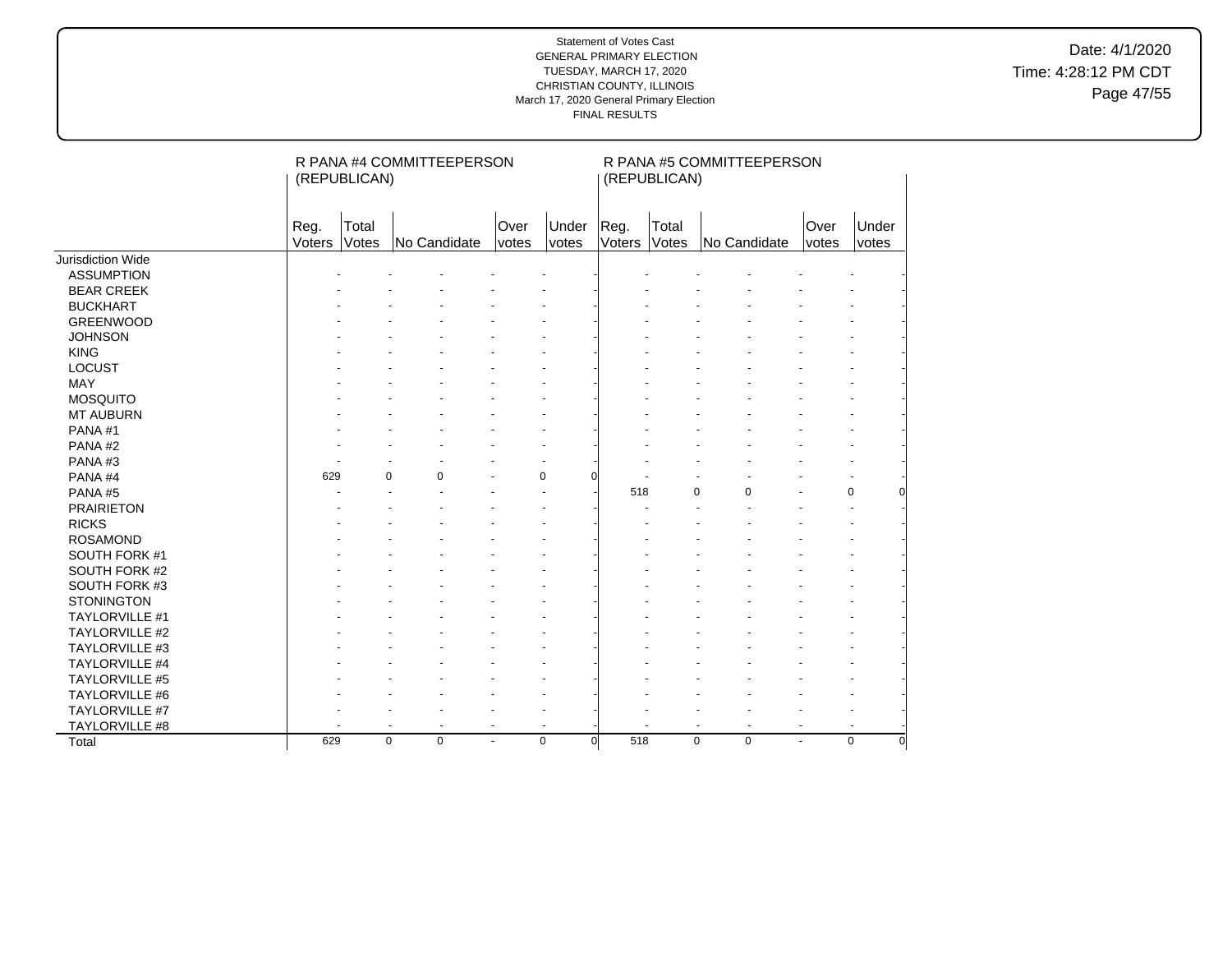Statement of Votes Cast
GENERAL PRIMARY ELECTION
TUESDAY, MARCH 17, 2020
CHRISTIAN COUNTY, ILLINOIS
March 17, 2020 General Primary Election
FINAL RESULTS

Date: 4/1/2020
Time: 4:28:12 PM CDT

| | R PANA #4 COMMITTEEPERSON (REPUBLICAN) | | | | | R PANA #5 COMMITTEEPERSON (REPUBLICAN) | | | | |
|---|---|---|---|---|---|---|---|---|---|---|
| | Reg. Voters | Total Votes | No Candidate | Over votes | Under votes | Reg. Voters | Total Votes | No Candidate | Over votes | Under votes |
| Jurisdiction Wide | | | | | | | | | | |
| ASSUMPTION | - | - | - | - | - | - | - | - | - | - |
| BEAR CREEK | - | - | - | - | - | - | - | - | - | - |
| BUCKHART | - | - | - | - | - | - | - | - | - | - |
| GREENWOOD | - | - | - | - | - | - | - | - | - | - |
| JOHNSON | - | - | - | - | - | - | - | - | - | - |
| KING | - | - | - | - | - | - | - | - | - | - |
| LOCUST | - | - | - | - | - | - | - | - | - | - |
| MAY | - | - | - | - | - | - | - | - | - | - |
| MOSQUITO | - | - | - | - | - | - | - | - | - | - |
| MT AUBURN | - | - | - | - | - | - | - | - | - | - |
| PANA #1 | - | - | - | - | - | - | - | - | - | - |
| PANA #2 | - | - | - | - | - | - | - | - | - | - |
| PANA #3 | - | - | - | - | - | - | - | - | - | - |
| PANA #4 | 629 | 0 | 0 | - | 0 | 0 | - | - | - | - | - |
| PANA #5 | - | - | - | - | - | 518 | 0 | 0 | - | 0 | 0 |
| PRAIRIETON | - | - | - | - | - | - | - | - | - | - |
| RICKS | - | - | - | - | - | - | - | - | - | - |
| ROSAMOND | - | - | - | - | - | - | - | - | - | - |
| SOUTH FORK #1 | - | - | - | - | - | - | - | - | - | - |
| SOUTH FORK #2 | - | - | - | - | - | - | - | - | - | - |
| SOUTH FORK #3 | - | - | - | - | - | - | - | - | - | - |
| STONINGTON | - | - | - | - | - | - | - | - | - | - |
| TAYLORVILLE #1 | - | - | - | - | - | - | - | - | - | - |
| TAYLORVILLE #2 | - | - | - | - | - | - | - | - | - | - |
| TAYLORVILLE #3 | - | - | - | - | - | - | - | - | - | - |
| TAYLORVILLE #4 | - | - | - | - | - | - | - | - | - | - |
| TAYLORVILLE #5 | - | - | - | - | - | - | - | - | - | - |
| TAYLORVILLE #6 | - | - | - | - | - | - | - | - | - | - |
| TAYLORVILLE #7 | - | - | - | - | - | - | - | - | - | - |
| TAYLORVILLE #8 | - | - | - | - | - | - | - | - | - | - |
| Total | 629 | 0 | 0 | - | 0 | 0 | 518 | 0 | 0 | - | 0 | 0 |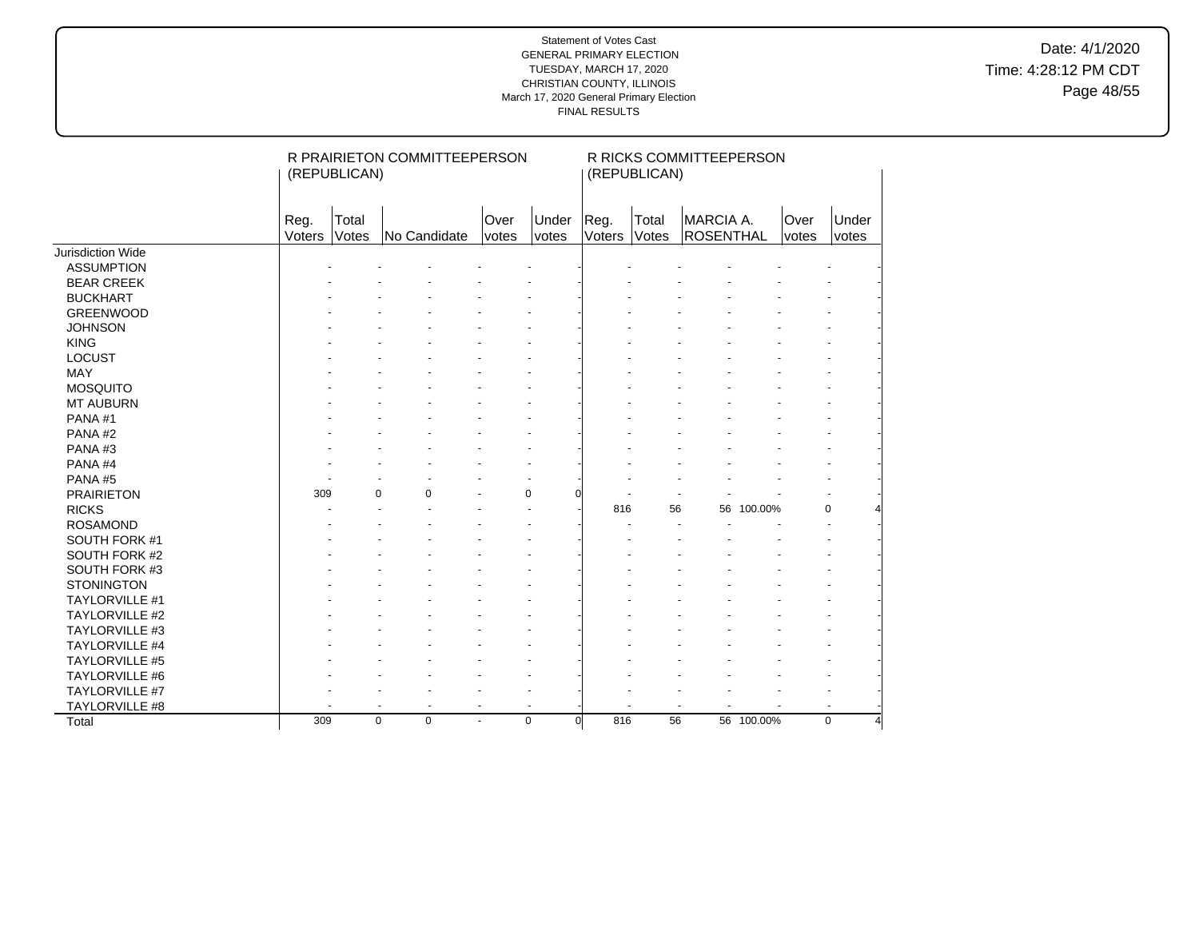Statement of Votes Cast
GENERAL PRIMARY ELECTION
TUESDAY, MARCH 17, 2020
CHRISTIAN COUNTY, ILLINOIS
March 17, 2020 General Primary Election
FINAL RESULTS

Date: 4/1/2020
Time: 4:28:12 PM CDT

| | R PRAIRIETON COMMITTEEPERSON (REPUBLICAN) | | | | | R RICKS COMMITTEEPERSON (REPUBLICAN) | | | | | |
|---|---|---|---|---|---|---|---|---|---|---|---|
| | Reg. Voters | Total Votes | No Candidate | Over votes | Under votes | Reg. Voters | Total Votes | MARCIA A. ROSENTHAL | | Over votes | Under votes |
| Jurisdiction Wide | | | | | | | | | | | |
| ASSUMPTION | - | - | - | - | - | - | - | - | - | - | - |
| BEAR CREEK | - | - | - | - | - | - | - | - | - | - | - |
| BUCKHART | - | - | - | - | - | - | - | - | - | - | - |
| GREENWOOD | - | - | - | - | - | - | - | - | - | - | - |
| JOHNSON | - | - | - | - | - | - | - | - | - | - | - |
| KING | - | - | - | - | - | - | - | - | - | - | - |
| LOCUST | - | - | - | - | - | - | - | - | - | - | - |
| MAY | - | - | - | - | - | - | - | - | - | - | - |
| MOSQUITO | - | - | - | - | - | - | - | - | - | - | - |
| MT AUBURN | - | - | - | - | - | - | - | - | - | - | - |
| PANA #1 | - | - | - | - | - | - | - | - | - | - | - |
| PANA #2 | - | - | - | - | - | - | - | - | - | - | - |
| PANA #3 | - | - | - | - | - | - | - | - | - | - | - |
| PANA #4 | - | - | - | - | - | - | - | - | - | - | - |
| PANA #5 | - | - | - | - | - | - | - | - | - | - | - |
| PRAIRIETON | 309 | 0 | 0 | - | 0 | 0 | - | - | - | - | - | - |
| RICKS | - | - | - | - | - | - | 816 | 56 | 56 | 100.00% | 0 | 4 |
| ROSAMOND | - | - | - | - | - | - | - | - | - | - | - |
| SOUTH FORK #1 | - | - | - | - | - | - | - | - | - | - | - |
| SOUTH FORK #2 | - | - | - | - | - | - | - | - | - | - | - |
| SOUTH FORK #3 | - | - | - | - | - | - | - | - | - | - | - |
| STONINGTON | - | - | - | - | - | - | - | - | - | - | - |
| TAYLORVILLE #1 | - | - | - | - | - | - | - | - | - | - | - |
| TAYLORVILLE #2 | - | - | - | - | - | - | - | - | - | - | - |
| TAYLORVILLE #3 | - | - | - | - | - | - | - | - | - | - | - |
| TAYLORVILLE #4 | - | - | - | - | - | - | - | - | - | - | - |
| TAYLORVILLE #5 | - | - | - | - | - | - | - | - | - | - | - |
| TAYLORVILLE #6 | - | - | - | - | - | - | - | - | - | - | - |
| TAYLORVILLE #7 | - | - | - | - | - | - | - | - | - | - | - |
| TAYLORVILLE #8 | - | - | - | - | - | - | - | - | - | - | - |
| Total | 309 | 0 | 0 | - | 0 | 0 | 816 | 56 | 56 | 100.00% | 0 | 4 |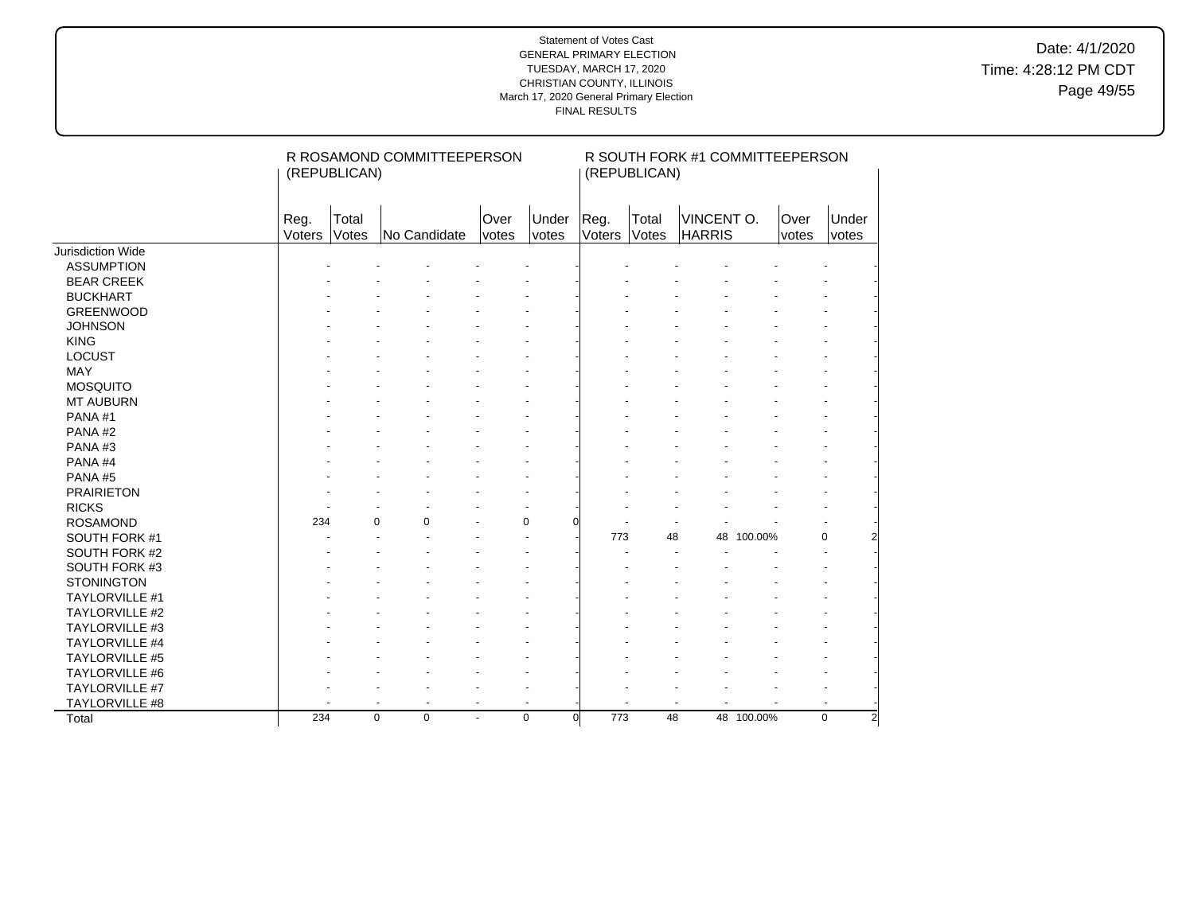Statement of Votes Cast
GENERAL PRIMARY ELECTION
TUESDAY, MARCH 17, 2020
CHRISTIAN COUNTY, ILLINOIS
March 17, 2020 General Primary Election
FINAL RESULTS

Date: 4/1/2020
Time: 4:28:12 PM CDT

| | R ROSAMOND COMMITTEEPERSON (REPUBLICAN) | | | | | | R SOUTH FORK #1 COMMITTEEPERSON (REPUBLICAN) | | | | | |
|---|---|---|---|---|---|---|---|---|---|---|---|---|
| | Reg. Voters | Total Votes | No Candidate | | Over votes | Under votes | Reg. Voters | Total Votes | VINCENT O. HARRIS | | Over votes | Under votes |
| Jurisdiction Wide | | | | | | | | | | | | |
| ASSUMPTION | - | - | - | - | - | - | - | - | - | - | - | - |
| BEAR CREEK | - | - | - | - | - | - | - | - | - | - | - | - |
| BUCKHART | - | - | - | - | - | - | - | - | - | - | - | - |
| GREENWOOD | - | - | - | - | - | - | - | - | - | - | - | - |
| JOHNSON | - | - | - | - | - | - | - | - | - | - | - | - |
| KING | - | - | - | - | - | - | - | - | - | - | - | - |
| LOCUST | - | - | - | - | - | - | - | - | - | - | - | - |
| MAY | - | - | - | - | - | - | - | - | - | - | - | - |
| MOSQUITO | - | - | - | - | - | - | - | - | - | - | - | - |
| MT AUBURN | - | - | - | - | - | - | - | - | - | - | - | - |
| PANA #1 | - | - | - | - | - | - | - | - | - | - | - | - |
| PANA #2 | - | - | - | - | - | - | - | - | - | - | - | - |
| PANA #3 | - | - | - | - | - | - | - | - | - | - | - | - |
| PANA #4 | - | - | - | - | - | - | - | - | - | - | - | - |
| PANA #5 | - | - | - | - | - | - | - | - | - | - | - | - |
| PRAIRIETON | - | - | - | - | - | - | - | - | - | - | - | - |
| RICKS | - | - | - | - | - | - | - | - | - | - | - | - |
| ROSAMOND | 234 | 0 | 0 | - | 0 | 0 | - | - | - | - | - | - |
| SOUTH FORK #1 | - | - | - | - | - | - | 773 | 48 | 48 | 100.00% | 0 | 2 |
| SOUTH FORK #2 | - | - | - | - | - | - | - | - | - | - | - | - |
| SOUTH FORK #3 | - | - | - | - | - | - | - | - | - | - | - | - |
| STONINGTON | - | - | - | - | - | - | - | - | - | - | - | - |
| TAYLORVILLE #1 | - | - | - | - | - | - | - | - | - | - | - | - |
| TAYLORVILLE #2 | - | - | - | - | - | - | - | - | - | - | - | - |
| TAYLORVILLE #3 | - | - | - | - | - | - | - | - | - | - | - | - |
| TAYLORVILLE #4 | - | - | - | - | - | - | - | - | - | - | - | - |
| TAYLORVILLE #5 | - | - | - | - | - | - | - | - | - | - | - | - |
| TAYLORVILLE #6 | - | - | - | - | - | - | - | - | - | - | - | - |
| TAYLORVILLE #7 | - | - | - | - | - | - | - | - | - | - | - | - |
| TAYLORVILLE #8 | - | - | - | - | - | - | - | - | - | - | - | - |
| Total | 234 | 0 | 0 | - | 0 | 0 | 773 | 48 | 48 | 100.00% | 0 | 2 |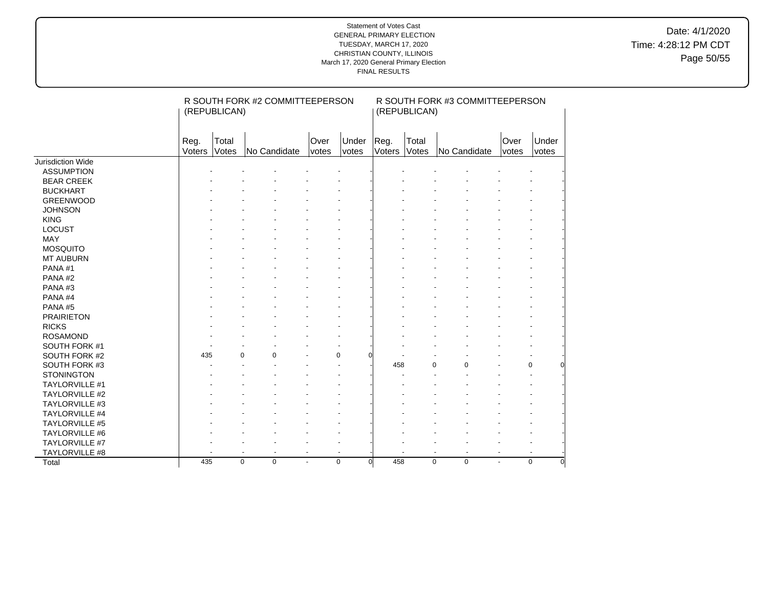Statement of Votes Cast
GENERAL PRIMARY ELECTION
TUESDAY, MARCH 17, 2020
CHRISTIAN COUNTY, ILLINOIS
March 17, 2020 General Primary Election
FINAL RESULTS

Date: 4/1/2020
Time: 4:28:12 PM CDT

| | R SOUTH FORK #2 COMMITTEEPERSON (REPUBLICAN) | | | | | R SOUTH FORK #3 COMMITTEEPERSON (REPUBLICAN) | | | | |
|---|---|---|---|---|---|---|---|---|---|---|
| | Reg. Voters | Total Votes | No Candidate | Over votes | Under votes | Reg. Voters | Total Votes | No Candidate | Over votes | Under votes |
| Jurisdiction Wide | | | | | | | | | | |
| ASSUMPTION | - | - | - | - | - | - | - | - | - | - |
| BEAR CREEK | - | - | - | - | - | - | - | - | - | - |
| BUCKHART | - | - | - | - | - | - | - | - | - | - |
| GREENWOOD | - | - | - | - | - | - | - | - | - | - |
| JOHNSON | - | - | - | - | - | - | - | - | - | - |
| KING | - | - | - | - | - | - | - | - | - | - |
| LOCUST | - | - | - | - | - | - | - | - | - | - |
| MAY | - | - | - | - | - | - | - | - | - | - |
| MOSQUITO | - | - | - | - | - | - | - | - | - | - |
| MT AUBURN | - | - | - | - | - | - | - | - | - | - |
| PANA #1 | - | - | - | - | - | - | - | - | - | - |
| PANA #2 | - | - | - | - | - | - | - | - | - | - |
| PANA #3 | - | - | - | - | - | - | - | - | - | - |
| PANA #4 | - | - | - | - | - | - | - | - | - | - |
| PANA #5 | - | - | - | - | - | - | - | - | - | - |
| PRAIRIETON | - | - | - | - | - | - | - | - | - | - |
| RICKS | - | - | - | - | - | - | - | - | - | - |
| ROSAMOND | - | - | - | - | - | - | - | - | - | - |
| SOUTH FORK #1 | - | - | - | - | - | - | - | - | - | - |
| SOUTH FORK #2 | 435 | 0 | 0 | - | 0 | 0 | - | - | - | - |
| SOUTH FORK #3 | - | - | - | - | - | 458 | 0 | 0 | - | 0 | 0 |
| STONINGTON | - | - | - | - | - | - | - | - | - | - |
| TAYLORVILLE #1 | - | - | - | - | - | - | - | - | - | - |
| TAYLORVILLE #2 | - | - | - | - | - | - | - | - | - | - |
| TAYLORVILLE #3 | - | - | - | - | - | - | - | - | - | - |
| TAYLORVILLE #4 | - | - | - | - | - | - | - | - | - | - |
| TAYLORVILLE #5 | - | - | - | - | - | - | - | - | - | - |
| TAYLORVILLE #6 | - | - | - | - | - | - | - | - | - | - |
| TAYLORVILLE #7 | - | - | - | - | - | - | - | - | - | - |
| TAYLORVILLE #8 | - | - | - | - | - | - | - | - | - | - |
| Total | 435 | 0 | 0 | - | 0 | 0 | 458 | 0 | 0 | - | 0 | 0 |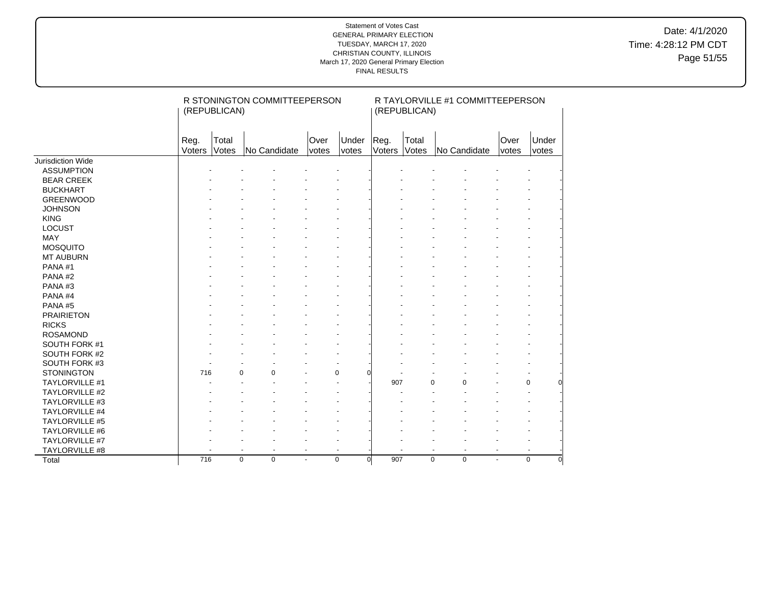Statement of Votes Cast
GENERAL PRIMARY ELECTION
TUESDAY, MARCH 17, 2020
CHRISTIAN COUNTY, ILLINOIS
March 17, 2020 General Primary Election
FINAL RESULTS

Date: 4/1/2020
Time: 4:28:12 PM CDT

| | R STONINGTON COMMITTEEPERSON (REPUBLICAN) | | | | | R TAYLORVILLE #1 COMMITTEEPERSON (REPUBLICAN) | | | | |
|---|---|---|---|---|---|---|---|---|---|---|
| | Reg. Voters | Total Votes | No Candidate | Over votes | Under votes | Reg. Voters | Total Votes | No Candidate | Over votes | Under votes |
| Jurisdiction Wide | | | | | | | | | | |
| ASSUMPTION | - | - | - | - | - | - | - | - | - | - |
| BEAR CREEK | - | - | - | - | - | - | - | - | - | - |
| BUCKHART | - | - | - | - | - | - | - | - | - | - |
| GREENWOOD | - | - | - | - | - | - | - | - | - | - |
| JOHNSON | - | - | - | - | - | - | - | - | - | - |
| KING | - | - | - | - | - | - | - | - | - | - |
| LOCUST | - | - | - | - | - | - | - | - | - | - |
| MAY | - | - | - | - | - | - | - | - | - | - |
| MOSQUITO | - | - | - | - | - | - | - | - | - | - |
| MT AUBURN | - | - | - | - | - | - | - | - | - | - |
| PANA #1 | - | - | - | - | - | - | - | - | - | - |
| PANA #2 | - | - | - | - | - | - | - | - | - | - |
| PANA #3 | - | - | - | - | - | - | - | - | - | - |
| PANA #4 | - | - | - | - | - | - | - | - | - | - |
| PANA #5 | - | - | - | - | - | - | - | - | - | - |
| PRAIRIETON | - | - | - | - | - | - | - | - | - | - |
| RICKS | - | - | - | - | - | - | - | - | - | - |
| ROSAMOND | - | - | - | - | - | - | - | - | - | - |
| SOUTH FORK #1 | - | - | - | - | - | - | - | - | - | - |
| SOUTH FORK #2 | - | - | - | - | - | - | - | - | - | - |
| SOUTH FORK #3 | - | - | - | - | - | - | - | - | - | - |
| STONINGTON | 716 | 0 | 0 | - | 0 | 0 | - | - | - | - |
| TAYLORVILLE #1 | - | - | - | - | - | 907 | 0 | 0 | - | 0 | 0 |
| TAYLORVILLE #2 | - | - | - | - | - | - | - | - | - | - |
| TAYLORVILLE #3 | - | - | - | - | - | - | - | - | - | - |
| TAYLORVILLE #4 | - | - | - | - | - | - | - | - | - | - |
| TAYLORVILLE #5 | - | - | - | - | - | - | - | - | - | - |
| TAYLORVILLE #6 | - | - | - | - | - | - | - | - | - | - |
| TAYLORVILLE #7 | - | - | - | - | - | - | - | - | - | - |
| TAYLORVILLE #8 | - | - | - | - | - | - | - | - | - | - |
| Total | 716 | 0 | 0 | - | 0 | 0 | 907 | 0 | 0 | - | 0 | 0 |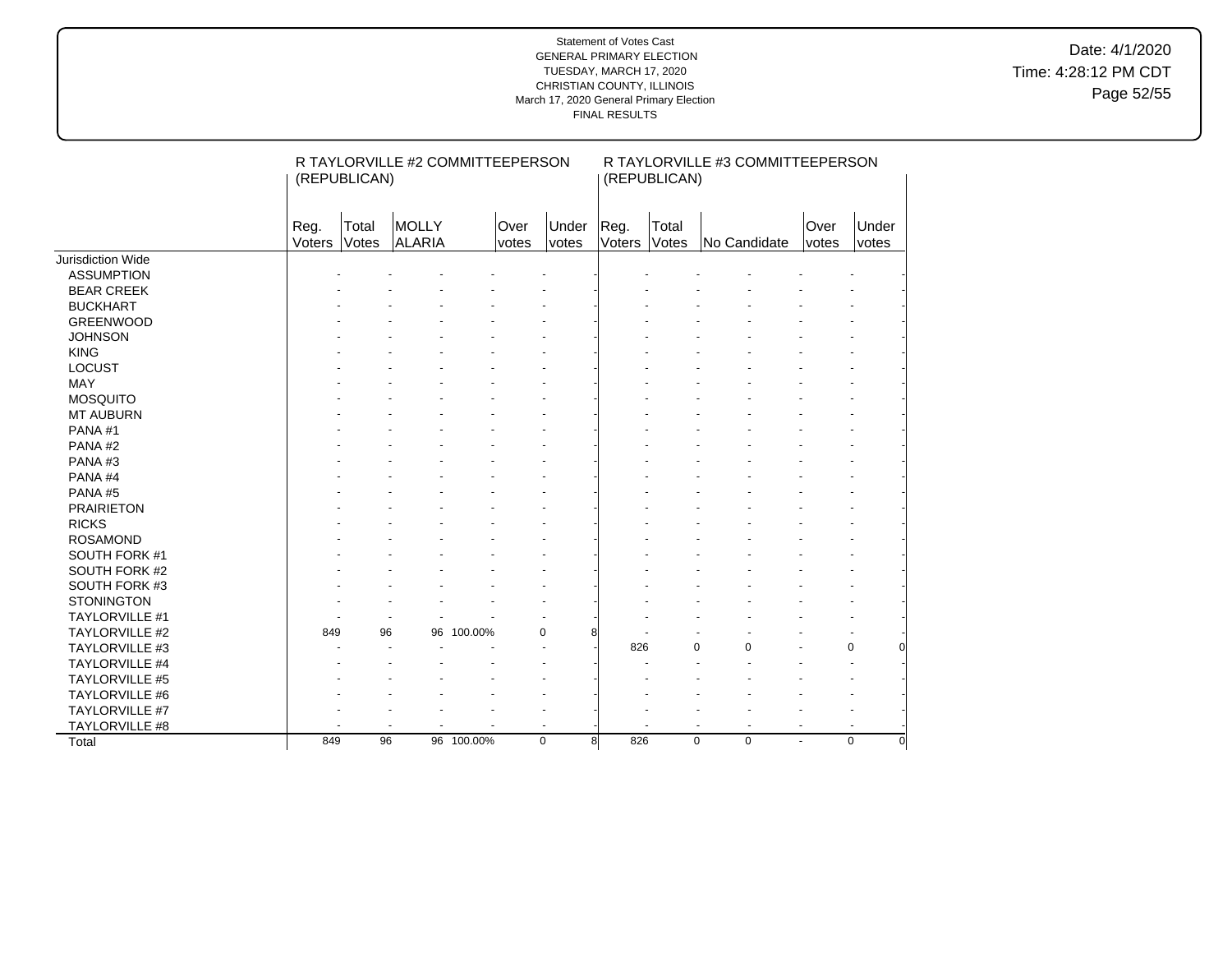Statement of Votes Cast
GENERAL PRIMARY ELECTION
TUESDAY, MARCH 17, 2020
CHRISTIAN COUNTY, ILLINOIS
March 17, 2020 General Primary Election
FINAL RESULTS

Date: 4/1/2020
Time: 4:28:12 PM CDT

| | R TAYLORVILLE #2 COMMITTEEPERSON (REPUBLICAN) | | | | | | R TAYLORVILLE #3 COMMITTEEPERSON (REPUBLICAN) | | | | | |
|---|---|---|---|---|---|---|---|---|---|---|---|---|
| | Reg. Voters | Total Votes | MOLLY ALARIA | | Over votes | Under votes | Reg. Voters | Total Votes | No Candidate | | Over votes | Under votes |
| Jurisdiction Wide | | | | | | | | | | | | |
| ASSUMPTION | - | - | - | - | - | - | - | - | - | - | - | - |
| BEAR CREEK | - | - | - | - | - | - | - | - | - | - | - | - |
| BUCKHART | - | - | - | - | - | - | - | - | - | - | - | - |
| GREENWOOD | - | - | - | - | - | - | - | - | - | - | - | - |
| JOHNSON | - | - | - | - | - | - | - | - | - | - | - | - |
| KING | - | - | - | - | - | - | - | - | - | - | - | - |
| LOCUST | - | - | - | - | - | - | - | - | - | - | - | - |
| MAY | - | - | - | - | - | - | - | - | - | - | - | - |
| MOSQUITO | - | - | - | - | - | - | - | - | - | - | - | - |
| MT AUBURN | - | - | - | - | - | - | - | - | - | - | - | - |
| PANA #1 | - | - | - | - | - | - | - | - | - | - | - | - |
| PANA #2 | - | - | - | - | - | - | - | - | - | - | - | - |
| PANA #3 | - | - | - | - | - | - | - | - | - | - | - | - |
| PANA #4 | - | - | - | - | - | - | - | - | - | - | - | - |
| PANA #5 | - | - | - | - | - | - | - | - | - | - | - | - |
| PRAIRIETON | - | - | - | - | - | - | - | - | - | - | - | - |
| RICKS | - | - | - | - | - | - | - | - | - | - | - | - |
| ROSAMOND | - | - | - | - | - | - | - | - | - | - | - | - |
| SOUTH FORK #1 | - | - | - | - | - | - | - | - | - | - | - | - |
| SOUTH FORK #2 | - | - | - | - | - | - | - | - | - | - | - | - |
| SOUTH FORK #3 | - | - | - | - | - | - | - | - | - | - | - | - |
| STONINGTON | - | - | - | - | - | - | - | - | - | - | - | - |
| TAYLORVILLE #1 | - | - | - | - | - | - | - | - | - | - | - | - |
| TAYLORVILLE #2 | 849 | 96 | 96 | 100.00% | 0 | 8 | - | - | - | - | - | - |
| TAYLORVILLE #3 | - | - | - | - | - | - | 826 | 0 | 0 | - | 0 | 0 |
| TAYLORVILLE #4 | - | - | - | - | - | - | - | - | - | - | - | - |
| TAYLORVILLE #5 | - | - | - | - | - | - | - | - | - | - | - | - |
| TAYLORVILLE #6 | - | - | - | - | - | - | - | - | - | - | - | - |
| TAYLORVILLE #7 | - | - | - | - | - | - | - | - | - | - | - | - |
| TAYLORVILLE #8 | - | - | - | - | - | - | - | - | - | - | - | - |
| Total | 849 | 96 | 96 | 100.00% | 0 | 8 | 826 | 0 | 0 | - | 0 | 0 |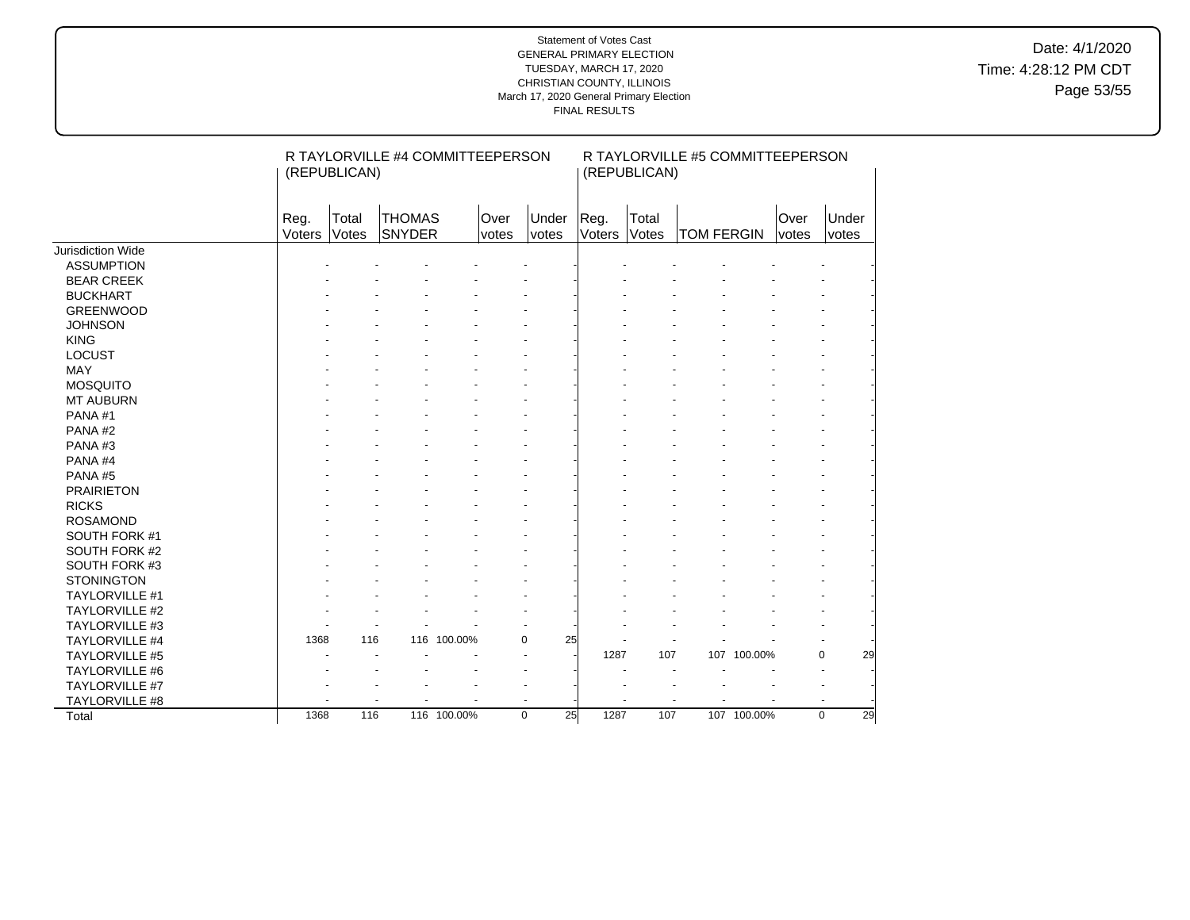Statement of Votes Cast
GENERAL PRIMARY ELECTION
TUESDAY, MARCH 17, 2020
CHRISTIAN COUNTY, ILLINOIS
March 17, 2020 General Primary Election
FINAL RESULTS

Date: 4/1/2020
Time: 4:28:12 PM CDT

| | R TAYLORVILLE #4 COMMITTEEPERSON (REPUBLICAN) | | | | | | R TAYLORVILLE #5 COMMITTEEPERSON (REPUBLICAN) | | | | | |
|---|---|---|---|---|---|---|---|---|---|---|---|---|
| | Reg. Voters | Total Votes | THOMAS SNYDER | | Over votes | Under votes | Reg. Voters | Total Votes | TOM FERGIN | | Over votes | Under votes |
| Jurisdiction Wide | | | | | | | | | | | | |
| ASSUMPTION | - | - | - | - | - | - | - | - | - | - | - | - |
| BEAR CREEK | - | - | - | - | - | - | - | - | - | - | - | - |
| BUCKHART | - | - | - | - | - | - | - | - | - | - | - | - |
| GREENWOOD | - | - | - | - | - | - | - | - | - | - | - | - |
| JOHNSON | - | - | - | - | - | - | - | - | - | - | - | - |
| KING | - | - | - | - | - | - | - | - | - | - | - | - |
| LOCUST | - | - | - | - | - | - | - | - | - | - | - | - |
| MAY | - | - | - | - | - | - | - | - | - | - | - | - |
| MOSQUITO | - | - | - | - | - | - | - | - | - | - | - | - |
| MT AUBURN | - | - | - | - | - | - | - | - | - | - | - | - |
| PANA #1 | - | - | - | - | - | - | - | - | - | - | - | - |
| PANA #2 | - | - | - | - | - | - | - | - | - | - | - | - |
| PANA #3 | - | - | - | - | - | - | - | - | - | - | - | - |
| PANA #4 | - | - | - | - | - | - | - | - | - | - | - | - |
| PANA #5 | - | - | - | - | - | - | - | - | - | - | - | - |
| PRAIRIETON | - | - | - | - | - | - | - | - | - | - | - | - |
| RICKS | - | - | - | - | - | - | - | - | - | - | - | - |
| ROSAMOND | - | - | - | - | - | - | - | - | - | - | - | - |
| SOUTH FORK #1 | - | - | - | - | - | - | - | - | - | - | - | - |
| SOUTH FORK #2 | - | - | - | - | - | - | - | - | - | - | - | - |
| SOUTH FORK #3 | - | - | - | - | - | - | - | - | - | - | - | - |
| STONINGTON | - | - | - | - | - | - | - | - | - | - | - | - |
| TAYLORVILLE #1 | - | - | - | - | - | - | - | - | - | - | - | - |
| TAYLORVILLE #2 | - | - | - | - | - | - | - | - | - | - | - | - |
| TAYLORVILLE #3 | - | - | - | - | - | - | - | - | - | - | - | - |
| TAYLORVILLE #4 | 1368 | 116 | 116 | 100.00% | 0 | 25 | - | - | - | - | - | - |
| TAYLORVILLE #5 | - | - | - | - | - | - | 1287 | 107 | 107 | 100.00% | 0 | 29 |
| TAYLORVILLE #6 | - | - | - | - | - | - | - | - | - | - | - | - |
| TAYLORVILLE #7 | - | - | - | - | - | - | - | - | - | - | - | - |
| TAYLORVILLE #8 | - | - | - | - | - | - | - | - | - | - | - | - |
| Total | 1368 | 116 | 116 | 100.00% | 0 | 25 | 1287 | 107 | 107 | 100.00% | 0 | 29 |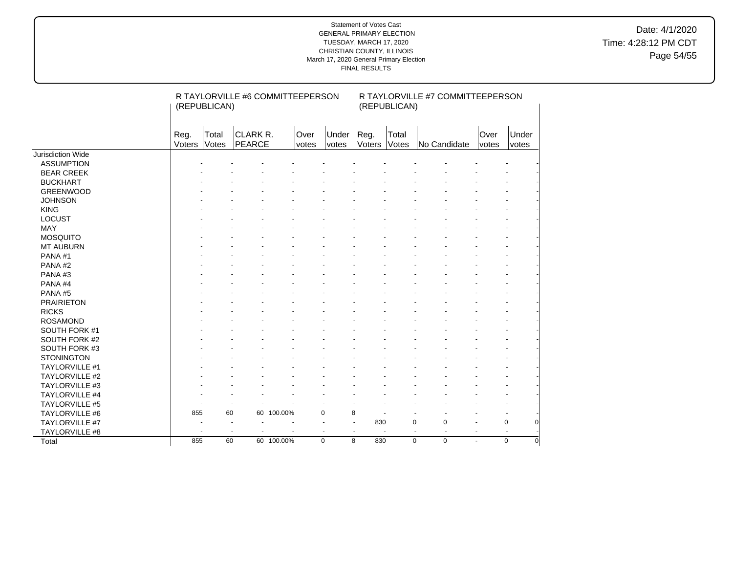Statement of Votes Cast
GENERAL PRIMARY ELECTION
TUESDAY, MARCH 17, 2020
CHRISTIAN COUNTY, ILLINOIS
March 17, 2020 General Primary Election
FINAL RESULTS

Date: 4/1/2020
Time: 4:28:12 PM CDT

| | R TAYLORVILLE #6 COMMITTEEPERSON (REPUBLICAN) | | | | | | R TAYLORVILLE #7 COMMITTEEPERSON (REPUBLICAN) | | | | | |
|---|---|---|---|---|---|---|---|---|---|---|---|---|
| | Reg. Voters | Total Votes | CLARK R. PEARCE | | Over votes | Under votes | Reg. Voters | Total Votes | No Candidate | | Over votes | Under votes |
| Jurisdiction Wide | | | | | | | | | | | | |
| ASSUMPTION | - | - | - | - | - | - | - | - | - | - | - | - |
| BEAR CREEK | - | - | - | - | - | - | - | - | - | - | - | - |
| BUCKHART | - | - | - | - | - | - | - | - | - | - | - | - |
| GREENWOOD | - | - | - | - | - | - | - | - | - | - | - | - |
| JOHNSON | - | - | - | - | - | - | - | - | - | - | - | - |
| KING | - | - | - | - | - | - | - | - | - | - | - | - |
| LOCUST | - | - | - | - | - | - | - | - | - | - | - | - |
| MAY | - | - | - | - | - | - | - | - | - | - | - | - |
| MOSQUITO | - | - | - | - | - | - | - | - | - | - | - | - |
| MT AUBURN | - | - | - | - | - | - | - | - | - | - | - | - |
| PANA #1 | - | - | - | - | - | - | - | - | - | - | - | - |
| PANA #2 | - | - | - | - | - | - | - | - | - | - | - | - |
| PANA #3 | - | - | - | - | - | - | - | - | - | - | - | - |
| PANA #4 | - | - | - | - | - | - | - | - | - | - | - | - |
| PANA #5 | - | - | - | - | - | - | - | - | - | - | - | - |
| PRAIRIETON | - | - | - | - | - | - | - | - | - | - | - | - |
| RICKS | - | - | - | - | - | - | - | - | - | - | - | - |
| ROSAMOND | - | - | - | - | - | - | - | - | - | - | - | - |
| SOUTH FORK #1 | - | - | - | - | - | - | - | - | - | - | - | - |
| SOUTH FORK #2 | - | - | - | - | - | - | - | - | - | - | - | - |
| SOUTH FORK #3 | - | - | - | - | - | - | - | - | - | - | - | - |
| STONINGTON | - | - | - | - | - | - | - | - | - | - | - | - |
| TAYLORVILLE #1 | - | - | - | - | - | - | - | - | - | - | - | - |
| TAYLORVILLE #2 | - | - | - | - | - | - | - | - | - | - | - | - |
| TAYLORVILLE #3 | - | - | - | - | - | - | - | - | - | - | - | - |
| TAYLORVILLE #4 | - | - | - | - | - | - | - | - | - | - | - | - |
| TAYLORVILLE #5 | - | - | - | - | - | - | - | - | - | - | - | - |
| TAYLORVILLE #6 | 855 | 60 | 60 | 100.00% | 0 | 8 | - | - | - | - | - | - |
| TAYLORVILLE #7 | - | - | - | - | - | - | 830 | 0 | 0 | - | 0 | 0 |
| TAYLORVILLE #8 | - | - | - | - | - | - | - | - | - | - | - | - |
| Total | 855 | 60 | 60 | 100.00% | 0 | 8 | 830 | 0 | 0 | - | 0 | 0 |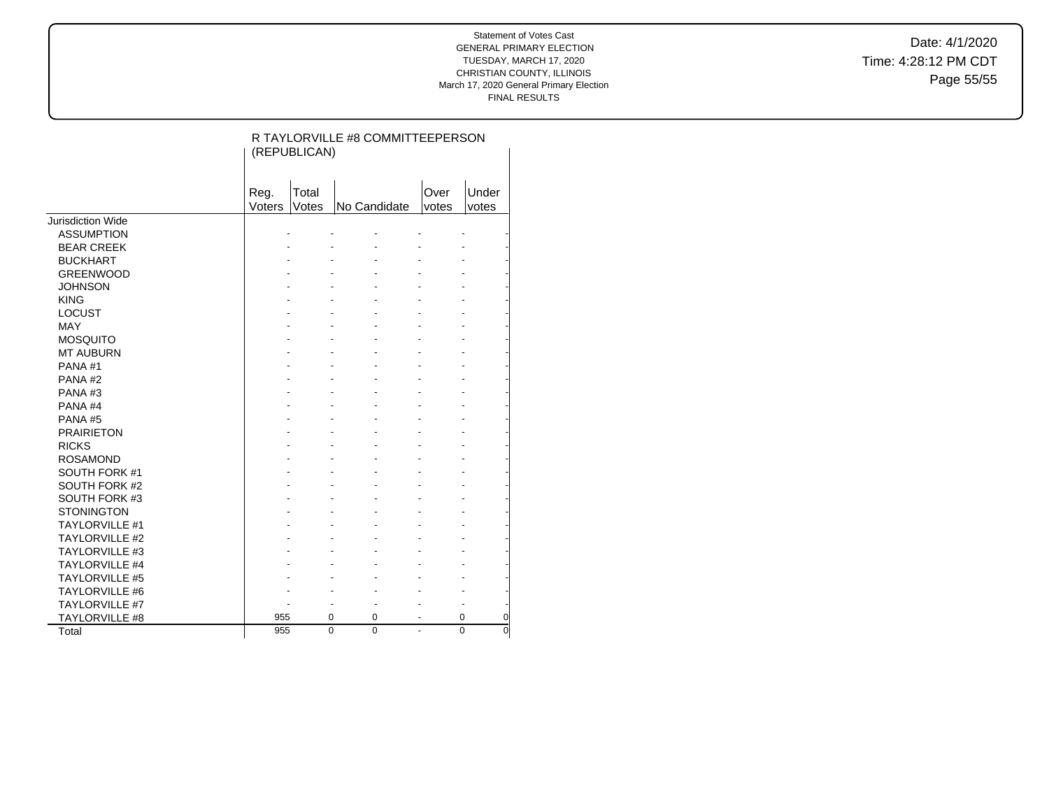## R TAYLORVILLE #8 COMMITTEEPERSON (REPUBLICAN)

| | Reg. Voters | Total Votes | No Candidate | | Over votes | Under votes |
|---|---|---|---|---|---|---|
| Jurisdiction Wide | | | | | | |
| ASSUMPTION | - | - | - | - | - | - |
| BEAR CREEK | - | - | - | - | - | - |
| BUCKHART | - | - | - | - | - | - |
| GREENWOOD | - | - | - | - | - | - |
| JOHNSON | - | - | - | - | - | - |
| KING | - | - | - | - | - | - |
| LOCUST | - | - | - | - | - | - |
| MAY | - | - | - | - | - | - |
| MOSQUITO | - | - | - | - | - | - |
| MT AUBURN | - | - | - | - | - | - |
| PANA #1 | - | - | - | - | - | - |
| PANA #2 | - | - | - | - | - | - |
| PANA #3 | - | - | - | - | - | - |
| PANA #4 | - | - | - | - | - | - |
| PANA #5 | - | - | - | - | - | - |
| PRAIRIETON | - | - | - | - | - | - |
| RICKS | - | - | - | - | - | - |
| ROSAMOND | - | - | - | - | - | - |
| SOUTH FORK #1 | - | - | - | - | - | - |
| SOUTH FORK #2 | - | - | - | - | - | - |
| SOUTH FORK #3 | - | - | - | - | - | - |
| STONINGTON | - | - | - | - | - | - |
| TAYLORVILLE #1 | - | - | - | - | - | - |
| TAYLORVILLE #2 | - | - | - | - | - | - |
| TAYLORVILLE #3 | - | - | - | - | - | - |
| TAYLORVILLE #4 | - | - | - | - | - | - |
| TAYLORVILLE #5 | - | - | - | - | - | - |
| TAYLORVILLE #6 | - | - | - | - | - | - |
| TAYLORVILLE #7 | - | - | - | - | - | - |
| TAYLORVILLE #8 | 955 | 0 | 0 | - | 0 | 0 |
| Total | 955 | 0 | 0 | - | 0 | 0 |